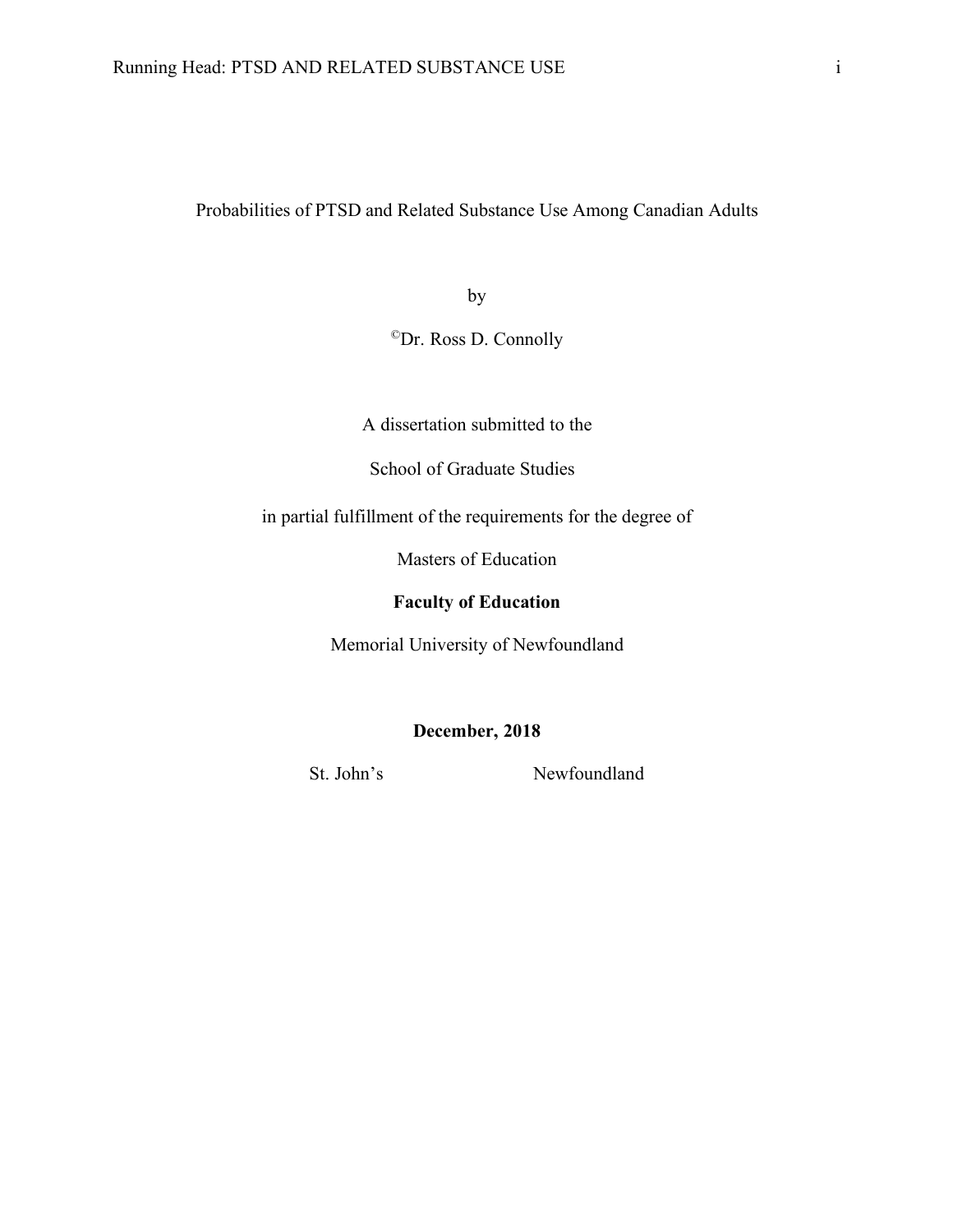# Probabilities of PTSD and Related Substance Use Among Canadian Adults

by

©Dr. Ross D. Connolly

A dissertation submitted to the

School of Graduate Studies

in partial fulfillment of the requirements for the degree of

Masters of Education

**Faculty of Education**

Memorial University of Newfoundland

**December, 2018**

St. John's Newfoundland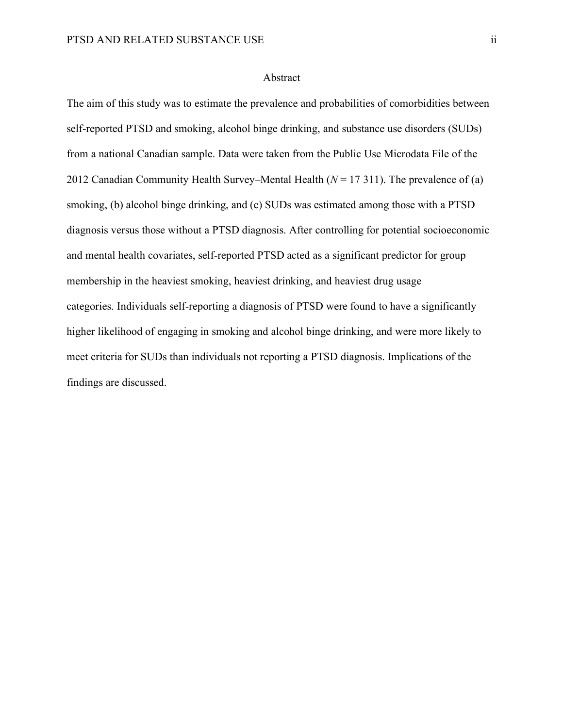# Abstract

The aim of this study was to estimate the prevalence and probabilities of comorbidities between self-reported PTSD and smoking, alcohol binge drinking, and substance use disorders (SUDs) from a national Canadian sample. Data were taken from the Public Use Microdata File of the 2012 Canadian Community Health Survey–Mental Health ($N$ = 17 311). The prevalence of (a) smoking, (b) alcohol binge drinking, and (c) SUDs was estimated among those with a PTSD diagnosis versus those without a PTSD diagnosis. After controlling for potential socioeconomic and mental health covariates, self-reported PTSD acted as a significant predictor for group membership in the heaviest smoking, heaviest drinking, and heaviest drug usage categories. Individuals self-reporting a diagnosis of PTSD were found to have a significantly higher likelihood of engaging in smoking and alcohol binge drinking, and were more likely to meet criteria for SUDs than individuals not reporting a PTSD diagnosis. Implications of the findings are discussed.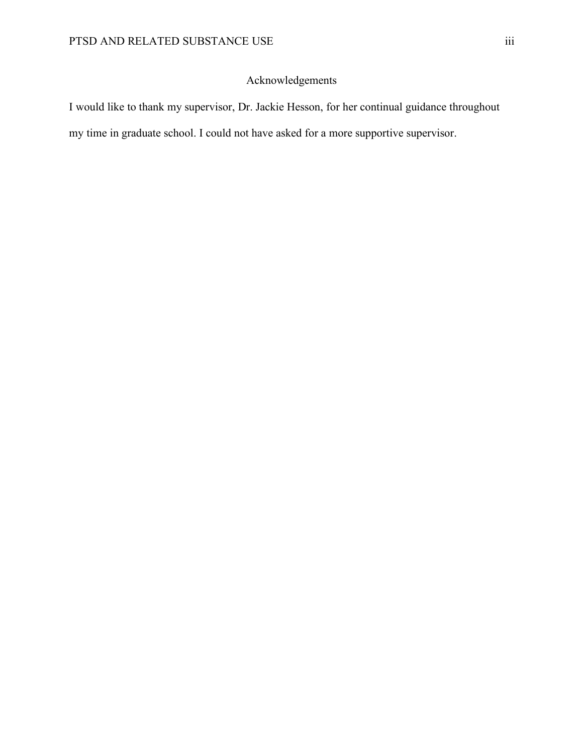# Acknowledgements

I would like to thank my supervisor, Dr. Jackie Hesson, for her continual guidance throughout my time in graduate school. I could not have asked for a more supportive supervisor.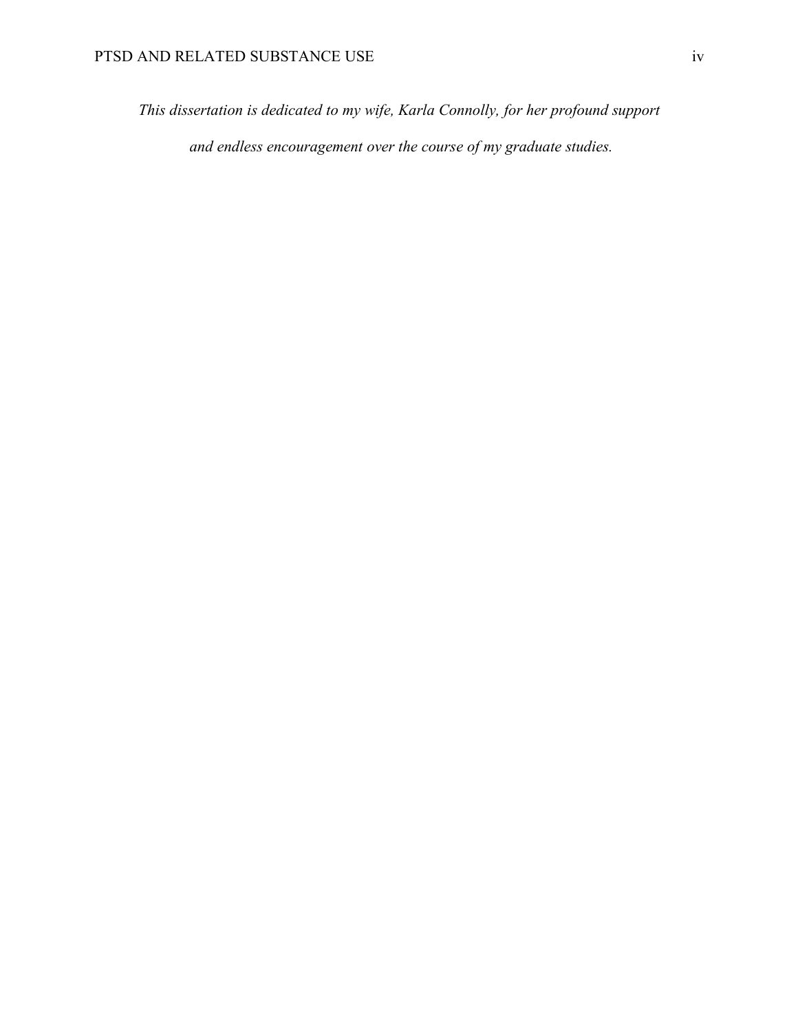*This dissertation is dedicated to my wife, Karla Connolly, for her profound support and endless encouragement over the course of my graduate studies.*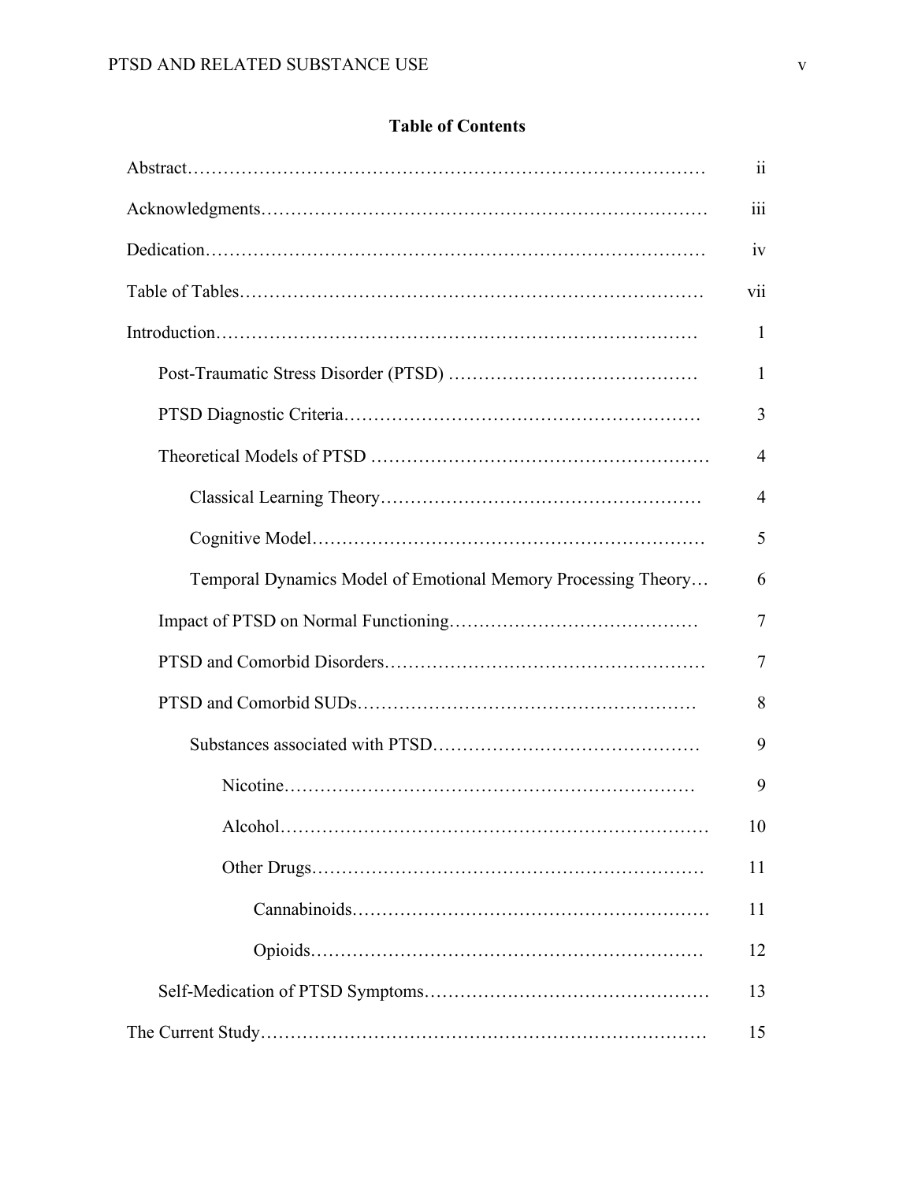## Table of Contents

- Abstract …… ii
- Acknowledgments …… iii
- Dedication …… iv
- Table of Tables …… vii
- Introduction …… 1
  - Post-Traumatic Stress Disorder (PTSD) …… 1
  - PTSD Diagnostic Criteria …… 3
  - Theoretical Models of PTSD …… 4
    - Classical Learning Theory …… 4
    - Cognitive Model …… 5
    - Temporal Dynamics Model of Emotional Memory Processing Theory …… 6
  - Impact of PTSD on Normal Functioning …… 7
  - PTSD and Comorbid Disorders …… 7
  - PTSD and Comorbid SUDs …… 8
    - Substances associated with PTSD …… 9
      - Nicotine …… 9
      - Alcohol …… 10
      - Other Drugs …… 11
        - Cannabinoids …… 11
        - Opioids …… 12
  - Self-Medication of PTSD Symptoms …… 13
- The Current Study …… 15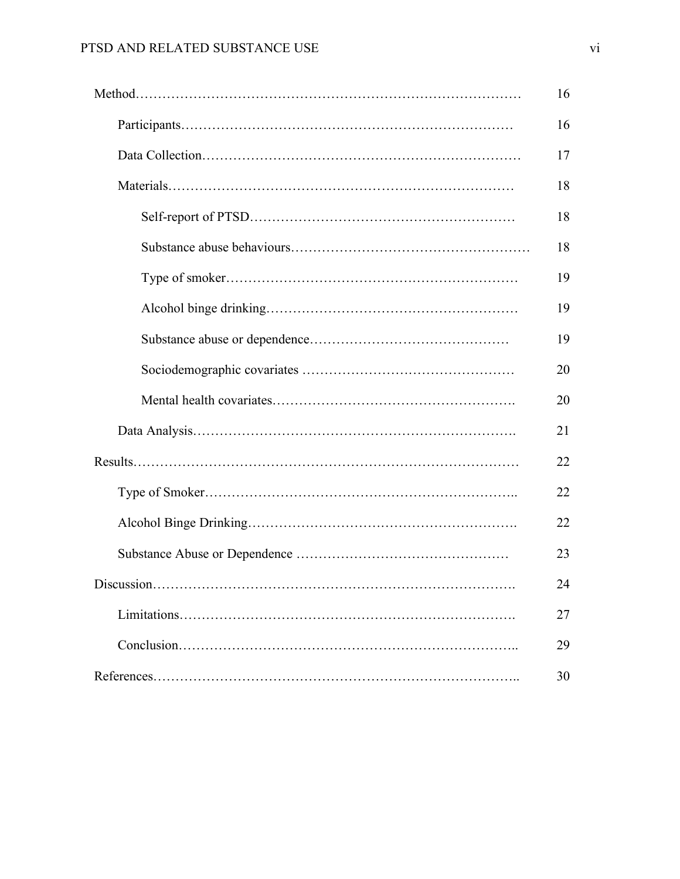Method……………………………………………………………………………… 16

Participants………………………………………………………………… 16

Data Collection……………………………………………………………… 17

Materials……………………………………………………………………… 18

Self-report of PTSD…………………………………………………… 18

Substance abuse behaviours…………………………………………… 18

Type of smoker………………………………………………………… 19

Alcohol binge drinking………………………………………………… 19

Substance abuse or dependence……………………………………… 19

Sociodemographic covariates ………………………………………… 20

Mental health covariates………………………………………………. 20

Data Analysis………………………………………………………………. 21

Results…………………………………………………………………………… 22

Type of Smoker…………………………………………………………….. 22

Alcohol Binge Drinking……………………………………………………. 22

Substance Abuse or Dependence ………………………………………… 23

Discussion……………………………………………………………………. 24

Limitations…………………………………………………………………. 27

Conclusion………………………………………………………………….. 29

References………………………………………………………………………….. 30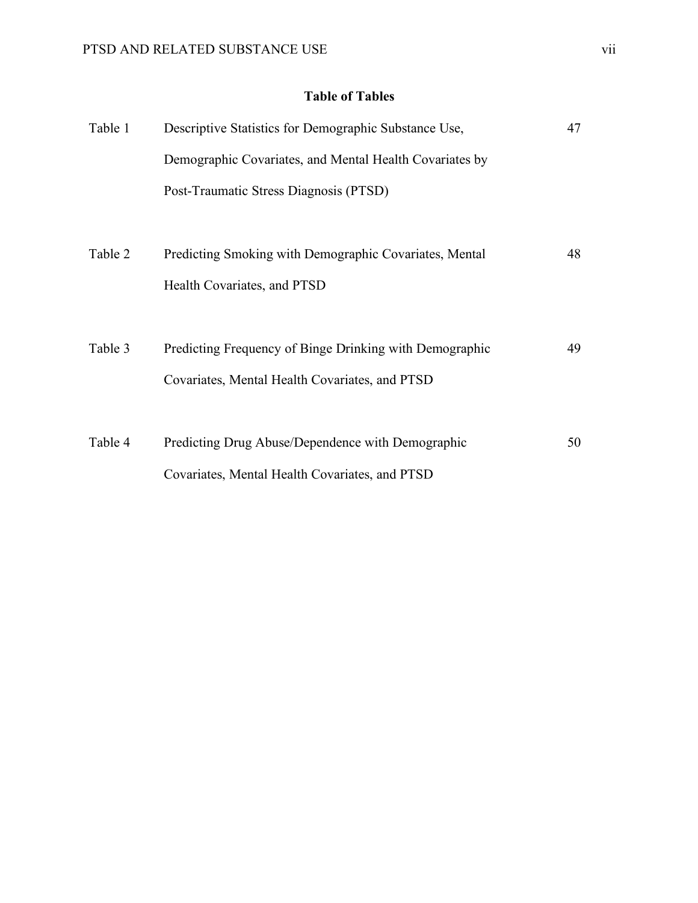## Table of Tables

| | | |
|---|---|---|
| Table 1 | Descriptive Statistics for Demographic Substance Use, Demographic Covariates, and Mental Health Covariates by Post-Traumatic Stress Diagnosis (PTSD) | 47 |
| Table 2 | Predicting Smoking with Demographic Covariates, Mental Health Covariates, and PTSD | 48 |
| Table 3 | Predicting Frequency of Binge Drinking with Demographic Covariates, Mental Health Covariates, and PTSD | 49 |
| Table 4 | Predicting Drug Abuse/Dependence with Demographic Covariates, Mental Health Covariates, and PTSD | 50 |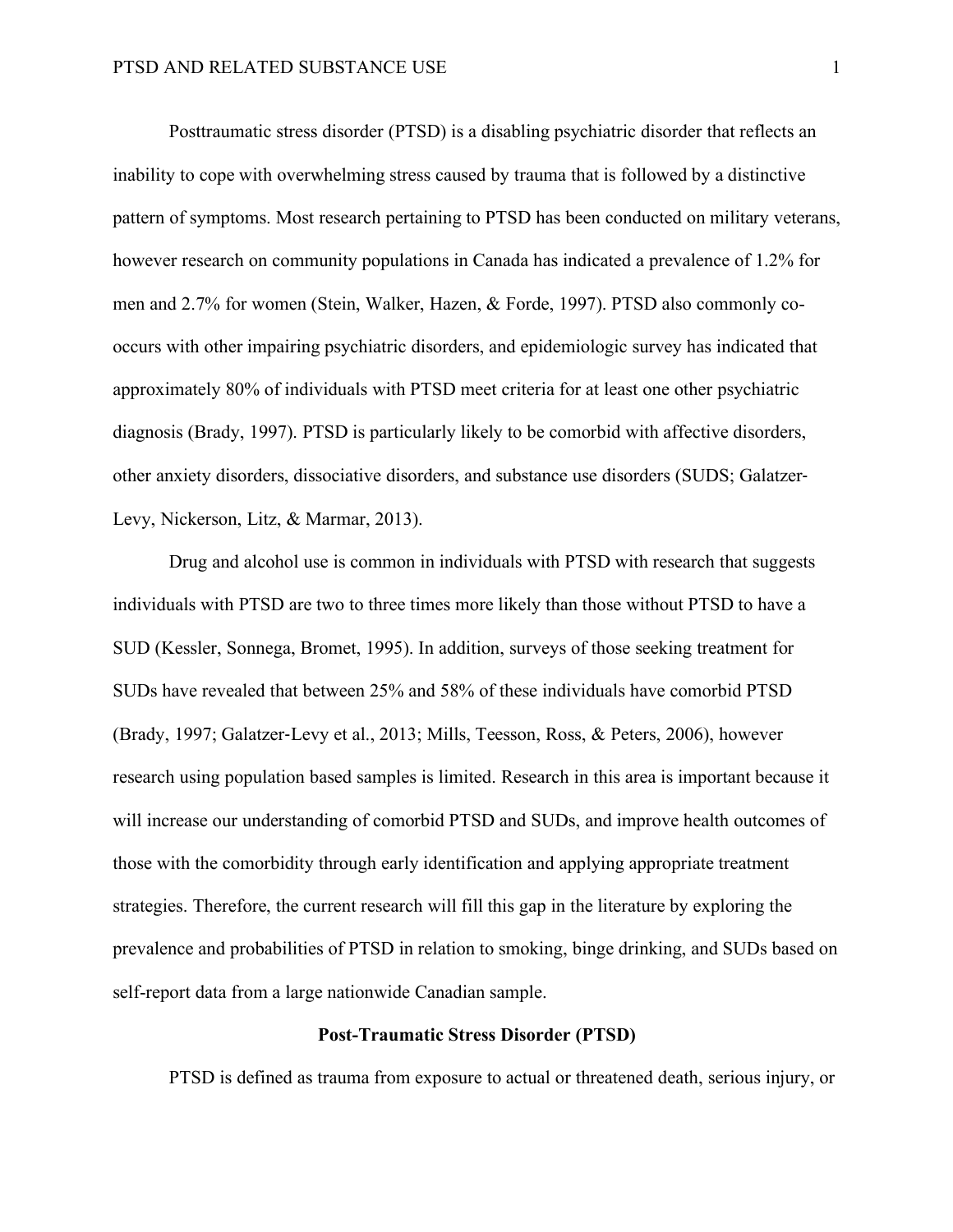Posttraumatic stress disorder (PTSD) is a disabling psychiatric disorder that reflects an inability to cope with overwhelming stress caused by trauma that is followed by a distinctive pattern of symptoms. Most research pertaining to PTSD has been conducted on military veterans, however research on community populations in Canada has indicated a prevalence of 1.2% for men and 2.7% for women (Stein, Walker, Hazen, & Forde, 1997). PTSD also commonly co-occurs with other impairing psychiatric disorders, and epidemiologic survey has indicated that approximately 80% of individuals with PTSD meet criteria for at least one other psychiatric diagnosis (Brady, 1997). PTSD is particularly likely to be comorbid with affective disorders, other anxiety disorders, dissociative disorders, and substance use disorders (SUDS; Galatzer-Levy, Nickerson, Litz, & Marmar, 2013).

Drug and alcohol use is common in individuals with PTSD with research that suggests individuals with PTSD are two to three times more likely than those without PTSD to have a SUD (Kessler, Sonnega, Bromet, 1995). In addition, surveys of those seeking treatment for SUDs have revealed that between 25% and 58% of these individuals have comorbid PTSD (Brady, 1997; Galatzer-Levy et al., 2013; Mills, Teesson, Ross, & Peters, 2006), however research using population based samples is limited. Research in this area is important because it will increase our understanding of comorbid PTSD and SUDs, and improve health outcomes of those with the comorbidity through early identification and applying appropriate treatment strategies. Therefore, the current research will fill this gap in the literature by exploring the prevalence and probabilities of PTSD in relation to smoking, binge drinking, and SUDs based on self-report data from a large nationwide Canadian sample.

## Post-Traumatic Stress Disorder (PTSD)

PTSD is defined as trauma from exposure to actual or threatened death, serious injury, or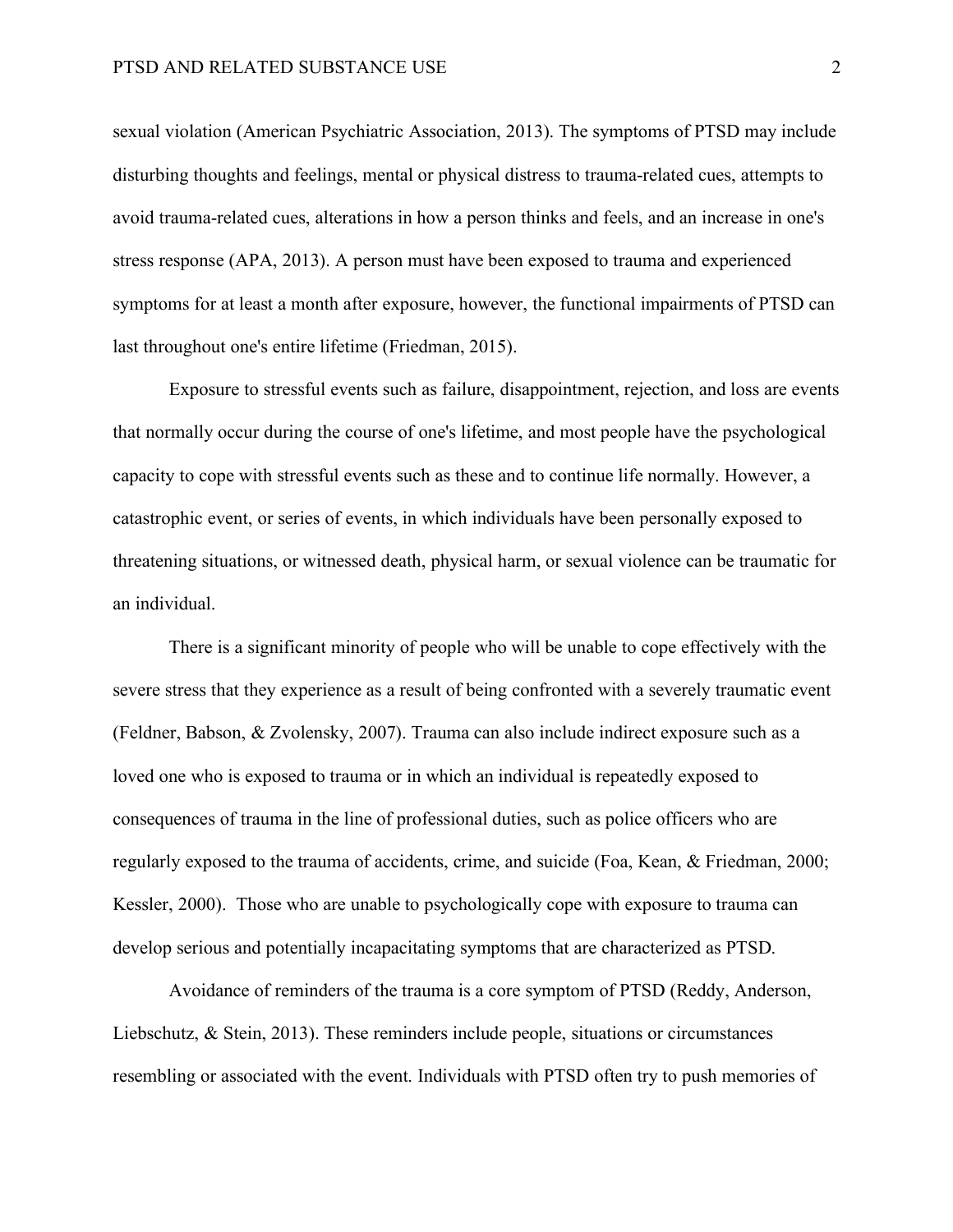sexual violation (American Psychiatric Association, 2013). The symptoms of PTSD may include disturbing thoughts and feelings, mental or physical distress to trauma-related cues, attempts to avoid trauma-related cues, alterations in how a person thinks and feels, and an increase in one's stress response (APA, 2013). A person must have been exposed to trauma and experienced symptoms for at least a month after exposure, however, the functional impairments of PTSD can last throughout one's entire lifetime (Friedman, 2015).

Exposure to stressful events such as failure, disappointment, rejection, and loss are events that normally occur during the course of one's lifetime, and most people have the psychological capacity to cope with stressful events such as these and to continue life normally. However, a catastrophic event, or series of events, in which individuals have been personally exposed to threatening situations, or witnessed death, physical harm, or sexual violence can be traumatic for an individual.

There is a significant minority of people who will be unable to cope effectively with the severe stress that they experience as a result of being confronted with a severely traumatic event (Feldner, Babson, & Zvolensky, 2007). Trauma can also include indirect exposure such as a loved one who is exposed to trauma or in which an individual is repeatedly exposed to consequences of trauma in the line of professional duties, such as police officers who are regularly exposed to the trauma of accidents, crime, and suicide (Foa, Kean, & Friedman, 2000; Kessler, 2000). Those who are unable to psychologically cope with exposure to trauma can develop serious and potentially incapacitating symptoms that are characterized as PTSD.

Avoidance of reminders of the trauma is a core symptom of PTSD (Reddy, Anderson, Liebschutz, & Stein, 2013). These reminders include people, situations or circumstances resembling or associated with the event. Individuals with PTSD often try to push memories of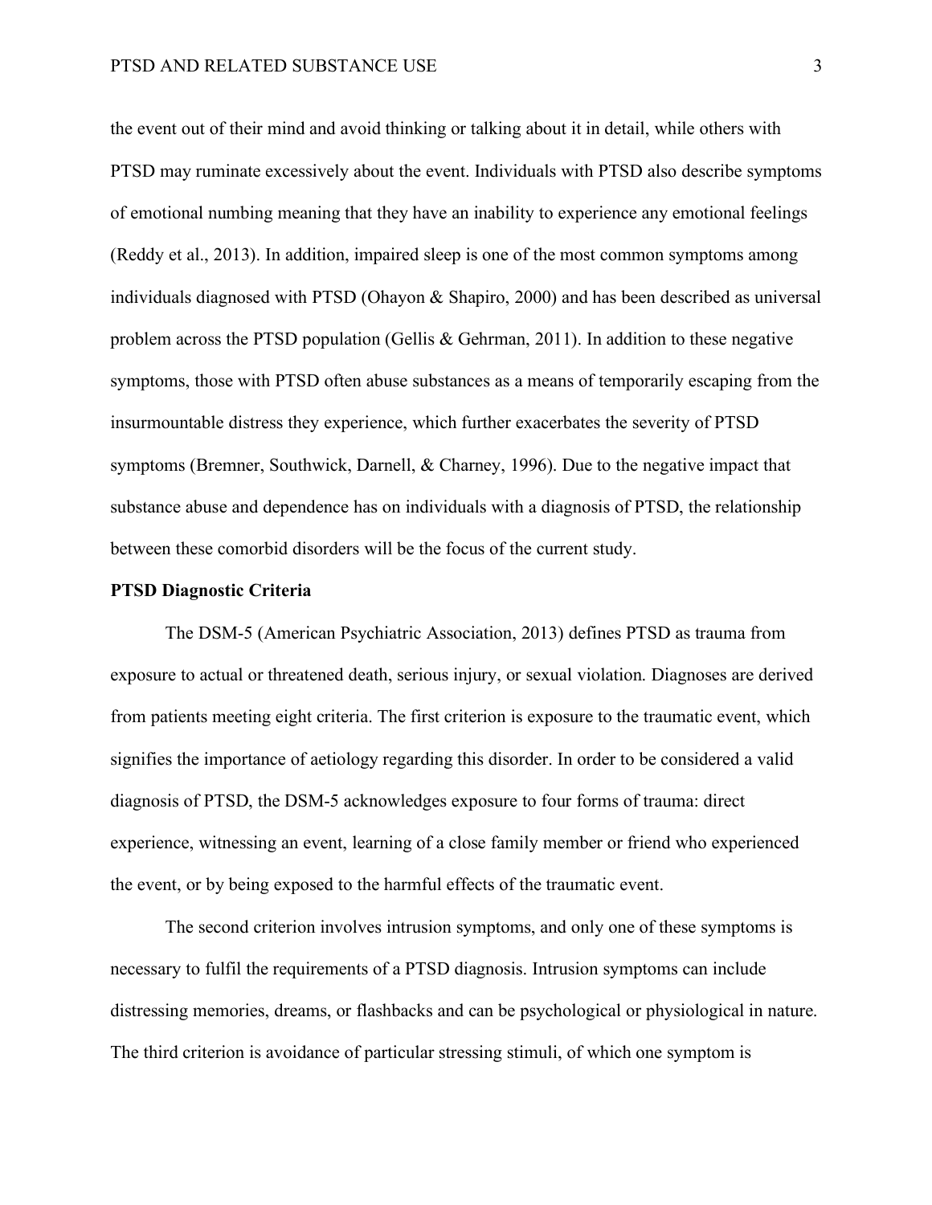the event out of their mind and avoid thinking or talking about it in detail, while others with PTSD may ruminate excessively about the event. Individuals with PTSD also describe symptoms of emotional numbing meaning that they have an inability to experience any emotional feelings (Reddy et al., 2013). In addition, impaired sleep is one of the most common symptoms among individuals diagnosed with PTSD (Ohayon & Shapiro, 2000) and has been described as universal problem across the PTSD population (Gellis & Gehrman, 2011). In addition to these negative symptoms, those with PTSD often abuse substances as a means of temporarily escaping from the insurmountable distress they experience, which further exacerbates the severity of PTSD symptoms (Bremner, Southwick, Darnell, & Charney, 1996). Due to the negative impact that substance abuse and dependence has on individuals with a diagnosis of PTSD, the relationship between these comorbid disorders will be the focus of the current study.

**PTSD Diagnostic Criteria**

The DSM-5 (American Psychiatric Association, 2013) defines PTSD as trauma from exposure to actual or threatened death, serious injury, or sexual violation. Diagnoses are derived from patients meeting eight criteria. The first criterion is exposure to the traumatic event, which signifies the importance of aetiology regarding this disorder. In order to be considered a valid diagnosis of PTSD, the DSM-5 acknowledges exposure to four forms of trauma: direct experience, witnessing an event, learning of a close family member or friend who experienced the event, or by being exposed to the harmful effects of the traumatic event.

The second criterion involves intrusion symptoms, and only one of these symptoms is necessary to fulfil the requirements of a PTSD diagnosis. Intrusion symptoms can include distressing memories, dreams, or flashbacks and can be psychological or physiological in nature. The third criterion is avoidance of particular stressing stimuli, of which one symptom is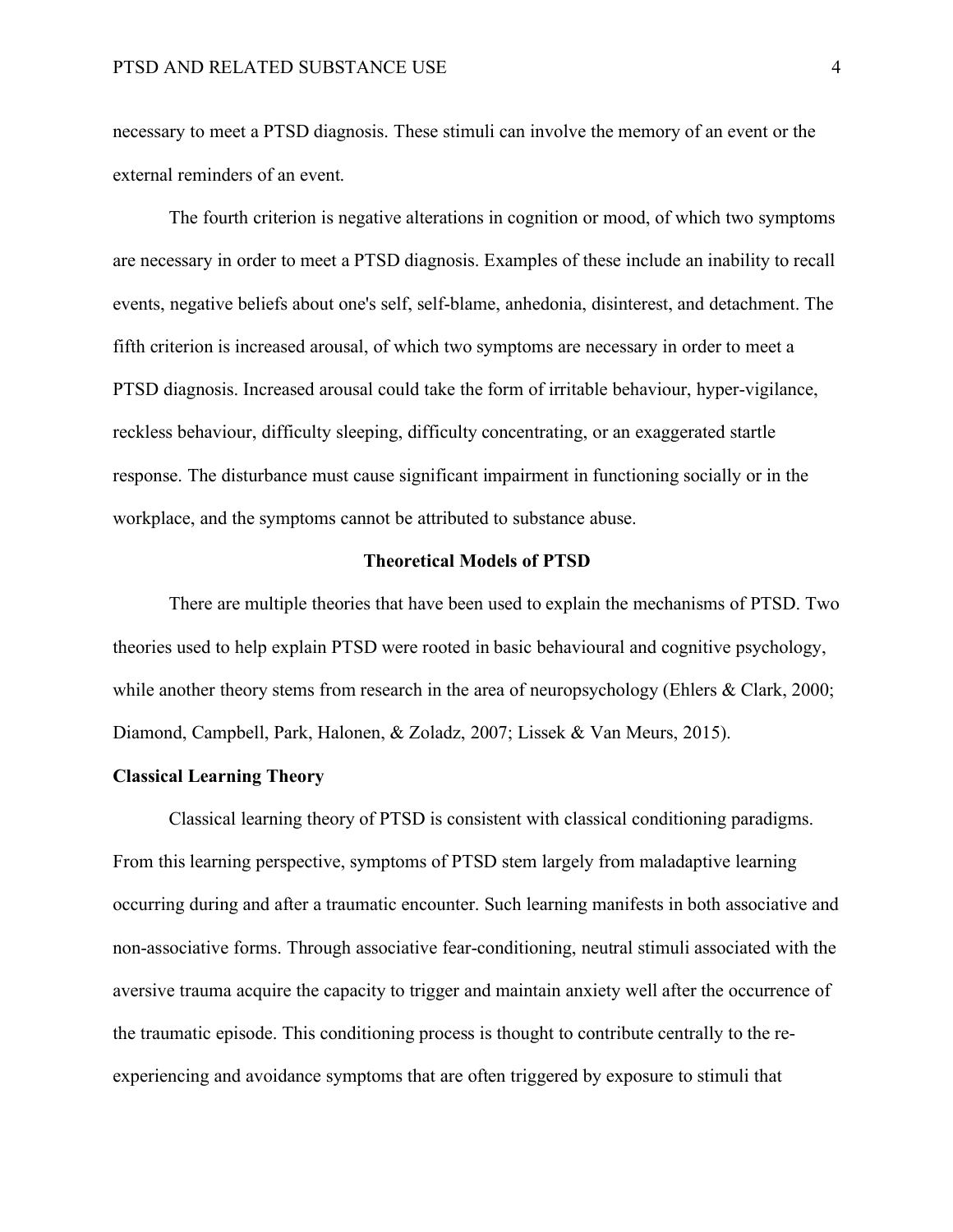necessary to meet a PTSD diagnosis. These stimuli can involve the memory of an event or the external reminders of an event.

The fourth criterion is negative alterations in cognition or mood, of which two symptoms are necessary in order to meet a PTSD diagnosis. Examples of these include an inability to recall events, negative beliefs about one's self, self-blame, anhedonia, disinterest, and detachment. The fifth criterion is increased arousal, of which two symptoms are necessary in order to meet a PTSD diagnosis. Increased arousal could take the form of irritable behaviour, hyper-vigilance, reckless behaviour, difficulty sleeping, difficulty concentrating, or an exaggerated startle response. The disturbance must cause significant impairment in functioning socially or in the workplace, and the symptoms cannot be attributed to substance abuse.

## Theoretical Models of PTSD

There are multiple theories that have been used to explain the mechanisms of PTSD. Two theories used to help explain PTSD were rooted in basic behavioural and cognitive psychology, while another theory stems from research in the area of neuropsychology (Ehlers & Clark, 2000; Diamond, Campbell, Park, Halonen, & Zoladz, 2007; Lissek & Van Meurs, 2015).

### Classical Learning Theory

Classical learning theory of PTSD is consistent with classical conditioning paradigms. From this learning perspective, symptoms of PTSD stem largely from maladaptive learning occurring during and after a traumatic encounter. Such learning manifests in both associative and non-associative forms. Through associative fear-conditioning, neutral stimuli associated with the aversive trauma acquire the capacity to trigger and maintain anxiety well after the occurrence of the traumatic episode. This conditioning process is thought to contribute centrally to the re-experiencing and avoidance symptoms that are often triggered by exposure to stimuli that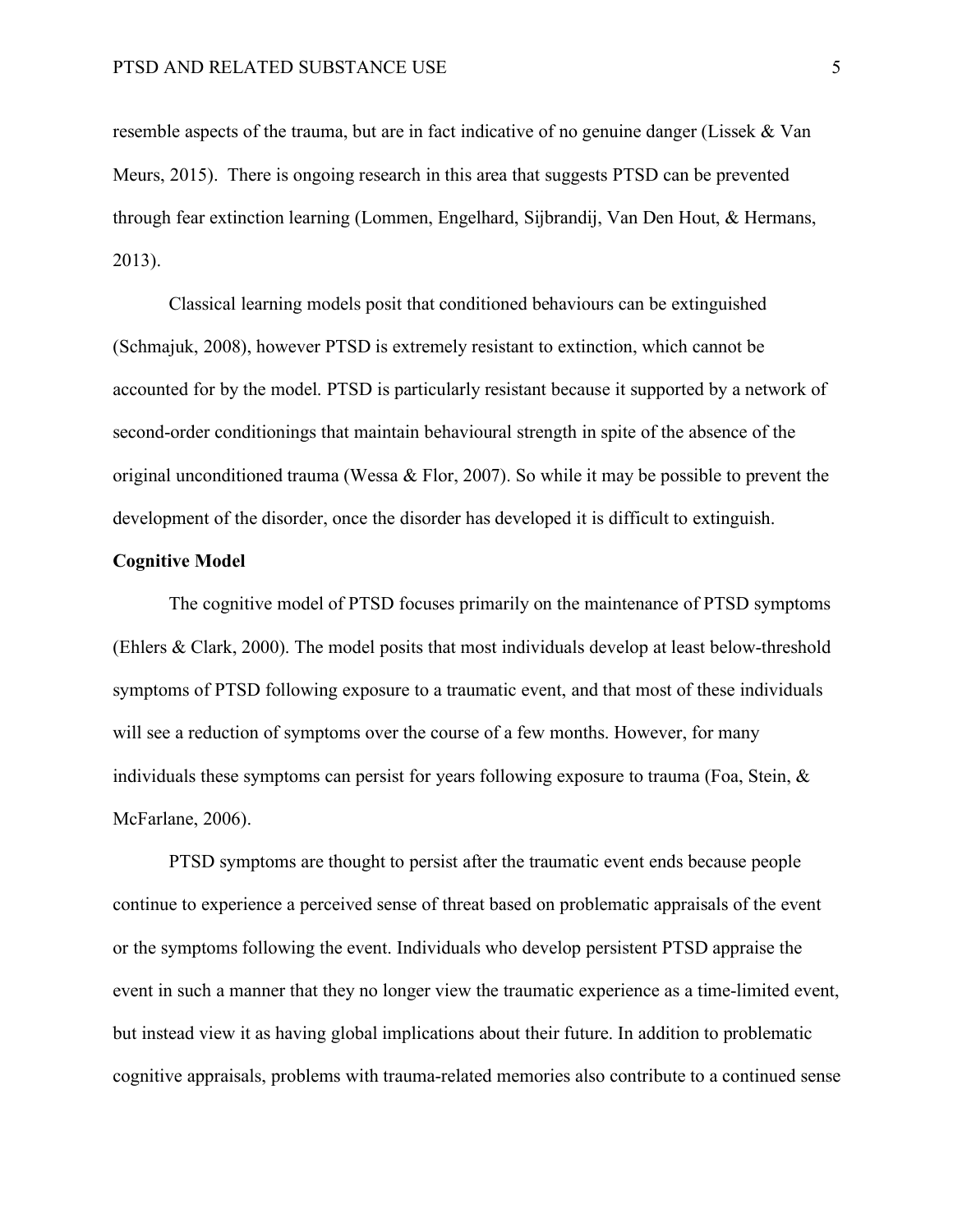resemble aspects of the trauma, but are in fact indicative of no genuine danger (Lissek & Van Meurs, 2015).  There is ongoing research in this area that suggests PTSD can be prevented through fear extinction learning (Lommen, Engelhard, Sijbrandij, Van Den Hout, & Hermans, 2013).

Classical learning models posit that conditioned behaviours can be extinguished (Schmajuk, 2008), however PTSD is extremely resistant to extinction, which cannot be accounted for by the model. PTSD is particularly resistant because it supported by a network of second-order conditionings that maintain behavioural strength in spite of the absence of the original unconditioned trauma (Wessa & Flor, 2007). So while it may be possible to prevent the development of the disorder, once the disorder has developed it is difficult to extinguish.

**Cognitive Model**

The cognitive model of PTSD focuses primarily on the maintenance of PTSD symptoms (Ehlers & Clark, 2000). The model posits that most individuals develop at least below-threshold symptoms of PTSD following exposure to a traumatic event, and that most of these individuals will see a reduction of symptoms over the course of a few months. However, for many individuals these symptoms can persist for years following exposure to trauma (Foa, Stein, & McFarlane, 2006).

PTSD symptoms are thought to persist after the traumatic event ends because people continue to experience a perceived sense of threat based on problematic appraisals of the event or the symptoms following the event. Individuals who develop persistent PTSD appraise the event in such a manner that they no longer view the traumatic experience as a time-limited event, but instead view it as having global implications about their future. In addition to problematic cognitive appraisals, problems with trauma-related memories also contribute to a continued sense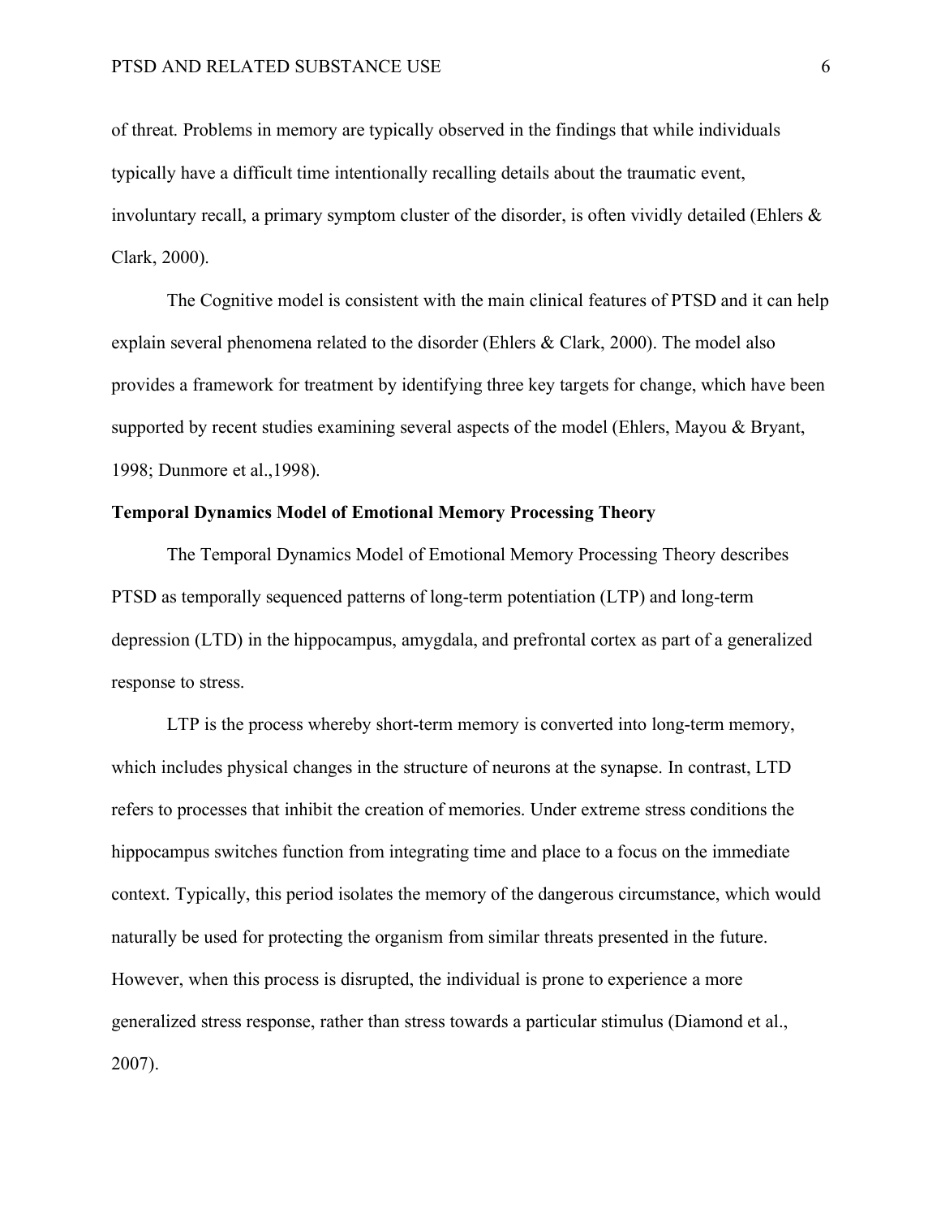of threat. Problems in memory are typically observed in the findings that while individuals typically have a difficult time intentionally recalling details about the traumatic event, involuntary recall, a primary symptom cluster of the disorder, is often vividly detailed (Ehlers & Clark, 2000).

The Cognitive model is consistent with the main clinical features of PTSD and it can help explain several phenomena related to the disorder (Ehlers & Clark, 2000). The model also provides a framework for treatment by identifying three key targets for change, which have been supported by recent studies examining several aspects of the model (Ehlers, Mayou & Bryant, 1998; Dunmore et al.,1998).

**Temporal Dynamics Model of Emotional Memory Processing Theory**

The Temporal Dynamics Model of Emotional Memory Processing Theory describes PTSD as temporally sequenced patterns of long-term potentiation (LTP) and long-term depression (LTD) in the hippocampus, amygdala, and prefrontal cortex as part of a generalized response to stress.

LTP is the process whereby short-term memory is converted into long-term memory, which includes physical changes in the structure of neurons at the synapse. In contrast, LTD refers to processes that inhibit the creation of memories. Under extreme stress conditions the hippocampus switches function from integrating time and place to a focus on the immediate context. Typically, this period isolates the memory of the dangerous circumstance, which would naturally be used for protecting the organism from similar threats presented in the future. However, when this process is disrupted, the individual is prone to experience a more generalized stress response, rather than stress towards a particular stimulus (Diamond et al., 2007).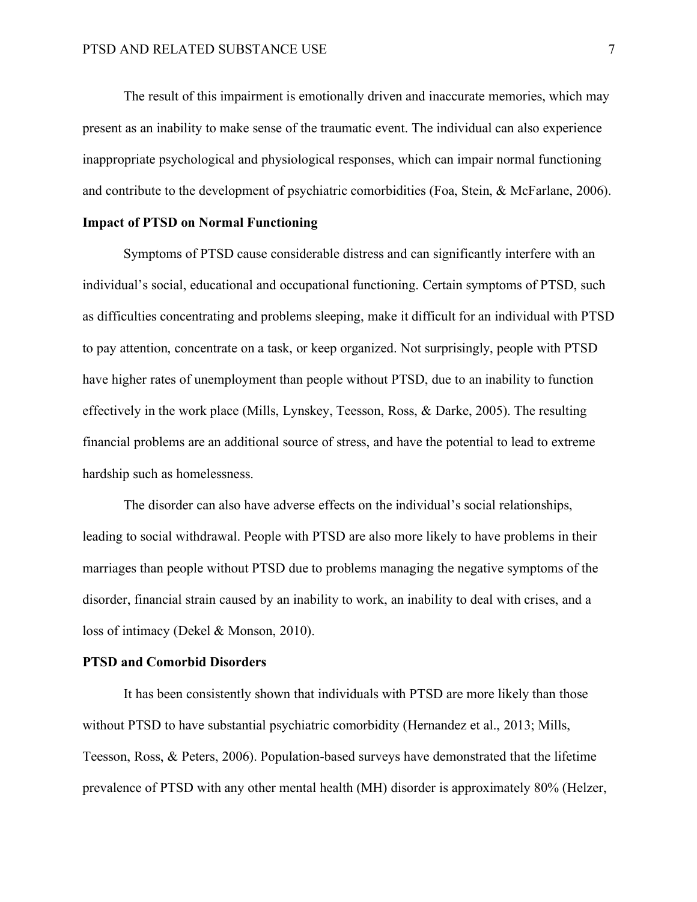The result of this impairment is emotionally driven and inaccurate memories, which may present as an inability to make sense of the traumatic event. The individual can also experience inappropriate psychological and physiological responses, which can impair normal functioning and contribute to the development of psychiatric comorbidities (Foa, Stein, & McFarlane, 2006).

**Impact of PTSD on Normal Functioning**

Symptoms of PTSD cause considerable distress and can significantly interfere with an individual's social, educational and occupational functioning. Certain symptoms of PTSD, such as difficulties concentrating and problems sleeping, make it difficult for an individual with PTSD to pay attention, concentrate on a task, or keep organized. Not surprisingly, people with PTSD have higher rates of unemployment than people without PTSD, due to an inability to function effectively in the work place (Mills, Lynskey, Teesson, Ross, & Darke, 2005). The resulting financial problems are an additional source of stress, and have the potential to lead to extreme hardship such as homelessness.

The disorder can also have adverse effects on the individual's social relationships, leading to social withdrawal. People with PTSD are also more likely to have problems in their marriages than people without PTSD due to problems managing the negative symptoms of the disorder, financial strain caused by an inability to work, an inability to deal with crises, and a loss of intimacy (Dekel & Monson, 2010).

**PTSD and Comorbid Disorders**

It has been consistently shown that individuals with PTSD are more likely than those without PTSD to have substantial psychiatric comorbidity (Hernandez et al., 2013; Mills, Teesson, Ross, & Peters, 2006). Population-based surveys have demonstrated that the lifetime prevalence of PTSD with any other mental health (MH) disorder is approximately 80% (Helzer,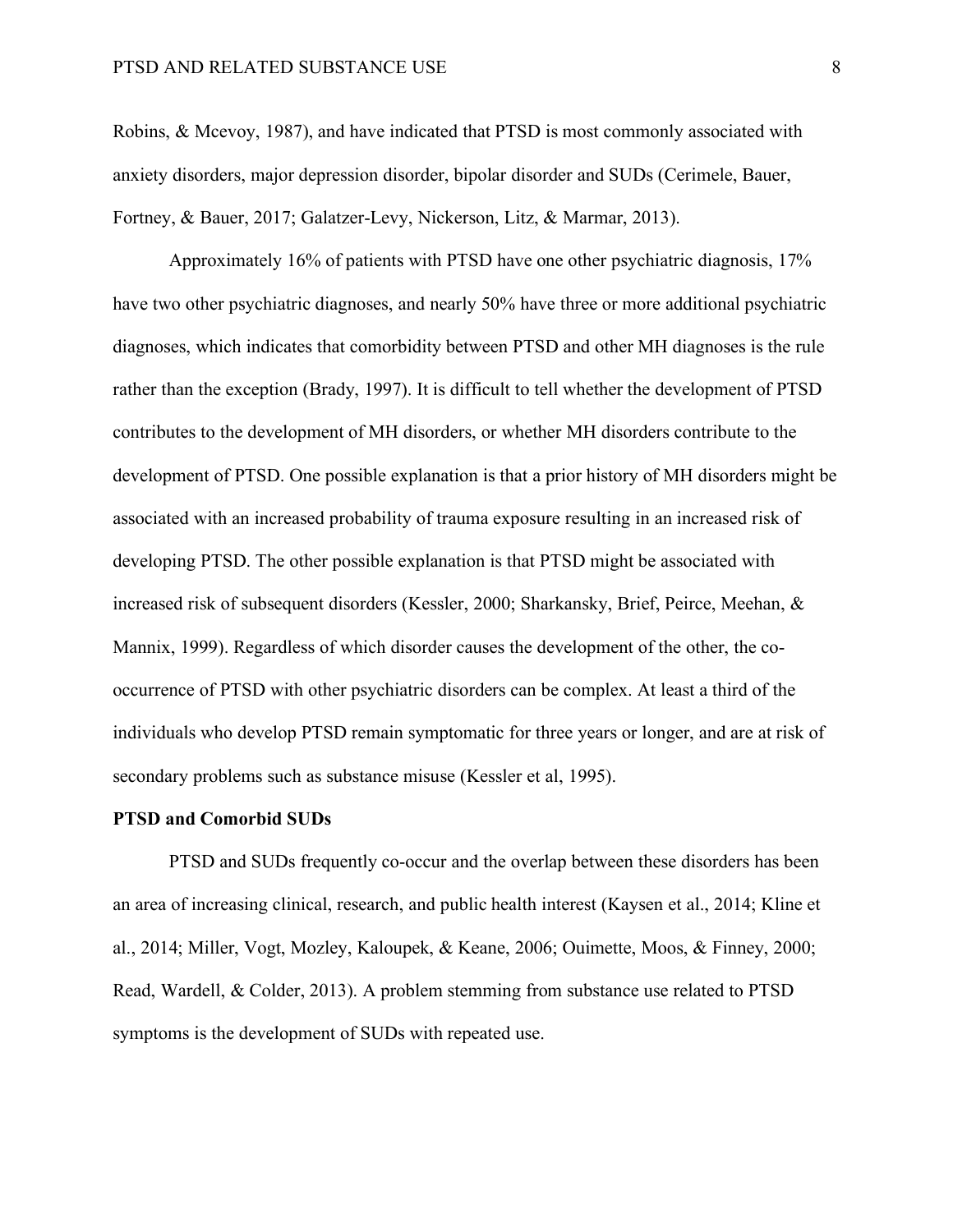Robins, & Mcevoy, 1987), and have indicated that PTSD is most commonly associated with anxiety disorders, major depression disorder, bipolar disorder and SUDs (Cerimele, Bauer, Fortney, & Bauer, 2017; Galatzer-Levy, Nickerson, Litz, & Marmar, 2013).

Approximately 16% of patients with PTSD have one other psychiatric diagnosis, 17% have two other psychiatric diagnoses, and nearly 50% have three or more additional psychiatric diagnoses, which indicates that comorbidity between PTSD and other MH diagnoses is the rule rather than the exception (Brady, 1997). It is difficult to tell whether the development of PTSD contributes to the development of MH disorders, or whether MH disorders contribute to the development of PTSD. One possible explanation is that a prior history of MH disorders might be associated with an increased probability of trauma exposure resulting in an increased risk of developing PTSD. The other possible explanation is that PTSD might be associated with increased risk of subsequent disorders (Kessler, 2000; Sharkansky, Brief, Peirce, Meehan, & Mannix, 1999). Regardless of which disorder causes the development of the other, the co-occurrence of PTSD with other psychiatric disorders can be complex. At least a third of the individuals who develop PTSD remain symptomatic for three years or longer, and are at risk of secondary problems such as substance misuse (Kessler et al, 1995).

**PTSD and Comorbid SUDs**

PTSD and SUDs frequently co-occur and the overlap between these disorders has been an area of increasing clinical, research, and public health interest (Kaysen et al., 2014; Kline et al., 2014; Miller, Vogt, Mozley, Kaloupek, & Keane, 2006; Ouimette, Moos, & Finney, 2000; Read, Wardell, & Colder, 2013). A problem stemming from substance use related to PTSD symptoms is the development of SUDs with repeated use.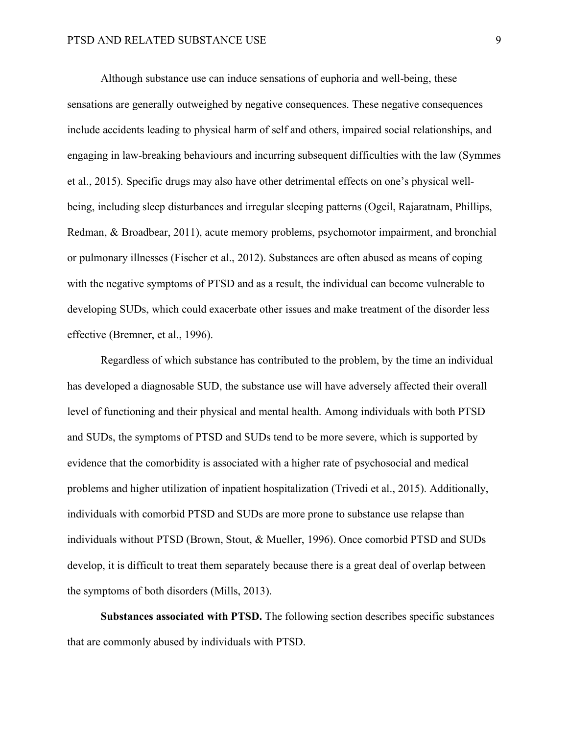Although substance use can induce sensations of euphoria and well-being, these sensations are generally outweighed by negative consequences. These negative consequences include accidents leading to physical harm of self and others, impaired social relationships, and engaging in law-breaking behaviours and incurring subsequent difficulties with the law (Symmes et al., 2015). Specific drugs may also have other detrimental effects on one's physical well-being, including sleep disturbances and irregular sleeping patterns (Ogeil, Rajaratnam, Phillips, Redman, & Broadbear, 2011), acute memory problems, psychomotor impairment, and bronchial or pulmonary illnesses (Fischer et al., 2012). Substances are often abused as means of coping with the negative symptoms of PTSD and as a result, the individual can become vulnerable to developing SUDs, which could exacerbate other issues and make treatment of the disorder less effective (Bremner, et al., 1996).

Regardless of which substance has contributed to the problem, by the time an individual has developed a diagnosable SUD, the substance use will have adversely affected their overall level of functioning and their physical and mental health. Among individuals with both PTSD and SUDs, the symptoms of PTSD and SUDs tend to be more severe, which is supported by evidence that the comorbidity is associated with a higher rate of psychosocial and medical problems and higher utilization of inpatient hospitalization (Trivedi et al., 2015). Additionally, individuals with comorbid PTSD and SUDs are more prone to substance use relapse than individuals without PTSD (Brown, Stout, & Mueller, 1996). Once comorbid PTSD and SUDs develop, it is difficult to treat them separately because there is a great deal of overlap between the symptoms of both disorders (Mills, 2013).

**Substances associated with PTSD.** The following section describes specific substances that are commonly abused by individuals with PTSD.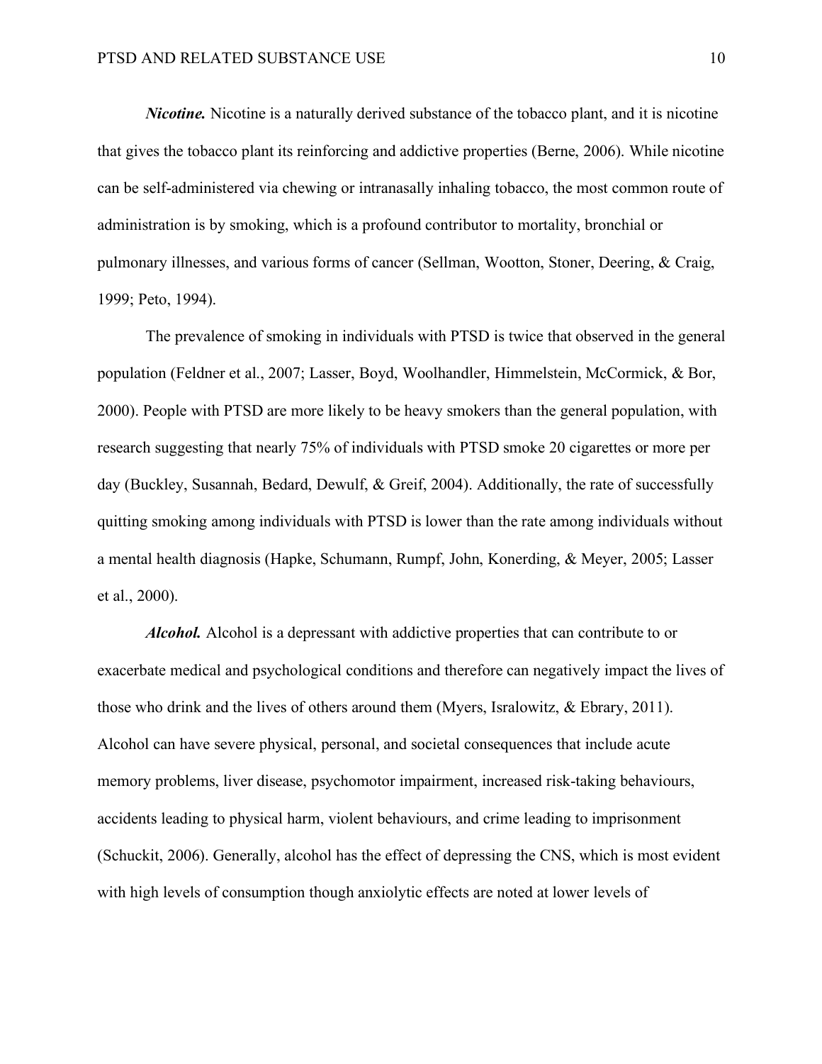***Nicotine.*** Nicotine is a naturally derived substance of the tobacco plant, and it is nicotine that gives the tobacco plant its reinforcing and addictive properties (Berne, 2006). While nicotine can be self-administered via chewing or intranasally inhaling tobacco, the most common route of administration is by smoking, which is a profound contributor to mortality, bronchial or pulmonary illnesses, and various forms of cancer (Sellman, Wootton, Stoner, Deering, & Craig, 1999; Peto, 1994).

The prevalence of smoking in individuals with PTSD is twice that observed in the general population (Feldner et al., 2007; Lasser, Boyd, Woolhandler, Himmelstein, McCormick, & Bor, 2000). People with PTSD are more likely to be heavy smokers than the general population, with research suggesting that nearly 75% of individuals with PTSD smoke 20 cigarettes or more per day (Buckley, Susannah, Bedard, Dewulf, & Greif, 2004). Additionally, the rate of successfully quitting smoking among individuals with PTSD is lower than the rate among individuals without a mental health diagnosis (Hapke, Schumann, Rumpf, John, Konerding, & Meyer, 2005; Lasser et al., 2000).

***Alcohol.*** Alcohol is a depressant with addictive properties that can contribute to or exacerbate medical and psychological conditions and therefore can negatively impact the lives of those who drink and the lives of others around them (Myers, Isralowitz, & Ebrary, 2011). Alcohol can have severe physical, personal, and societal consequences that include acute memory problems, liver disease, psychomotor impairment, increased risk-taking behaviours, accidents leading to physical harm, violent behaviours, and crime leading to imprisonment (Schuckit, 2006). Generally, alcohol has the effect of depressing the CNS, which is most evident with high levels of consumption though anxiolytic effects are noted at lower levels of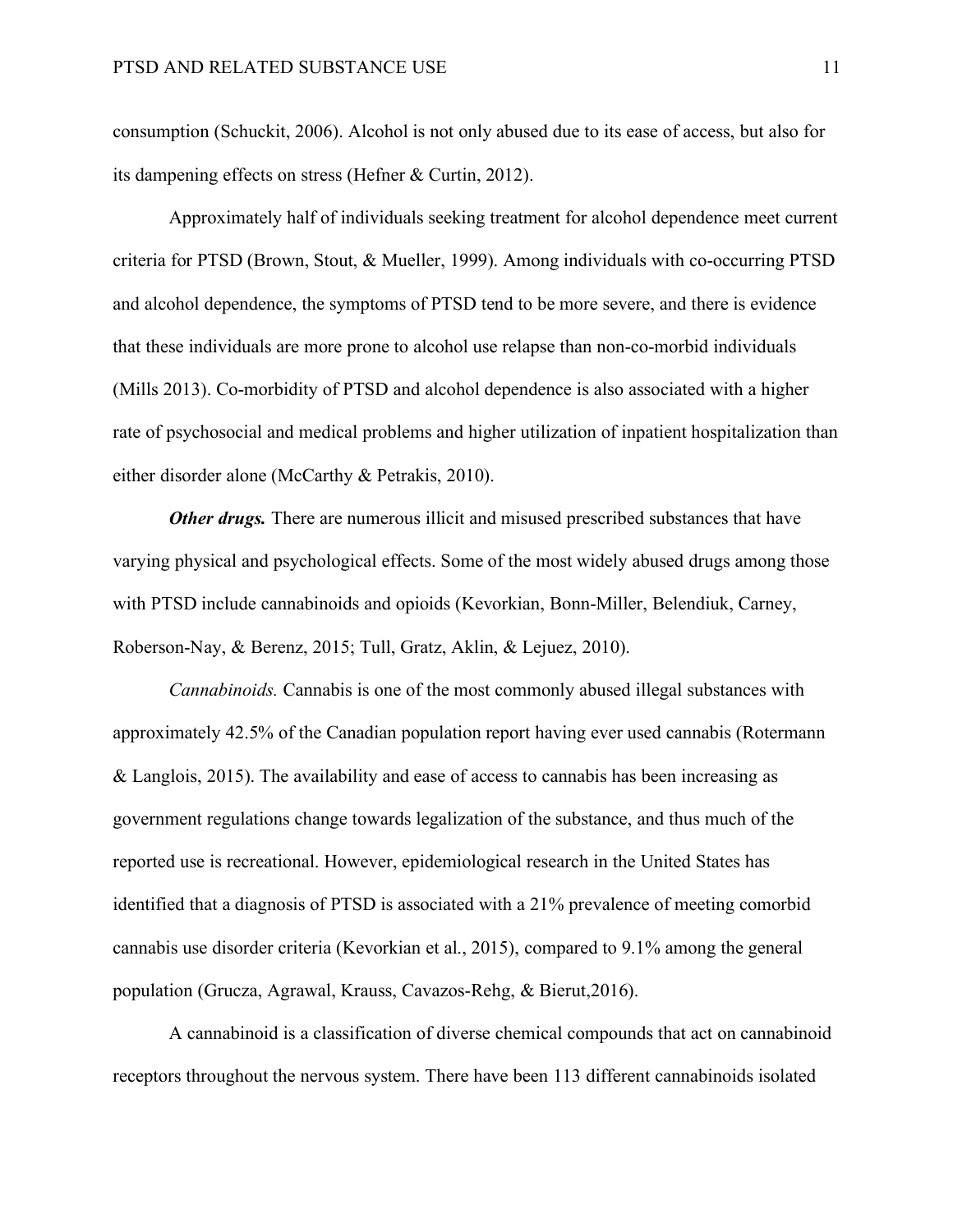consumption (Schuckit, 2006). Alcohol is not only abused due to its ease of access, but also for its dampening effects on stress (Hefner & Curtin, 2012).

Approximately half of individuals seeking treatment for alcohol dependence meet current criteria for PTSD (Brown, Stout, & Mueller, 1999). Among individuals with co-occurring PTSD and alcohol dependence, the symptoms of PTSD tend to be more severe, and there is evidence that these individuals are more prone to alcohol use relapse than non-co-morbid individuals (Mills 2013). Co-morbidity of PTSD and alcohol dependence is also associated with a higher rate of psychosocial and medical problems and higher utilization of inpatient hospitalization than either disorder alone (McCarthy & Petrakis, 2010).

***Other drugs.*** There are numerous illicit and misused prescribed substances that have varying physical and psychological effects. Some of the most widely abused drugs among those with PTSD include cannabinoids and opioids (Kevorkian, Bonn-Miller, Belendiuk, Carney, Roberson-Nay, & Berenz, 2015; Tull, Gratz, Aklin, & Lejuez, 2010).

*Cannabinoids.* Cannabis is one of the most commonly abused illegal substances with approximately 42.5% of the Canadian population report having ever used cannabis (Rotermann & Langlois, 2015). The availability and ease of access to cannabis has been increasing as government regulations change towards legalization of the substance, and thus much of the reported use is recreational. However, epidemiological research in the United States has identified that a diagnosis of PTSD is associated with a 21% prevalence of meeting comorbid cannabis use disorder criteria (Kevorkian et al., 2015), compared to 9.1% among the general population (Grucza, Agrawal, Krauss, Cavazos-Rehg, & Bierut,2016).

A cannabinoid is a classification of diverse chemical compounds that act on cannabinoid receptors throughout the nervous system. There have been 113 different cannabinoids isolated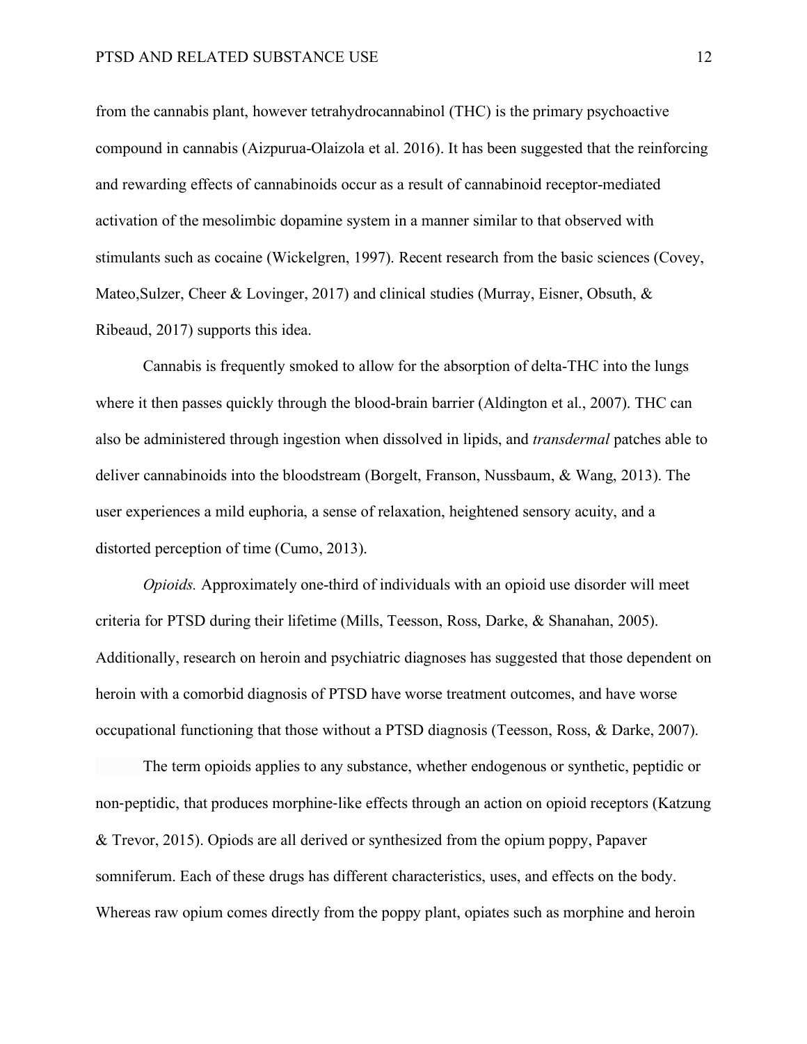from the cannabis plant, however tetrahydrocannabinol (THC) is the primary psychoactive compound in cannabis (Aizpurua-Olaizola et al. 2016). It has been suggested that the reinforcing and rewarding effects of cannabinoids occur as a result of cannabinoid receptor-mediated activation of the mesolimbic dopamine system in a manner similar to that observed with stimulants such as cocaine (Wickelgren, 1997). Recent research from the basic sciences (Covey, Mateo,Sulzer, Cheer & Lovinger, 2017) and clinical studies (Murray, Eisner, Obsuth, & Ribeaud, 2017) supports this idea.

Cannabis is frequently smoked to allow for the absorption of delta-THC into the lungs where it then passes quickly through the blood-brain barrier (Aldington et al., 2007). THC can also be administered through ingestion when dissolved in lipids, and *transdermal* patches able to deliver cannabinoids into the bloodstream (Borgelt, Franson, Nussbaum, & Wang, 2013). The user experiences a mild euphoria, a sense of relaxation, heightened sensory acuity, and a distorted perception of time (Cumo, 2013).

*Opioids.* Approximately one-third of individuals with an opioid use disorder will meet criteria for PTSD during their lifetime (Mills, Teesson, Ross, Darke, & Shanahan, 2005). Additionally, research on heroin and psychiatric diagnoses has suggested that those dependent on heroin with a comorbid diagnosis of PTSD have worse treatment outcomes, and have worse occupational functioning that those without a PTSD diagnosis (Teesson, Ross, & Darke, 2007).

The term opioids applies to any substance, whether endogenous or synthetic, peptidic or non-peptidic, that produces morphine-like effects through an action on opioid receptors (Katzung & Trevor, 2015). Opiods are all derived or synthesized from the opium poppy, Papaver somniferum. Each of these drugs has different characteristics, uses, and effects on the body. Whereas raw opium comes directly from the poppy plant, opiates such as morphine and heroin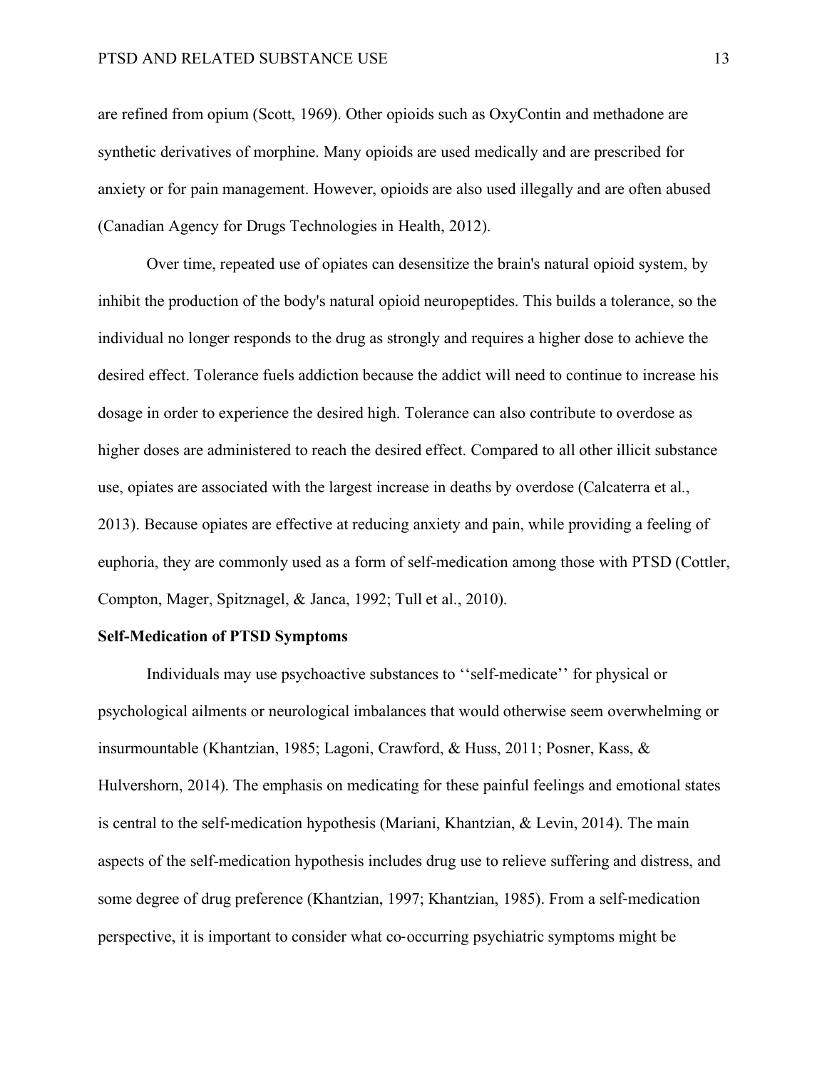are refined from opium (Scott, 1969). Other opioids such as OxyContin and methadone are synthetic derivatives of morphine. Many opioids are used medically and are prescribed for anxiety or for pain management. However, opioids are also used illegally and are often abused (Canadian Agency for Drugs Technologies in Health, 2012).

Over time, repeated use of opiates can desensitize the brain's natural opioid system, by inhibit the production of the body's natural opioid neuropeptides. This builds a tolerance, so the individual no longer responds to the drug as strongly and requires a higher dose to achieve the desired effect. Tolerance fuels addiction because the addict will need to continue to increase his dosage in order to experience the desired high. Tolerance can also contribute to overdose as higher doses are administered to reach the desired effect. Compared to all other illicit substance use, opiates are associated with the largest increase in deaths by overdose (Calcaterra et al., 2013). Because opiates are effective at reducing anxiety and pain, while providing a feeling of euphoria, they are commonly used as a form of self-medication among those with PTSD (Cottler, Compton, Mager, Spitznagel, & Janca, 1992; Tull et al., 2010).

**Self-Medication of PTSD Symptoms**

Individuals may use psychoactive substances to ''self-medicate'' for physical or psychological ailments or neurological imbalances that would otherwise seem overwhelming or insurmountable (Khantzian, 1985; Lagoni, Crawford, & Huss, 2011; Posner, Kass, & Hulvershorn, 2014). The emphasis on medicating for these painful feelings and emotional states is central to the self-medication hypothesis (Mariani, Khantzian, & Levin, 2014). The main aspects of the self-medication hypothesis includes drug use to relieve suffering and distress, and some degree of drug preference (Khantzian, 1997; Khantzian, 1985). From a self-medication perspective, it is important to consider what co-occurring psychiatric symptoms might be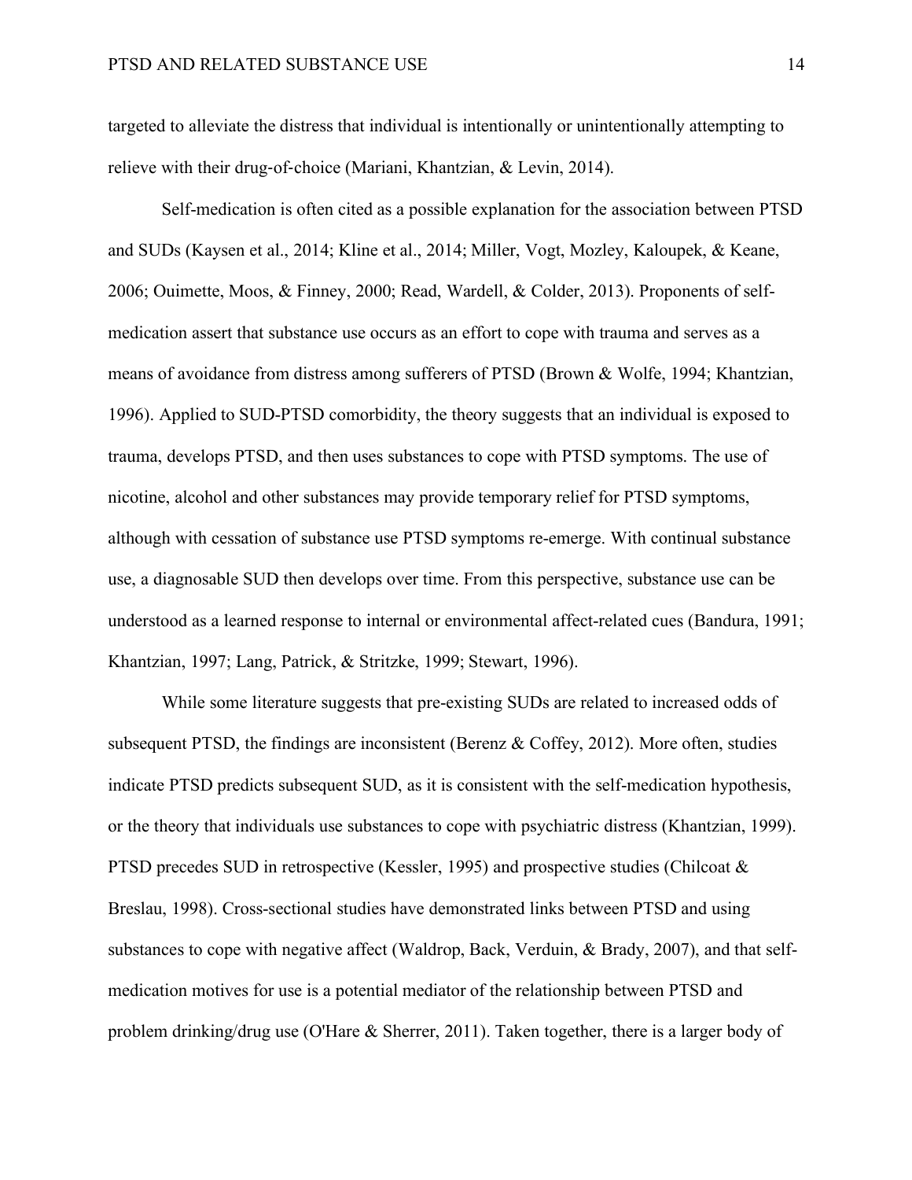targeted to alleviate the distress that individual is intentionally or unintentionally attempting to relieve with their drug-of-choice (Mariani, Khantzian, & Levin, 2014).

Self-medication is often cited as a possible explanation for the association between PTSD and SUDs (Kaysen et al., 2014; Kline et al., 2014; Miller, Vogt, Mozley, Kaloupek, & Keane, 2006; Ouimette, Moos, & Finney, 2000; Read, Wardell, & Colder, 2013). Proponents of self-medication assert that substance use occurs as an effort to cope with trauma and serves as a means of avoidance from distress among sufferers of PTSD (Brown & Wolfe, 1994; Khantzian, 1996). Applied to SUD-PTSD comorbidity, the theory suggests that an individual is exposed to trauma, develops PTSD, and then uses substances to cope with PTSD symptoms. The use of nicotine, alcohol and other substances may provide temporary relief for PTSD symptoms, although with cessation of substance use PTSD symptoms re-emerge. With continual substance use, a diagnosable SUD then develops over time. From this perspective, substance use can be understood as a learned response to internal or environmental affect-related cues (Bandura, 1991; Khantzian, 1997; Lang, Patrick, & Stritzke, 1999; Stewart, 1996).

While some literature suggests that pre-existing SUDs are related to increased odds of subsequent PTSD, the findings are inconsistent (Berenz & Coffey, 2012). More often, studies indicate PTSD predicts subsequent SUD, as it is consistent with the self-medication hypothesis, or the theory that individuals use substances to cope with psychiatric distress (Khantzian, 1999). PTSD precedes SUD in retrospective (Kessler, 1995) and prospective studies (Chilcoat & Breslau, 1998). Cross-sectional studies have demonstrated links between PTSD and using substances to cope with negative affect (Waldrop, Back, Verduin, & Brady, 2007), and that self-medication motives for use is a potential mediator of the relationship between PTSD and problem drinking/drug use (O'Hare & Sherrer, 2011). Taken together, there is a larger body of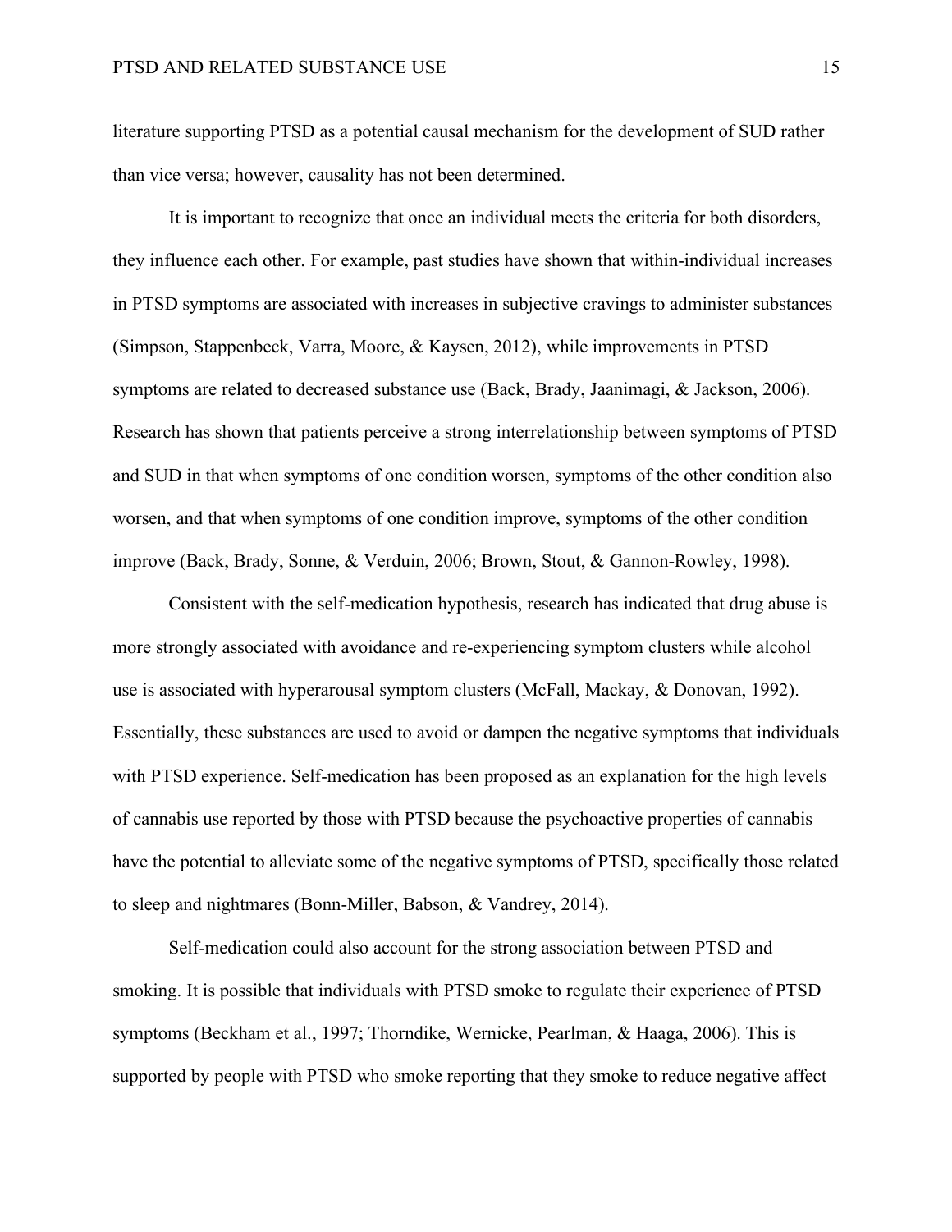literature supporting PTSD as a potential causal mechanism for the development of SUD rather than vice versa; however, causality has not been determined.

It is important to recognize that once an individual meets the criteria for both disorders, they influence each other. For example, past studies have shown that within-individual increases in PTSD symptoms are associated with increases in subjective cravings to administer substances (Simpson, Stappenbeck, Varra, Moore, & Kaysen, 2012), while improvements in PTSD symptoms are related to decreased substance use (Back, Brady, Jaanimagi, & Jackson, 2006). Research has shown that patients perceive a strong interrelationship between symptoms of PTSD and SUD in that when symptoms of one condition worsen, symptoms of the other condition also worsen, and that when symptoms of one condition improve, symptoms of the other condition improve (Back, Brady, Sonne, & Verduin, 2006; Brown, Stout, & Gannon-Rowley, 1998).

Consistent with the self-medication hypothesis, research has indicated that drug abuse is more strongly associated with avoidance and re-experiencing symptom clusters while alcohol use is associated with hyperarousal symptom clusters (McFall, Mackay, & Donovan, 1992). Essentially, these substances are used to avoid or dampen the negative symptoms that individuals with PTSD experience. Self-medication has been proposed as an explanation for the high levels of cannabis use reported by those with PTSD because the psychoactive properties of cannabis have the potential to alleviate some of the negative symptoms of PTSD, specifically those related to sleep and nightmares (Bonn-Miller, Babson, & Vandrey, 2014).

Self-medication could also account for the strong association between PTSD and smoking. It is possible that individuals with PTSD smoke to regulate their experience of PTSD symptoms (Beckham et al., 1997; Thorndike, Wernicke, Pearlman, & Haaga, 2006). This is supported by people with PTSD who smoke reporting that they smoke to reduce negative affect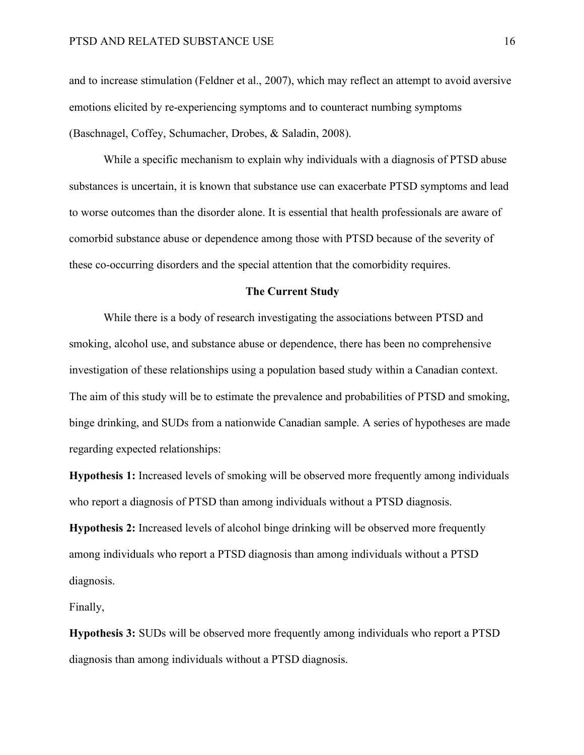and to increase stimulation (Feldner et al., 2007), which may reflect an attempt to avoid aversive emotions elicited by re-experiencing symptoms and to counteract numbing symptoms (Baschnagel, Coffey, Schumacher, Drobes, & Saladin, 2008).

While a specific mechanism to explain why individuals with a diagnosis of PTSD abuse substances is uncertain, it is known that substance use can exacerbate PTSD symptoms and lead to worse outcomes than the disorder alone. It is essential that health professionals are aware of comorbid substance abuse or dependence among those with PTSD because of the severity of these co-occurring disorders and the special attention that the comorbidity requires.

## The Current Study

While there is a body of research investigating the associations between PTSD and smoking, alcohol use, and substance abuse or dependence, there has been no comprehensive investigation of these relationships using a population based study within a Canadian context. The aim of this study will be to estimate the prevalence and probabilities of PTSD and smoking, binge drinking, and SUDs from a nationwide Canadian sample. A series of hypotheses are made regarding expected relationships:

**Hypothesis 1:** Increased levels of smoking will be observed more frequently among individuals who report a diagnosis of PTSD than among individuals without a PTSD diagnosis.

**Hypothesis 2:** Increased levels of alcohol binge drinking will be observed more frequently among individuals who report a PTSD diagnosis than among individuals without a PTSD diagnosis.

Finally,

**Hypothesis 3:** SUDs will be observed more frequently among individuals who report a PTSD diagnosis than among individuals without a PTSD diagnosis.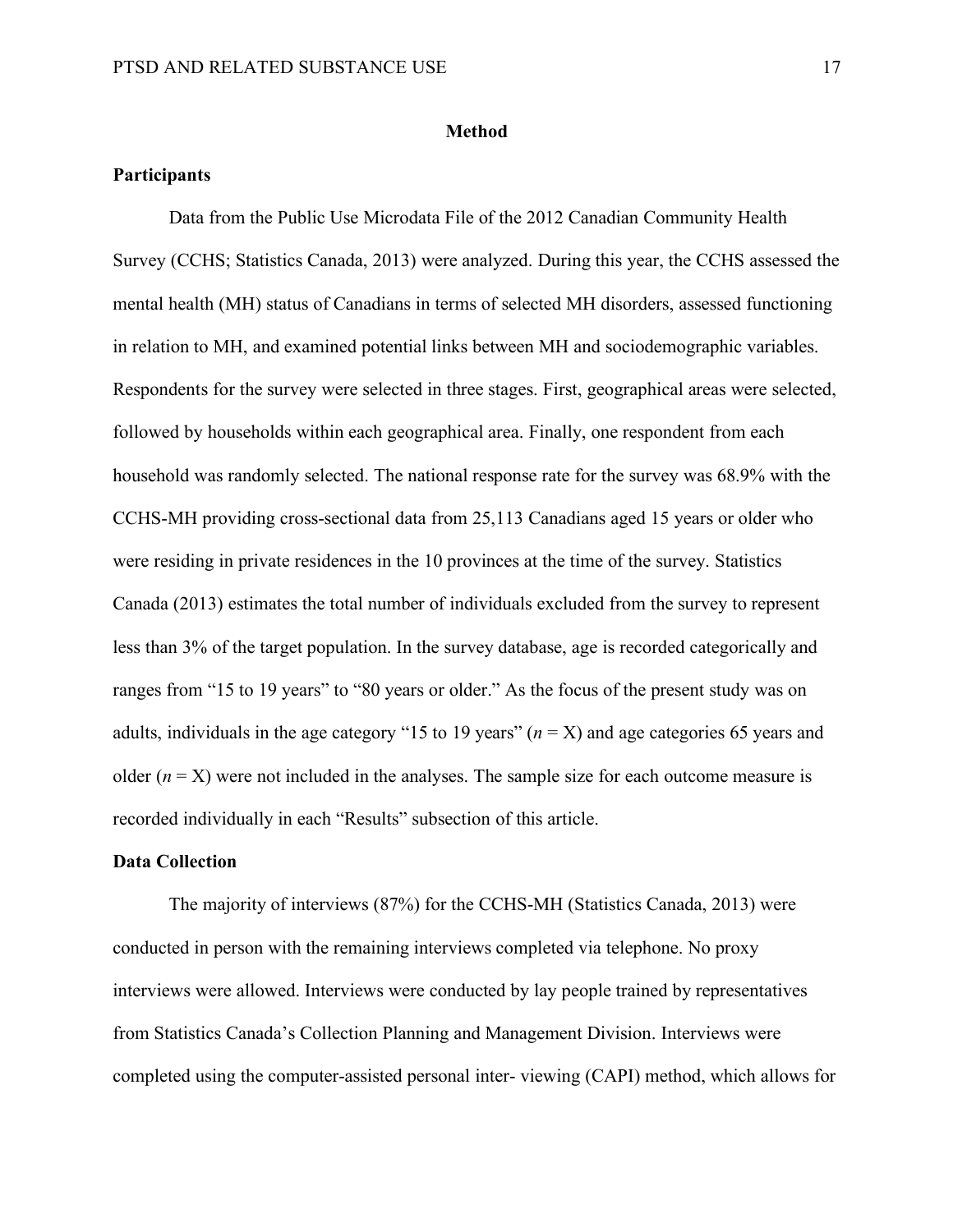# Method

## Participants

Data from the Public Use Microdata File of the 2012 Canadian Community Health Survey (CCHS; Statistics Canada, 2013) were analyzed. During this year, the CCHS assessed the mental health (MH) status of Canadians in terms of selected MH disorders, assessed functioning in relation to MH, and examined potential links between MH and sociodemographic variables. Respondents for the survey were selected in three stages. First, geographical areas were selected, followed by households within each geographical area. Finally, one respondent from each household was randomly selected. The national response rate for the survey was 68.9% with the CCHS-MH providing cross-sectional data from 25,113 Canadians aged 15 years or older who were residing in private residences in the 10 provinces at the time of the survey. Statistics Canada (2013) estimates the total number of individuals excluded from the survey to represent less than 3% of the target population. In the survey database, age is recorded categorically and ranges from "15 to 19 years" to "80 years or older." As the focus of the present study was on adults, individuals in the age category "15 to 19 years" ($n$ = X) and age categories 65 years and older ($n$ = X) were not included in the analyses. The sample size for each outcome measure is recorded individually in each "Results" subsection of this article.

## Data Collection

The majority of interviews (87%) for the CCHS-MH (Statistics Canada, 2013) were conducted in person with the remaining interviews completed via telephone. No proxy interviews were allowed. Interviews were conducted by lay people trained by representatives from Statistics Canada's Collection Planning and Management Division. Interviews were completed using the computer-assisted personal inter- viewing (CAPI) method, which allows for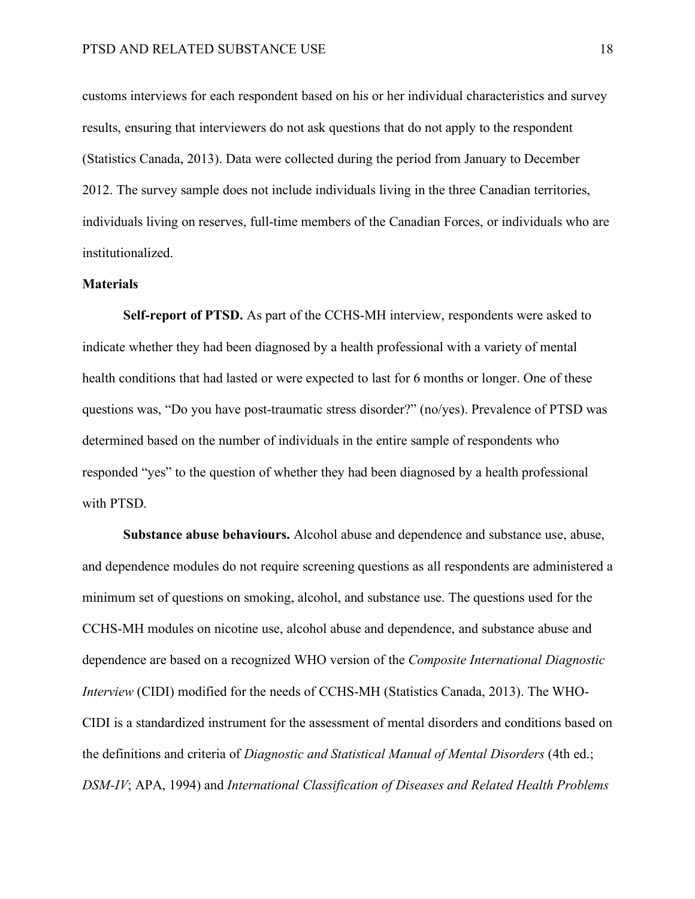customs interviews for each respondent based on his or her individual characteristics and survey results, ensuring that interviewers do not ask questions that do not apply to the respondent (Statistics Canada, 2013). Data were collected during the period from January to December 2012. The survey sample does not include individuals living in the three Canadian territories, individuals living on reserves, full-time members of the Canadian Forces, or individuals who are institutionalized.

**Materials**

**Self-report of PTSD.** As part of the CCHS-MH interview, respondents were asked to indicate whether they had been diagnosed by a health professional with a variety of mental health conditions that had lasted or were expected to last for 6 months or longer. One of these questions was, "Do you have post-traumatic stress disorder?" (no/yes). Prevalence of PTSD was determined based on the number of individuals in the entire sample of respondents who responded "yes" to the question of whether they had been diagnosed by a health professional with PTSD.

**Substance abuse behaviours.** Alcohol abuse and dependence and substance use, abuse, and dependence modules do not require screening questions as all respondents are administered a minimum set of questions on smoking, alcohol, and substance use. The questions used for the CCHS-MH modules on nicotine use, alcohol abuse and dependence, and substance abuse and dependence are based on a recognized WHO version of the *Composite International Diagnostic Interview* (CIDI) modified for the needs of CCHS-MH (Statistics Canada, 2013). The WHO-CIDI is a standardized instrument for the assessment of mental disorders and conditions based on the definitions and criteria of *Diagnostic and Statistical Manual of Mental Disorders* (4th ed.; *DSM-IV*; APA, 1994) and *International Classification of Diseases and Related Health Problems*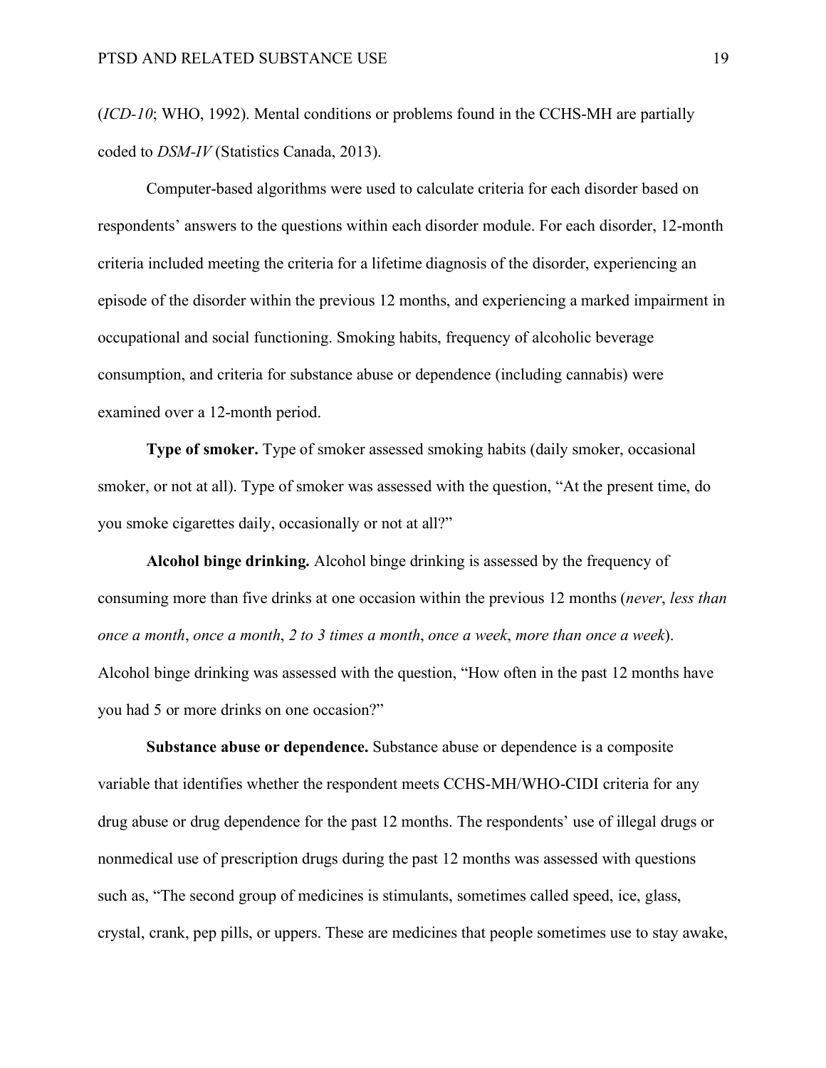(*ICD-10*; WHO, 1992). Mental conditions or problems found in the CCHS-MH are partially coded to *DSM-IV* (Statistics Canada, 2013).

Computer-based algorithms were used to calculate criteria for each disorder based on respondents' answers to the questions within each disorder module. For each disorder, 12-month criteria included meeting the criteria for a lifetime diagnosis of the disorder, experiencing an episode of the disorder within the previous 12 months, and experiencing a marked impairment in occupational and social functioning. Smoking habits, frequency of alcoholic beverage consumption, and criteria for substance abuse or dependence (including cannabis) were examined over a 12-month period.

**Type of smoker.** Type of smoker assessed smoking habits (daily smoker, occasional smoker, or not at all). Type of smoker was assessed with the question, "At the present time, do you smoke cigarettes daily, occasionally or not at all?"

**Alcohol binge drinking.** Alcohol binge drinking is assessed by the frequency of consuming more than five drinks at one occasion within the previous 12 months (*never*, *less than once a month*, *once a month*, *2 to 3 times a month*, *once a week*, *more than once a week*). Alcohol binge drinking was assessed with the question, "How often in the past 12 months have you had 5 or more drinks on one occasion?"

**Substance abuse or dependence.** Substance abuse or dependence is a composite variable that identifies whether the respondent meets CCHS-MH/WHO-CIDI criteria for any drug abuse or drug dependence for the past 12 months. The respondents' use of illegal drugs or nonmedical use of prescription drugs during the past 12 months was assessed with questions such as, "The second group of medicines is stimulants, sometimes called speed, ice, glass, crystal, crank, pep pills, or uppers. These are medicines that people sometimes use to stay awake,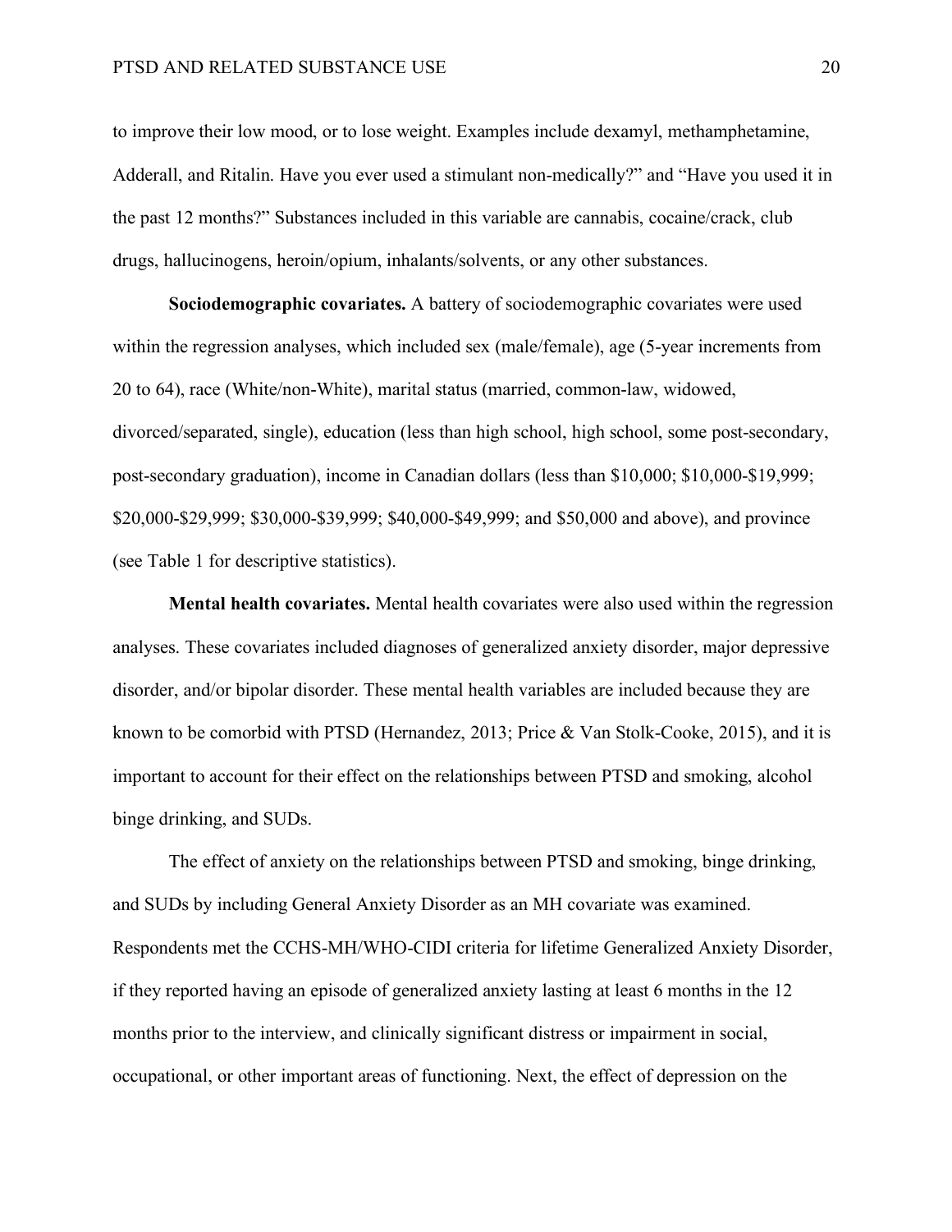to improve their low mood, or to lose weight. Examples include dexamyl, methamphetamine, Adderall, and Ritalin. Have you ever used a stimulant non-medically?" and "Have you used it in the past 12 months?" Substances included in this variable are cannabis, cocaine/crack, club drugs, hallucinogens, heroin/opium, inhalants/solvents, or any other substances.

**Sociodemographic covariates.** A battery of sociodemographic covariates were used within the regression analyses, which included sex (male/female), age (5-year increments from 20 to 64), race (White/non-White), marital status (married, common-law, widowed, divorced/separated, single), education (less than high school, high school, some post-secondary, post-secondary graduation), income in Canadian dollars (less than $10,000; $10,000-$19,999; $20,000-$29,999; $30,000-$39,999; $40,000-$49,999; and $50,000 and above), and province (see Table 1 for descriptive statistics).

**Mental health covariates.** Mental health covariates were also used within the regression analyses. These covariates included diagnoses of generalized anxiety disorder, major depressive disorder, and/or bipolar disorder. These mental health variables are included because they are known to be comorbid with PTSD (Hernandez, 2013; Price & Van Stolk-Cooke, 2015), and it is important to account for their effect on the relationships between PTSD and smoking, alcohol binge drinking, and SUDs.

The effect of anxiety on the relationships between PTSD and smoking, binge drinking, and SUDs by including General Anxiety Disorder as an MH covariate was examined. Respondents met the CCHS-MH/WHO-CIDI criteria for lifetime Generalized Anxiety Disorder, if they reported having an episode of generalized anxiety lasting at least 6 months in the 12 months prior to the interview, and clinically significant distress or impairment in social, occupational, or other important areas of functioning. Next, the effect of depression on the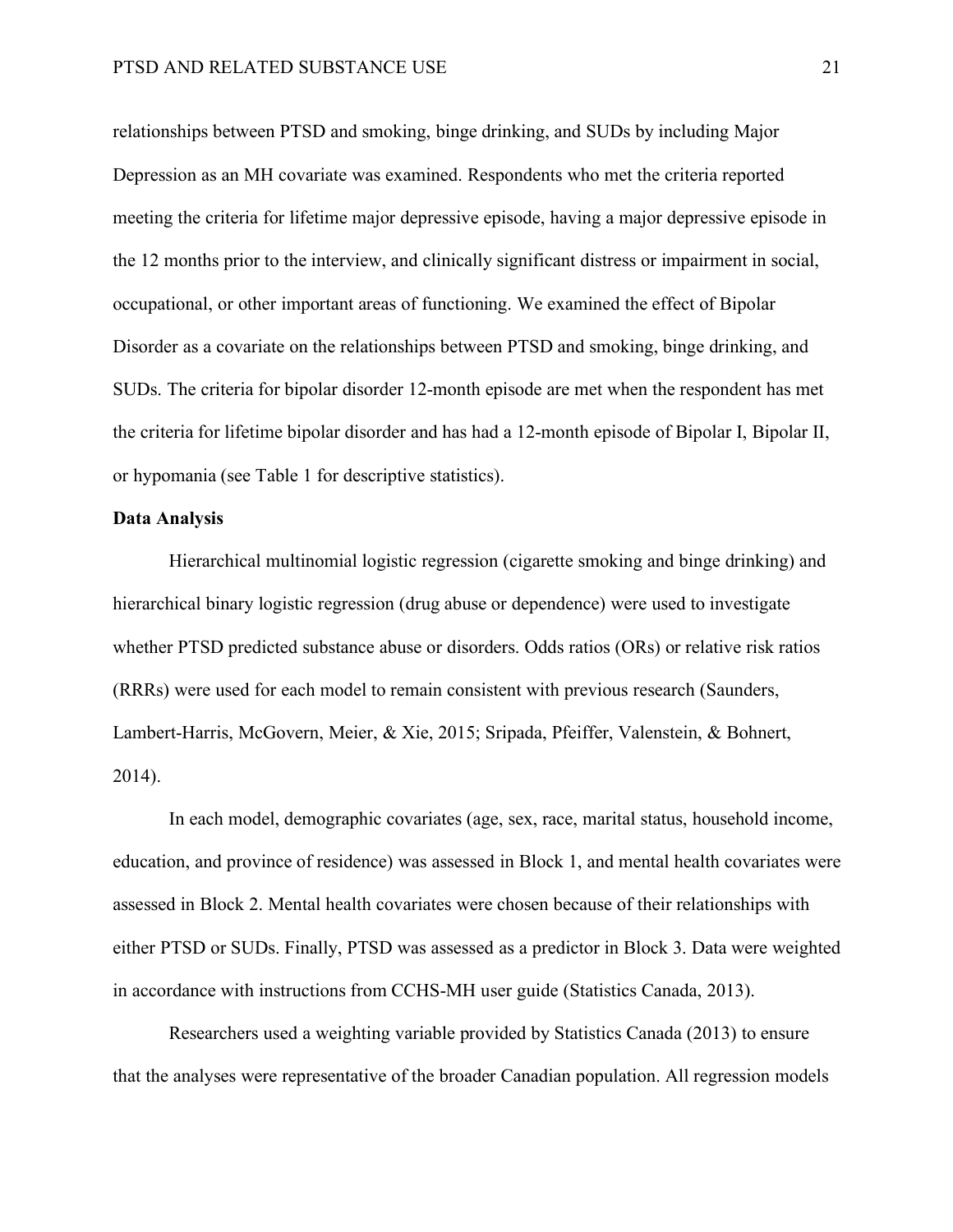relationships between PTSD and smoking, binge drinking, and SUDs by including Major Depression as an MH covariate was examined. Respondents who met the criteria reported meeting the criteria for lifetime major depressive episode, having a major depressive episode in the 12 months prior to the interview, and clinically significant distress or impairment in social, occupational, or other important areas of functioning. We examined the effect of Bipolar Disorder as a covariate on the relationships between PTSD and smoking, binge drinking, and SUDs. The criteria for bipolar disorder 12-month episode are met when the respondent has met the criteria for lifetime bipolar disorder and has had a 12-month episode of Bipolar I, Bipolar II, or hypomania (see Table 1 for descriptive statistics).

**Data Analysis**

Hierarchical multinomial logistic regression (cigarette smoking and binge drinking) and hierarchical binary logistic regression (drug abuse or dependence) were used to investigate whether PTSD predicted substance abuse or disorders. Odds ratios (ORs) or relative risk ratios (RRRs) were used for each model to remain consistent with previous research (Saunders, Lambert-Harris, McGovern, Meier, & Xie, 2015; Sripada, Pfeiffer, Valenstein, & Bohnert, 2014).

In each model, demographic covariates (age, sex, race, marital status, household income, education, and province of residence) was assessed in Block 1, and mental health covariates were assessed in Block 2. Mental health covariates were chosen because of their relationships with either PTSD or SUDs. Finally, PTSD was assessed as a predictor in Block 3. Data were weighted in accordance with instructions from CCHS-MH user guide (Statistics Canada, 2013).

Researchers used a weighting variable provided by Statistics Canada (2013) to ensure that the analyses were representative of the broader Canadian population. All regression models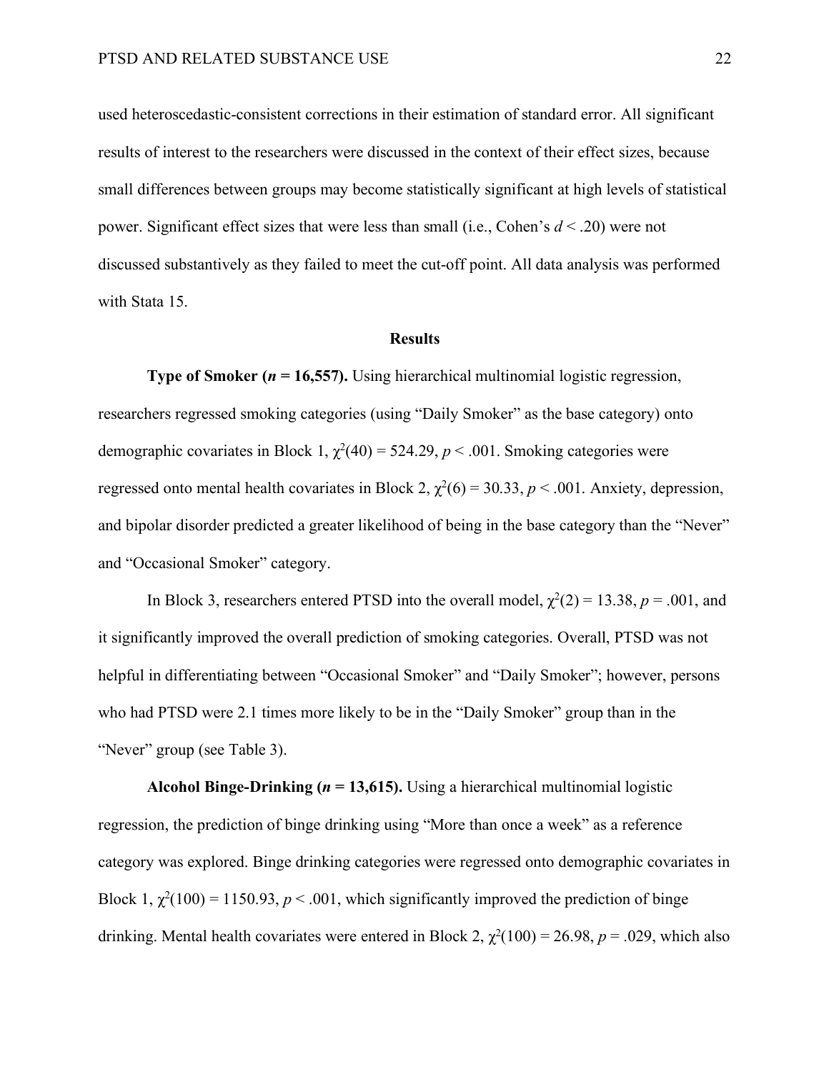used heteroscedastic-consistent corrections in their estimation of standard error. All significant results of interest to the researchers were discussed in the context of their effect sizes, because small differences between groups may become statistically significant at high levels of statistical power. Significant effect sizes that were less than small (i.e., Cohen's $d < .20$) were not discussed substantively as they failed to meet the cut-off point. All data analysis was performed with Stata 15.

## Results

**Type of Smoker ($n$ = 16,557).** Using hierarchical multinomial logistic regression, researchers regressed smoking categories (using "Daily Smoker" as the base category) onto demographic covariates in Block 1, $\chi^2(40) = 524.29$, $p < .001$. Smoking categories were regressed onto mental health covariates in Block 2, $\chi^2(6) = 30.33$, $p < .001$. Anxiety, depression, and bipolar disorder predicted a greater likelihood of being in the base category than the "Never" and "Occasional Smoker" category.

In Block 3, researchers entered PTSD into the overall model, $\chi^2(2) = 13.38$, $p = .001$, and it significantly improved the overall prediction of smoking categories. Overall, PTSD was not helpful in differentiating between "Occasional Smoker" and "Daily Smoker"; however, persons who had PTSD were 2.1 times more likely to be in the "Daily Smoker" group than in the "Never" group (see Table 3).

**Alcohol Binge-Drinking ($n$ = 13,615).** Using a hierarchical multinomial logistic regression, the prediction of binge drinking using "More than once a week" as a reference category was explored. Binge drinking categories were regressed onto demographic covariates in Block 1, $\chi^2(100) = 1150.93$, $p < .001$, which significantly improved the prediction of binge drinking. Mental health covariates were entered in Block 2, $\chi^2(100) = 26.98$, $p = .029$, which also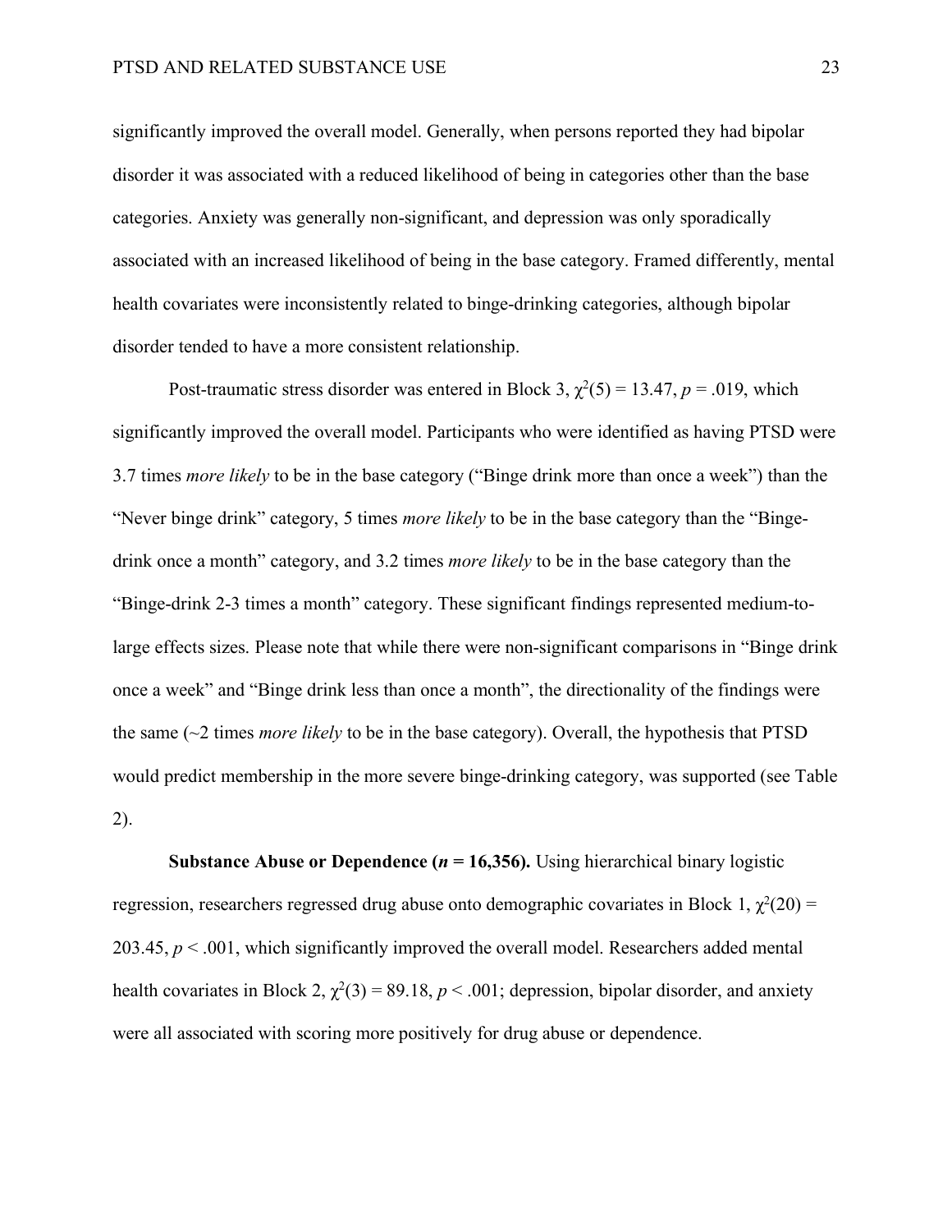significantly improved the overall model. Generally, when persons reported they had bipolar disorder it was associated with a reduced likelihood of being in categories other than the base categories. Anxiety was generally non-significant, and depression was only sporadically associated with an increased likelihood of being in the base category. Framed differently, mental health covariates were inconsistently related to binge-drinking categories, although bipolar disorder tended to have a more consistent relationship.

Post-traumatic stress disorder was entered in Block 3, $\chi^2(5) = 13.47$, $p = .019$, which significantly improved the overall model. Participants who were identified as having PTSD were 3.7 times *more likely* to be in the base category ("Binge drink more than once a week") than the "Never binge drink" category, 5 times *more likely* to be in the base category than the "Binge-drink once a month" category, and 3.2 times *more likely* to be in the base category than the "Binge-drink 2-3 times a month" category. These significant findings represented medium-to-large effects sizes. Please note that while there were non-significant comparisons in "Binge drink once a week" and "Binge drink less than once a month", the directionality of the findings were the same (~2 times *more likely* to be in the base category). Overall, the hypothesis that PTSD would predict membership in the more severe binge-drinking category, was supported (see Table 2).

**Substance Abuse or Dependence ($n = 16,356$).** Using hierarchical binary logistic regression, researchers regressed drug abuse onto demographic covariates in Block 1, $\chi^2(20) = 203.45$, $p < .001$, which significantly improved the overall model. Researchers added mental health covariates in Block 2, $\chi^2(3) = 89.18$, $p < .001$; depression, bipolar disorder, and anxiety were all associated with scoring more positively for drug abuse or dependence.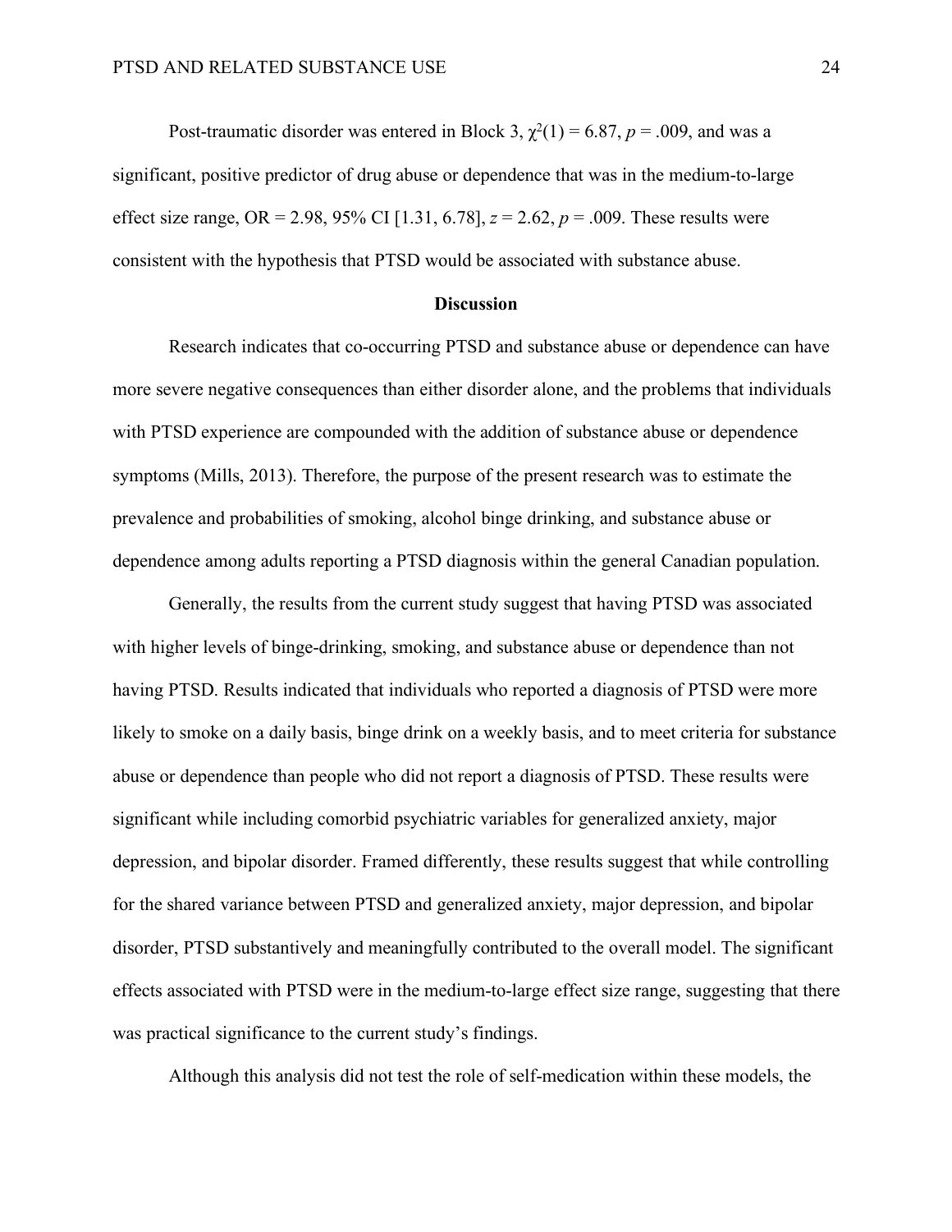Post-traumatic disorder was entered in Block 3, $\chi^2(1) = 6.87$, $p = .009$, and was a significant, positive predictor of drug abuse or dependence that was in the medium-to-large effect size range, OR = 2.98, 95% CI [1.31, 6.78], $z = 2.62$, $p = .009$. These results were consistent with the hypothesis that PTSD would be associated with substance abuse.

## Discussion

Research indicates that co-occurring PTSD and substance abuse or dependence can have more severe negative consequences than either disorder alone, and the problems that individuals with PTSD experience are compounded with the addition of substance abuse or dependence symptoms (Mills, 2013). Therefore, the purpose of the present research was to estimate the prevalence and probabilities of smoking, alcohol binge drinking, and substance abuse or dependence among adults reporting a PTSD diagnosis within the general Canadian population.

Generally, the results from the current study suggest that having PTSD was associated with higher levels of binge-drinking, smoking, and substance abuse or dependence than not having PTSD. Results indicated that individuals who reported a diagnosis of PTSD were more likely to smoke on a daily basis, binge drink on a weekly basis, and to meet criteria for substance abuse or dependence than people who did not report a diagnosis of PTSD. These results were significant while including comorbid psychiatric variables for generalized anxiety, major depression, and bipolar disorder. Framed differently, these results suggest that while controlling for the shared variance between PTSD and generalized anxiety, major depression, and bipolar disorder, PTSD substantively and meaningfully contributed to the overall model. The significant effects associated with PTSD were in the medium-to-large effect size range, suggesting that there was practical significance to the current study's findings.

Although this analysis did not test the role of self-medication within these models, the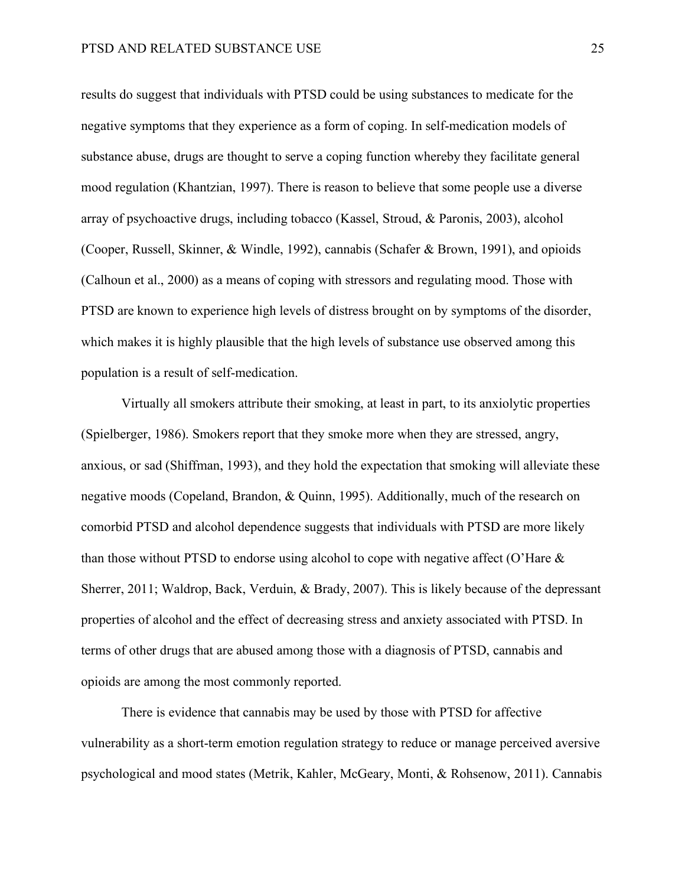results do suggest that individuals with PTSD could be using substances to medicate for the negative symptoms that they experience as a form of coping. In self-medication models of substance abuse, drugs are thought to serve a coping function whereby they facilitate general mood regulation (Khantzian, 1997). There is reason to believe that some people use a diverse array of psychoactive drugs, including tobacco (Kassel, Stroud, & Paronis, 2003), alcohol (Cooper, Russell, Skinner, & Windle, 1992), cannabis (Schafer & Brown, 1991), and opioids (Calhoun et al., 2000) as a means of coping with stressors and regulating mood. Those with PTSD are known to experience high levels of distress brought on by symptoms of the disorder, which makes it is highly plausible that the high levels of substance use observed among this population is a result of self-medication.

Virtually all smokers attribute their smoking, at least in part, to its anxiolytic properties (Spielberger, 1986). Smokers report that they smoke more when they are stressed, angry, anxious, or sad (Shiffman, 1993), and they hold the expectation that smoking will alleviate these negative moods (Copeland, Brandon, & Quinn, 1995). Additionally, much of the research on comorbid PTSD and alcohol dependence suggests that individuals with PTSD are more likely than those without PTSD to endorse using alcohol to cope with negative affect (O'Hare & Sherrer, 2011; Waldrop, Back, Verduin, & Brady, 2007). This is likely because of the depressant properties of alcohol and the effect of decreasing stress and anxiety associated with PTSD. In terms of other drugs that are abused among those with a diagnosis of PTSD, cannabis and opioids are among the most commonly reported.

There is evidence that cannabis may be used by those with PTSD for affective vulnerability as a short-term emotion regulation strategy to reduce or manage perceived aversive psychological and mood states (Metrik, Kahler, McGeary, Monti, & Rohsenow, 2011). Cannabis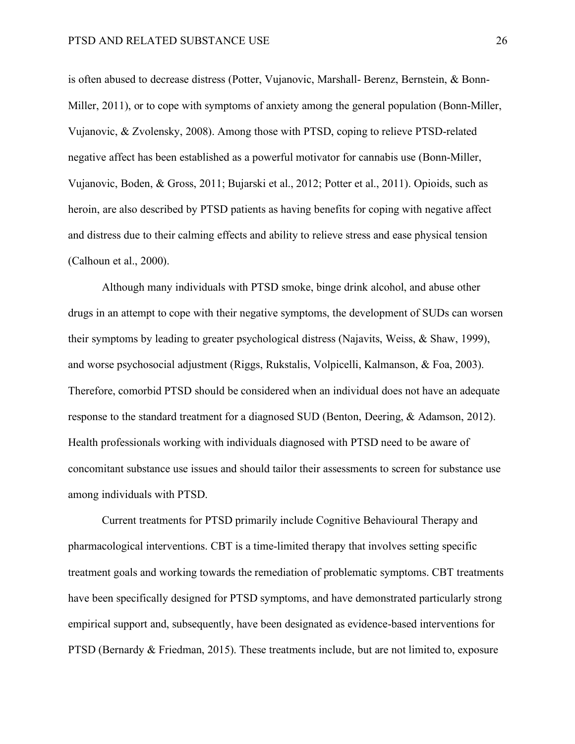is often abused to decrease distress (Potter, Vujanovic, Marshall- Berenz, Bernstein, & Bonn-Miller, 2011), or to cope with symptoms of anxiety among the general population (Bonn-Miller, Vujanovic, & Zvolensky, 2008). Among those with PTSD, coping to relieve PTSD-related negative affect has been established as a powerful motivator for cannabis use (Bonn-Miller, Vujanovic, Boden, & Gross, 2011; Bujarski et al., 2012; Potter et al., 2011). Opioids, such as heroin, are also described by PTSD patients as having benefits for coping with negative affect and distress due to their calming effects and ability to relieve stress and ease physical tension (Calhoun et al., 2000).

Although many individuals with PTSD smoke, binge drink alcohol, and abuse other drugs in an attempt to cope with their negative symptoms, the development of SUDs can worsen their symptoms by leading to greater psychological distress (Najavits, Weiss, & Shaw, 1999), and worse psychosocial adjustment (Riggs, Rukstalis, Volpicelli, Kalmanson, & Foa, 2003). Therefore, comorbid PTSD should be considered when an individual does not have an adequate response to the standard treatment for a diagnosed SUD (Benton, Deering, & Adamson, 2012). Health professionals working with individuals diagnosed with PTSD need to be aware of concomitant substance use issues and should tailor their assessments to screen for substance use among individuals with PTSD.

Current treatments for PTSD primarily include Cognitive Behavioural Therapy and pharmacological interventions. CBT is a time-limited therapy that involves setting specific treatment goals and working towards the remediation of problematic symptoms. CBT treatments have been specifically designed for PTSD symptoms, and have demonstrated particularly strong empirical support and, subsequently, have been designated as evidence-based interventions for PTSD (Bernardy & Friedman, 2015). These treatments include, but are not limited to, exposure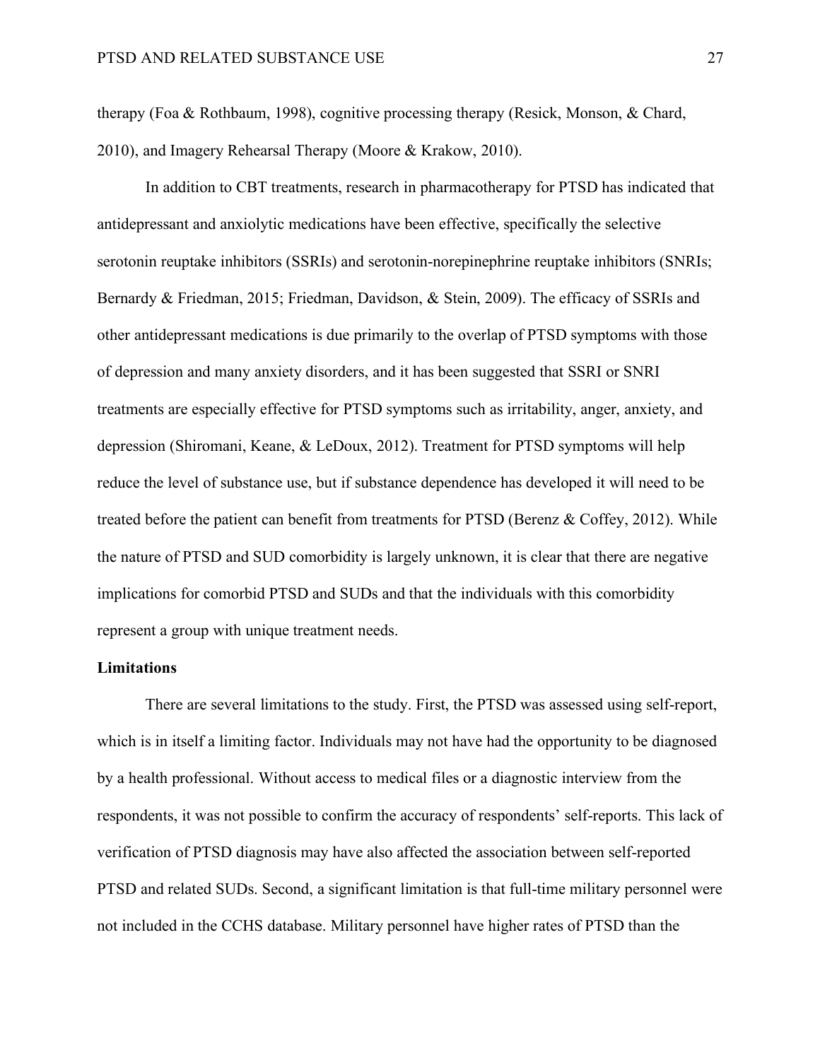therapy (Foa & Rothbaum, 1998), cognitive processing therapy (Resick, Monson, & Chard, 2010), and Imagery Rehearsal Therapy (Moore & Krakow, 2010).

In addition to CBT treatments, research in pharmacotherapy for PTSD has indicated that antidepressant and anxiolytic medications have been effective, specifically the selective serotonin reuptake inhibitors (SSRIs) and serotonin-norepinephrine reuptake inhibitors (SNRIs; Bernardy & Friedman, 2015; Friedman, Davidson, & Stein, 2009). The efficacy of SSRIs and other antidepressant medications is due primarily to the overlap of PTSD symptoms with those of depression and many anxiety disorders, and it has been suggested that SSRI or SNRI treatments are especially effective for PTSD symptoms such as irritability, anger, anxiety, and depression (Shiromani, Keane, & LeDoux, 2012). Treatment for PTSD symptoms will help reduce the level of substance use, but if substance dependence has developed it will need to be treated before the patient can benefit from treatments for PTSD (Berenz & Coffey, 2012). While the nature of PTSD and SUD comorbidity is largely unknown, it is clear that there are negative implications for comorbid PTSD and SUDs and that the individuals with this comorbidity represent a group with unique treatment needs.

**Limitations**

There are several limitations to the study. First, the PTSD was assessed using self-report, which is in itself a limiting factor. Individuals may not have had the opportunity to be diagnosed by a health professional. Without access to medical files or a diagnostic interview from the respondents, it was not possible to confirm the accuracy of respondents' self-reports. This lack of verification of PTSD diagnosis may have also affected the association between self-reported PTSD and related SUDs. Second, a significant limitation is that full-time military personnel were not included in the CCHS database. Military personnel have higher rates of PTSD than the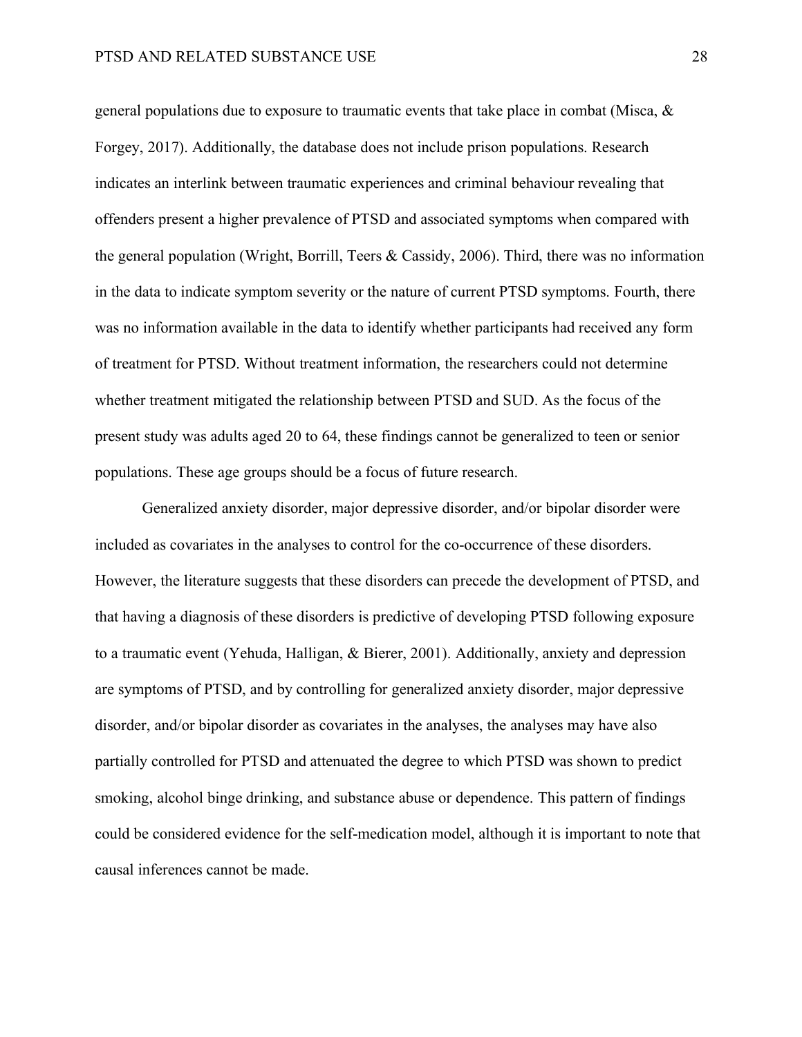general populations due to exposure to traumatic events that take place in combat (Misca, & Forgey, 2017). Additionally, the database does not include prison populations. Research indicates an interlink between traumatic experiences and criminal behaviour revealing that offenders present a higher prevalence of PTSD and associated symptoms when compared with the general population (Wright, Borrill, Teers & Cassidy, 2006). Third, there was no information in the data to indicate symptom severity or the nature of current PTSD symptoms. Fourth, there was no information available in the data to identify whether participants had received any form of treatment for PTSD. Without treatment information, the researchers could not determine whether treatment mitigated the relationship between PTSD and SUD. As the focus of the present study was adults aged 20 to 64, these findings cannot be generalized to teen or senior populations. These age groups should be a focus of future research.

Generalized anxiety disorder, major depressive disorder, and/or bipolar disorder were included as covariates in the analyses to control for the co-occurrence of these disorders. However, the literature suggests that these disorders can precede the development of PTSD, and that having a diagnosis of these disorders is predictive of developing PTSD following exposure to a traumatic event (Yehuda, Halligan, & Bierer, 2001). Additionally, anxiety and depression are symptoms of PTSD, and by controlling for generalized anxiety disorder, major depressive disorder, and/or bipolar disorder as covariates in the analyses, the analyses may have also partially controlled for PTSD and attenuated the degree to which PTSD was shown to predict smoking, alcohol binge drinking, and substance abuse or dependence. This pattern of findings could be considered evidence for the self-medication model, although it is important to note that causal inferences cannot be made.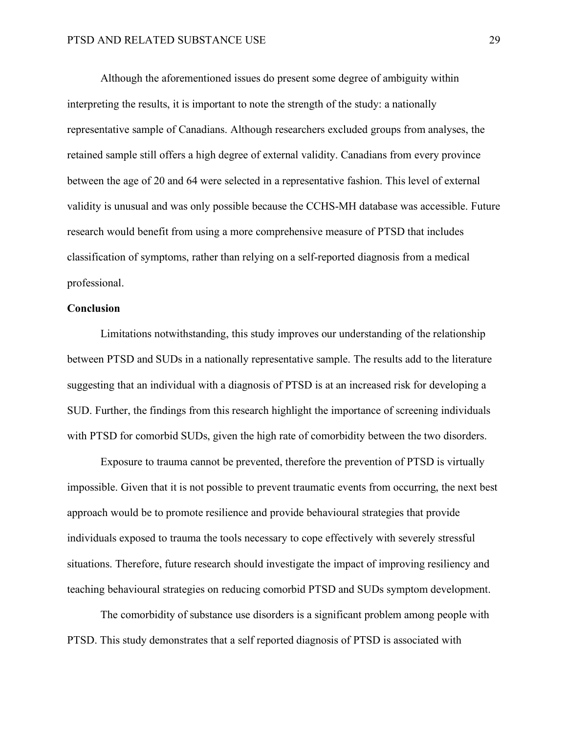Although the aforementioned issues do present some degree of ambiguity within interpreting the results, it is important to note the strength of the study: a nationally representative sample of Canadians. Although researchers excluded groups from analyses, the retained sample still offers a high degree of external validity. Canadians from every province between the age of 20 and 64 were selected in a representative fashion. This level of external validity is unusual and was only possible because the CCHS-MH database was accessible. Future research would benefit from using a more comprehensive measure of PTSD that includes classification of symptoms, rather than relying on a self-reported diagnosis from a medical professional.

**Conclusion**

Limitations notwithstanding, this study improves our understanding of the relationship between PTSD and SUDs in a nationally representative sample. The results add to the literature suggesting that an individual with a diagnosis of PTSD is at an increased risk for developing a SUD. Further, the findings from this research highlight the importance of screening individuals with PTSD for comorbid SUDs, given the high rate of comorbidity between the two disorders.

Exposure to trauma cannot be prevented, therefore the prevention of PTSD is virtually impossible. Given that it is not possible to prevent traumatic events from occurring, the next best approach would be to promote resilience and provide behavioural strategies that provide individuals exposed to trauma the tools necessary to cope effectively with severely stressful situations. Therefore, future research should investigate the impact of improving resiliency and teaching behavioural strategies on reducing comorbid PTSD and SUDs symptom development.

The comorbidity of substance use disorders is a significant problem among people with PTSD. This study demonstrates that a self reported diagnosis of PTSD is associated with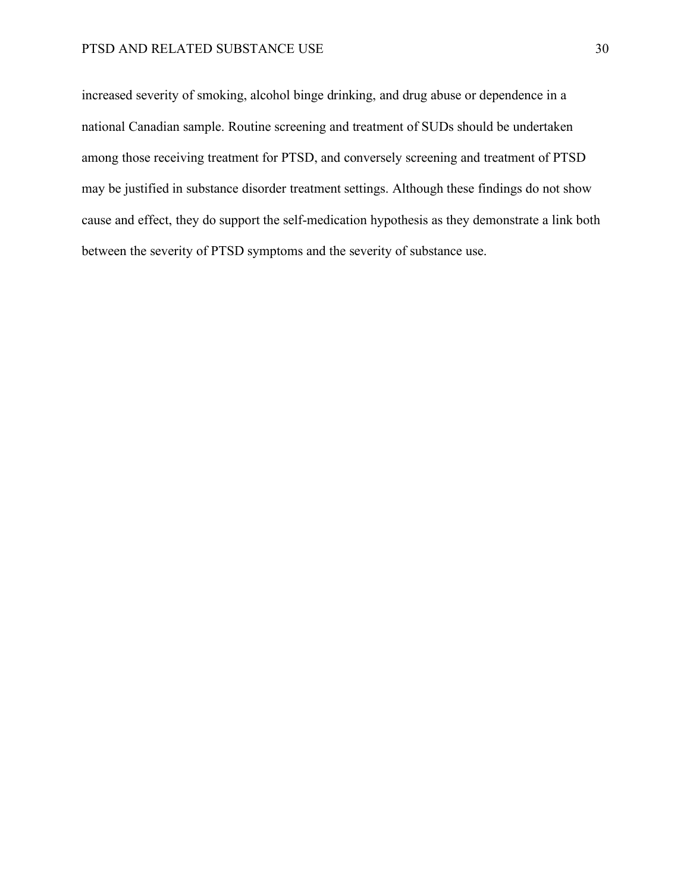increased severity of smoking, alcohol binge drinking, and drug abuse or dependence in a national Canadian sample. Routine screening and treatment of SUDs should be undertaken among those receiving treatment for PTSD, and conversely screening and treatment of PTSD may be justified in substance disorder treatment settings. Although these findings do not show cause and effect, they do support the self-medication hypothesis as they demonstrate a link both between the severity of PTSD symptoms and the severity of substance use.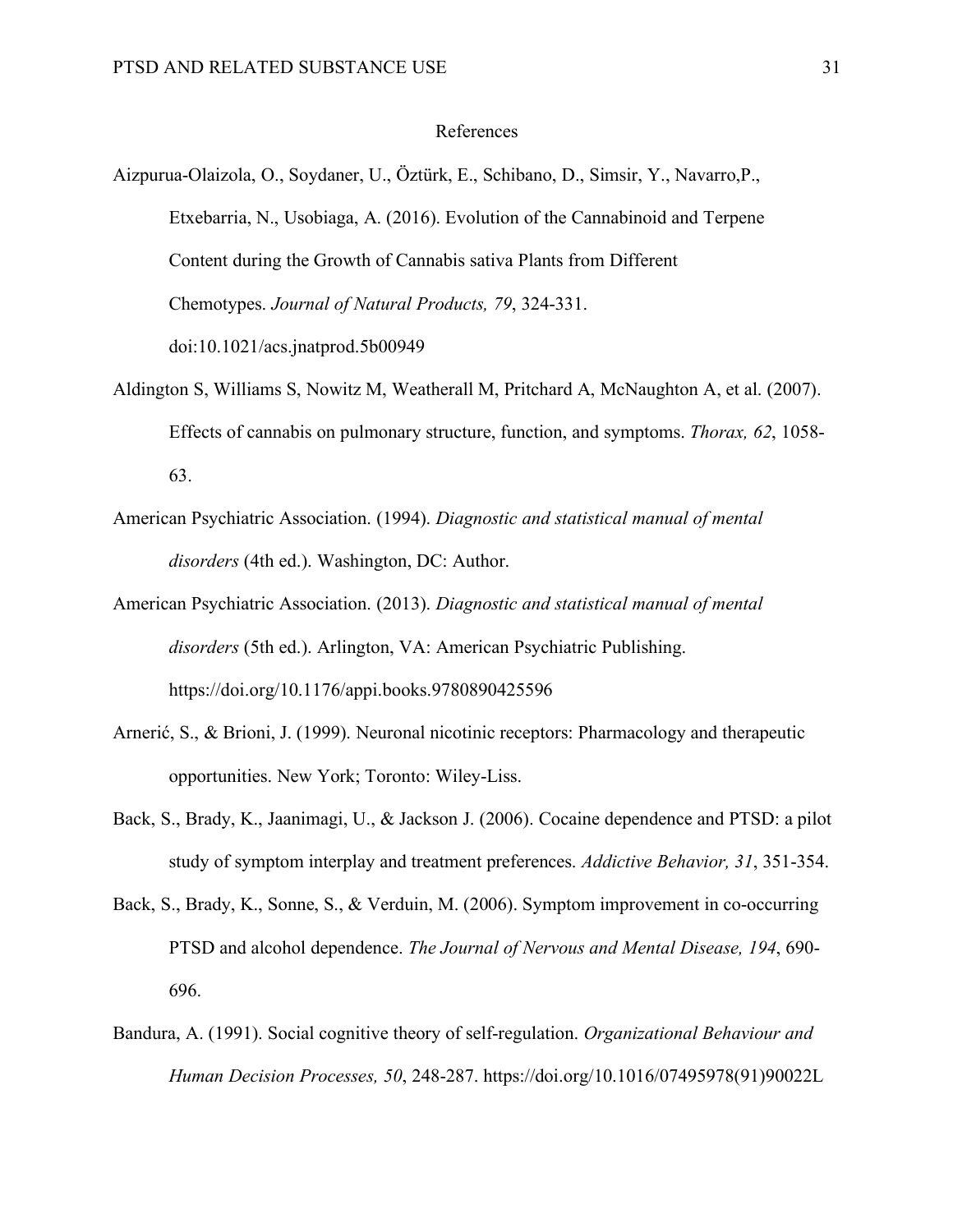# References

Aizpurua-Olaizola, O., Soydaner, U., Öztürk, E., Schibano, D., Simsir, Y., Navarro,P., Etxebarria, N., Usobiaga, A. (2016). Evolution of the Cannabinoid and Terpene Content during the Growth of Cannabis sativa Plants from Different Chemotypes. *Journal of Natural Products, 79*, 324-331. doi:10.1021/acs.jnatprod.5b00949

Aldington S, Williams S, Nowitz M, Weatherall M, Pritchard A, McNaughton A, et al. (2007). Effects of cannabis on pulmonary structure, function, and symptoms. *Thorax, 62*, 1058-63.

American Psychiatric Association. (1994). *Diagnostic and statistical manual of mental disorders* (4th ed.). Washington, DC: Author.

American Psychiatric Association. (2013). *Diagnostic and statistical manual of mental disorders* (5th ed.). Arlington, VA: American Psychiatric Publishing. https://doi.org/10.1176/appi.books.9780890425596

Arnerić, S., & Brioni, J. (1999). Neuronal nicotinic receptors: Pharmacology and therapeutic opportunities. New York; Toronto: Wiley-Liss.

Back, S., Brady, K., Jaanimagi, U., & Jackson J. (2006). Cocaine dependence and PTSD: a pilot study of symptom interplay and treatment preferences. *Addictive Behavior, 31*, 351-354.

Back, S., Brady, K., Sonne, S., & Verduin, M. (2006). Symptom improvement in co-occurring PTSD and alcohol dependence. *The Journal of Nervous and Mental Disease, 194*, 690-696.

Bandura, A. (1991). Social cognitive theory of self-regulation. *Organizational Behaviour and Human Decision Processes, 50*, 248-287. https://doi.org/10.1016/07495978(91)90022L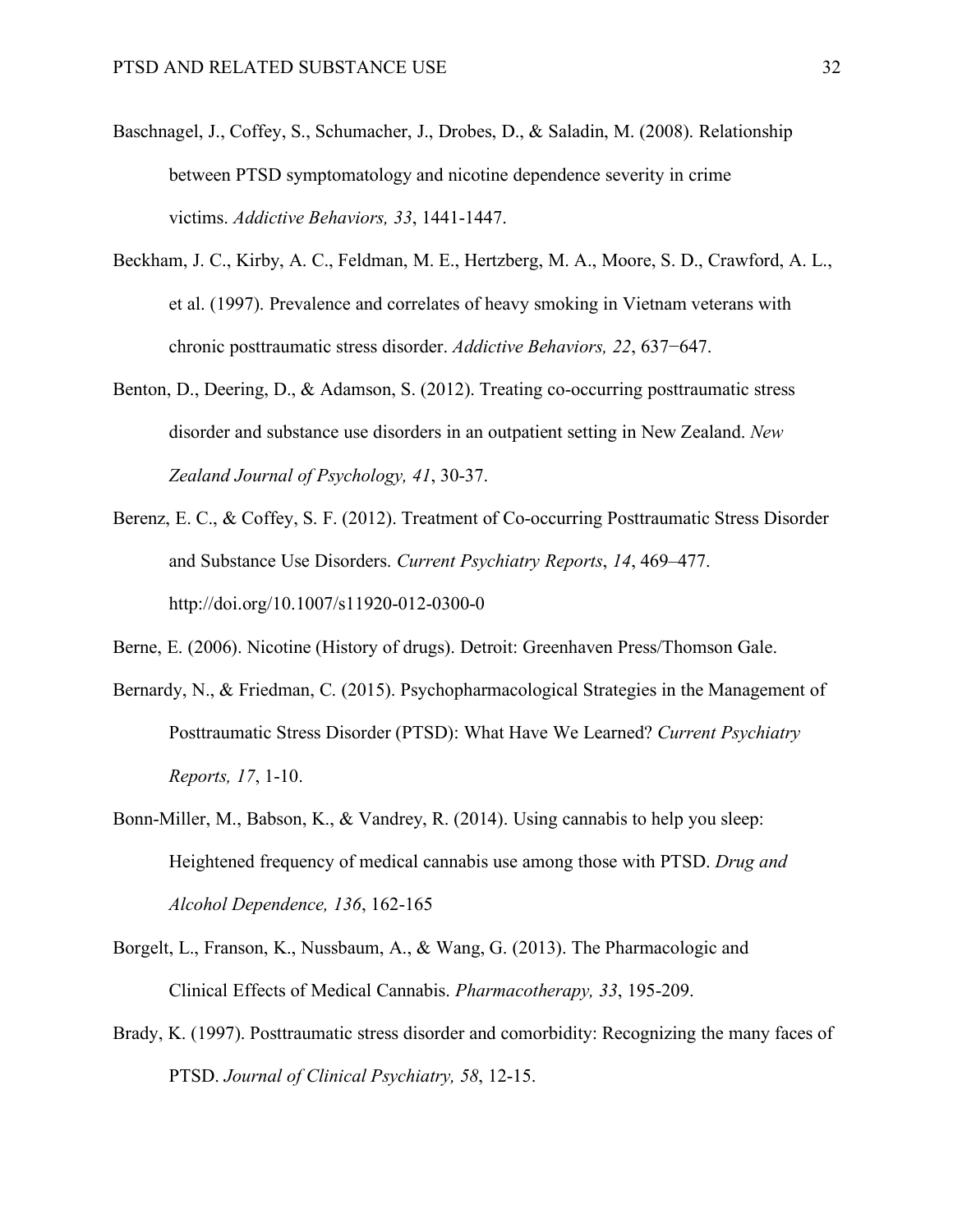Baschnagel, J., Coffey, S., Schumacher, J., Drobes, D., & Saladin, M. (2008). Relationship between PTSD symptomatology and nicotine dependence severity in crime victims. *Addictive Behaviors, 33*, 1441-1447.

Beckham, J. C., Kirby, A. C., Feldman, M. E., Hertzberg, M. A., Moore, S. D., Crawford, A. L., et al. (1997). Prevalence and correlates of heavy smoking in Vietnam veterans with chronic posttraumatic stress disorder. *Addictive Behaviors, 22*, 637−647.

Benton, D., Deering, D., & Adamson, S. (2012). Treating co-occurring posttraumatic stress disorder and substance use disorders in an outpatient setting in New Zealand. *New Zealand Journal of Psychology, 41*, 30-37.

Berenz, E. C., & Coffey, S. F. (2012). Treatment of Co-occurring Posttraumatic Stress Disorder and Substance Use Disorders. *Current Psychiatry Reports*, *14*, 469–477. http://doi.org/10.1007/s11920-012-0300-0

Berne, E. (2006). Nicotine (History of drugs). Detroit: Greenhaven Press/Thomson Gale.

Bernardy, N., & Friedman, C. (2015). Psychopharmacological Strategies in the Management of Posttraumatic Stress Disorder (PTSD): What Have We Learned? *Current Psychiatry Reports, 17*, 1-10.

Bonn-Miller, M., Babson, K., & Vandrey, R. (2014). Using cannabis to help you sleep: Heightened frequency of medical cannabis use among those with PTSD. *Drug and Alcohol Dependence, 136*, 162-165

Borgelt, L., Franson, K., Nussbaum, A., & Wang, G. (2013). The Pharmacologic and Clinical Effects of Medical Cannabis. *Pharmacotherapy, 33*, 195-209.

Brady, K. (1997). Posttraumatic stress disorder and comorbidity: Recognizing the many faces of PTSD. *Journal of Clinical Psychiatry, 58*, 12-15.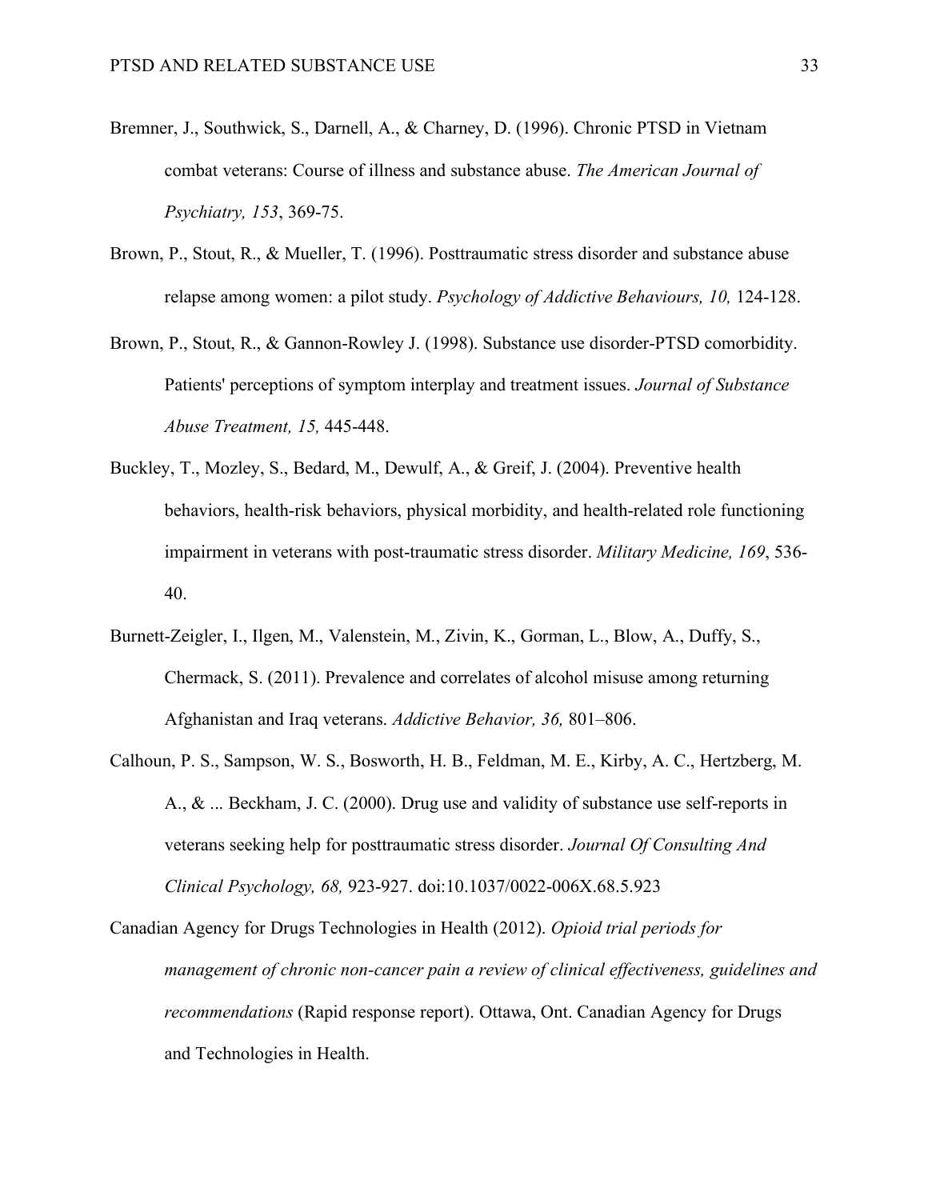Bremner, J., Southwick, S., Darnell, A., & Charney, D. (1996). Chronic PTSD in Vietnam combat veterans: Course of illness and substance abuse. *The American Journal of Psychiatry, 153*, 369-75.

Brown, P., Stout, R., & Mueller, T. (1996). Posttraumatic stress disorder and substance abuse relapse among women: a pilot study. *Psychology of Addictive Behaviours, 10,* 124-128.

Brown, P., Stout, R., & Gannon-Rowley J. (1998). Substance use disorder-PTSD comorbidity. Patients' perceptions of symptom interplay and treatment issues. *Journal of Substance Abuse Treatment, 15,* 445-448.

Buckley, T., Mozley, S., Bedard, M., Dewulf, A., & Greif, J. (2004). Preventive health behaviors, health-risk behaviors, physical morbidity, and health-related role functioning impairment in veterans with post-traumatic stress disorder. *Military Medicine, 169*, 536-40.

Burnett-Zeigler, I., Ilgen, M., Valenstein, M., Zivin, K., Gorman, L., Blow, A., Duffy, S., Chermack, S. (2011). Prevalence and correlates of alcohol misuse among returning Afghanistan and Iraq veterans. *Addictive Behavior, 36,* 801–806.

Calhoun, P. S., Sampson, W. S., Bosworth, H. B., Feldman, M. E., Kirby, A. C., Hertzberg, M. A., & ... Beckham, J. C. (2000). Drug use and validity of substance use self-reports in veterans seeking help for posttraumatic stress disorder. *Journal Of Consulting And Clinical Psychology, 68,* 923-927. doi:10.1037/0022-006X.68.5.923

Canadian Agency for Drugs Technologies in Health (2012). *Opioid trial periods for management of chronic non-cancer pain a review of clinical effectiveness, guidelines and recommendations* (Rapid response report). Ottawa, Ont. Canadian Agency for Drugs and Technologies in Health.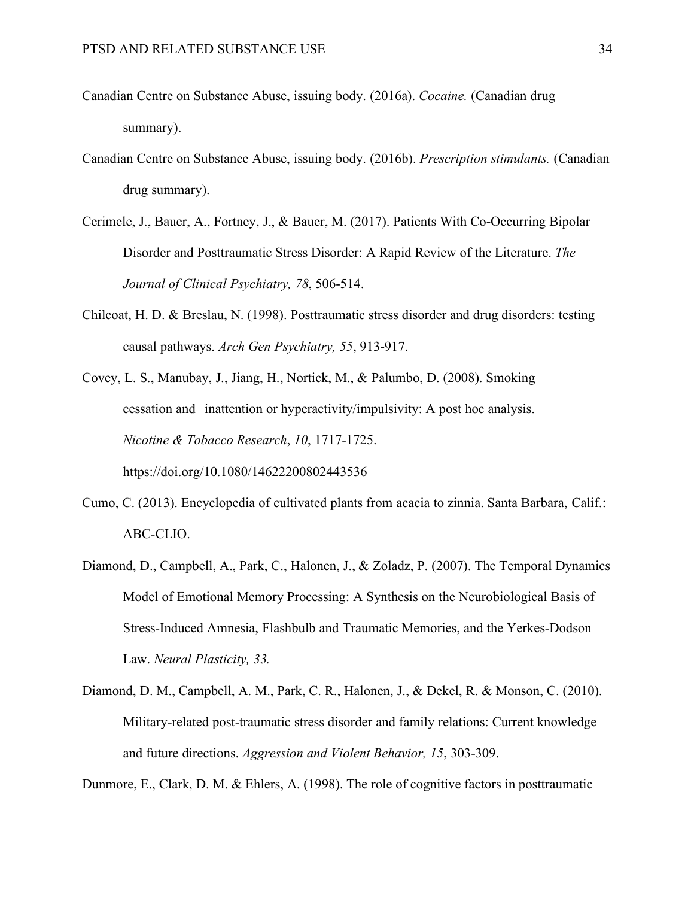Canadian Centre on Substance Abuse, issuing body. (2016a). *Cocaine.* (Canadian drug summary).

Canadian Centre on Substance Abuse, issuing body. (2016b). *Prescription stimulants.* (Canadian drug summary).

Cerimele, J., Bauer, A., Fortney, J., & Bauer, M. (2017). Patients With Co-Occurring Bipolar Disorder and Posttraumatic Stress Disorder: A Rapid Review of the Literature. *The Journal of Clinical Psychiatry, 78*, 506-514.

Chilcoat, H. D. & Breslau, N. (1998). Posttraumatic stress disorder and drug disorders: testing causal pathways. *Arch Gen Psychiatry, 55*, 913-917.

Covey, L. S., Manubay, J., Jiang, H., Nortick, M., & Palumbo, D. (2008). Smoking cessation and inattention or hyperactivity/impulsivity: A post hoc analysis. *Nicotine & Tobacco Research*, *10*, 1717-1725. https://doi.org/10.1080/14622200802443536

Cumo, C. (2013). Encyclopedia of cultivated plants from acacia to zinnia. Santa Barbara, Calif.: ABC-CLIO.

Diamond, D., Campbell, A., Park, C., Halonen, J., & Zoladz, P. (2007). The Temporal Dynamics Model of Emotional Memory Processing: A Synthesis on the Neurobiological Basis of Stress-Induced Amnesia, Flashbulb and Traumatic Memories, and the Yerkes-Dodson Law. *Neural Plasticity, 33.*

Diamond, D. M., Campbell, A. M., Park, C. R., Halonen, J., & Dekel, R. & Monson, C. (2010). Military-related post-traumatic stress disorder and family relations: Current knowledge and future directions. *Aggression and Violent Behavior, 15*, 303-309.

Dunmore, E., Clark, D. M. & Ehlers, A. (1998). The role of cognitive factors in posttraumatic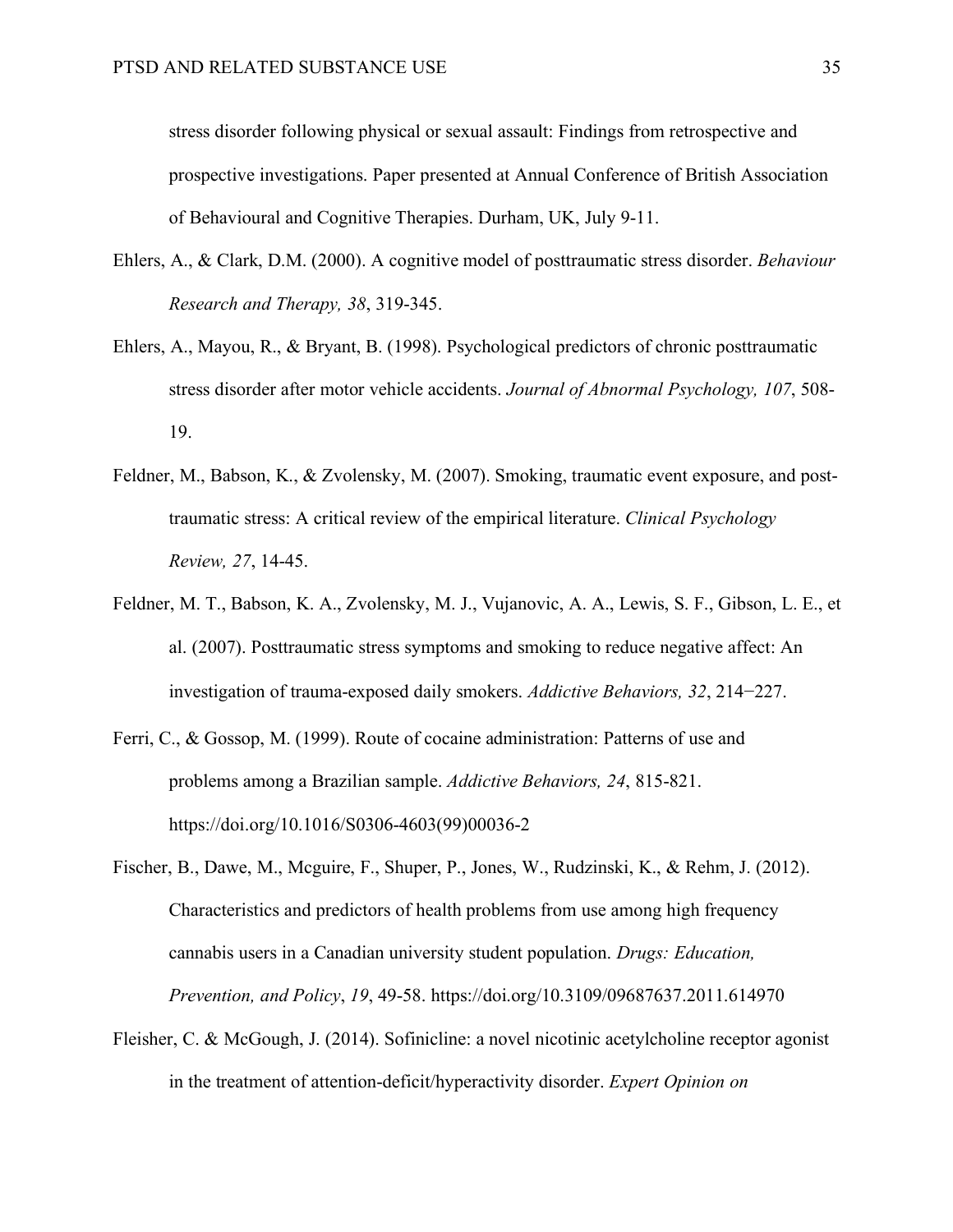stress disorder following physical or sexual assault: Findings from retrospective and prospective investigations. Paper presented at Annual Conference of British Association of Behavioural and Cognitive Therapies. Durham, UK, July 9-11.

Ehlers, A., & Clark, D.M. (2000). A cognitive model of posttraumatic stress disorder. *Behaviour Research and Therapy, 38*, 319-345.

Ehlers, A., Mayou, R., & Bryant, B. (1998). Psychological predictors of chronic posttraumatic stress disorder after motor vehicle accidents. *Journal of Abnormal Psychology, 107*, 508-19.

Feldner, M., Babson, K., & Zvolensky, M. (2007). Smoking, traumatic event exposure, and post-traumatic stress: A critical review of the empirical literature. *Clinical Psychology Review, 27*, 14-45.

Feldner, M. T., Babson, K. A., Zvolensky, M. J., Vujanovic, A. A., Lewis, S. F., Gibson, L. E., et al. (2007). Posttraumatic stress symptoms and smoking to reduce negative affect: An investigation of trauma-exposed daily smokers. *Addictive Behaviors, 32*, 214−227.

Ferri, C., & Gossop, M. (1999). Route of cocaine administration: Patterns of use and problems among a Brazilian sample. *Addictive Behaviors, 24*, 815-821. https://doi.org/10.1016/S0306-4603(99)00036-2

Fischer, B., Dawe, M., Mcguire, F., Shuper, P., Jones, W., Rudzinski, K., & Rehm, J. (2012). Characteristics and predictors of health problems from use among high frequency cannabis users in a Canadian university student population. *Drugs: Education, Prevention, and Policy*, *19*, 49-58. https://doi.org/10.3109/09687637.2011.614970

Fleisher, C. & McGough, J. (2014). Sofinicline: a novel nicotinic acetylcholine receptor agonist in the treatment of attention-deficit/hyperactivity disorder. *Expert Opinion on*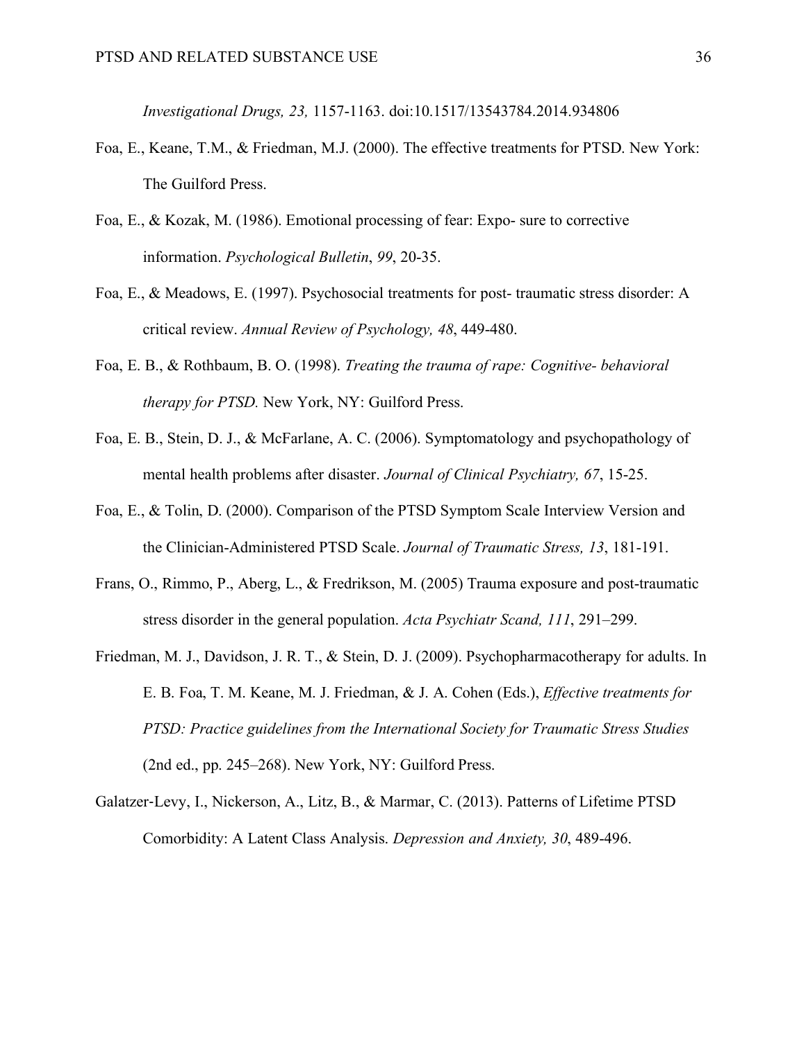*Investigational Drugs, 23,* 1157-1163. doi:10.1517/13543784.2014.934806

Foa, E., Keane, T.M., & Friedman, M.J. (2000). The effective treatments for PTSD. New York: The Guilford Press.

Foa, E., & Kozak, M. (1986). Emotional processing of fear: Expo- sure to corrective information. *Psychological Bulletin*, *99*, 20-35.

Foa, E., & Meadows, E. (1997). Psychosocial treatments for post- traumatic stress disorder: A critical review. *Annual Review of Psychology, 48*, 449-480.

Foa, E. B., & Rothbaum, B. O. (1998). *Treating the trauma of rape: Cognitive- behavioral therapy for PTSD.* New York, NY: Guilford Press.

Foa, E. B., Stein, D. J., & McFarlane, A. C. (2006). Symptomatology and psychopathology of mental health problems after disaster. *Journal of Clinical Psychiatry, 67*, 15-25.

Foa, E., & Tolin, D. (2000). Comparison of the PTSD Symptom Scale Interview Version and the Clinician-Administered PTSD Scale. *Journal of Traumatic Stress, 13*, 181-191.

Frans, O., Rimmo, P., Aberg, L., & Fredrikson, M. (2005) Trauma exposure and post-traumatic stress disorder in the general population. *Acta Psychiatr Scand, 111*, 291–299.

Friedman, M. J., Davidson, J. R. T., & Stein, D. J. (2009). Psychopharmacotherapy for adults. In E. B. Foa, T. M. Keane, M. J. Friedman, & J. A. Cohen (Eds.), *Effective treatments for PTSD: Practice guidelines from the International Society for Traumatic Stress Studies* (2nd ed., pp. 245–268). New York, NY: Guilford Press.

Galatzer-Levy, I., Nickerson, A., Litz, B., & Marmar, C. (2013). Patterns of Lifetime PTSD Comorbidity: A Latent Class Analysis. *Depression and Anxiety, 30*, 489-496.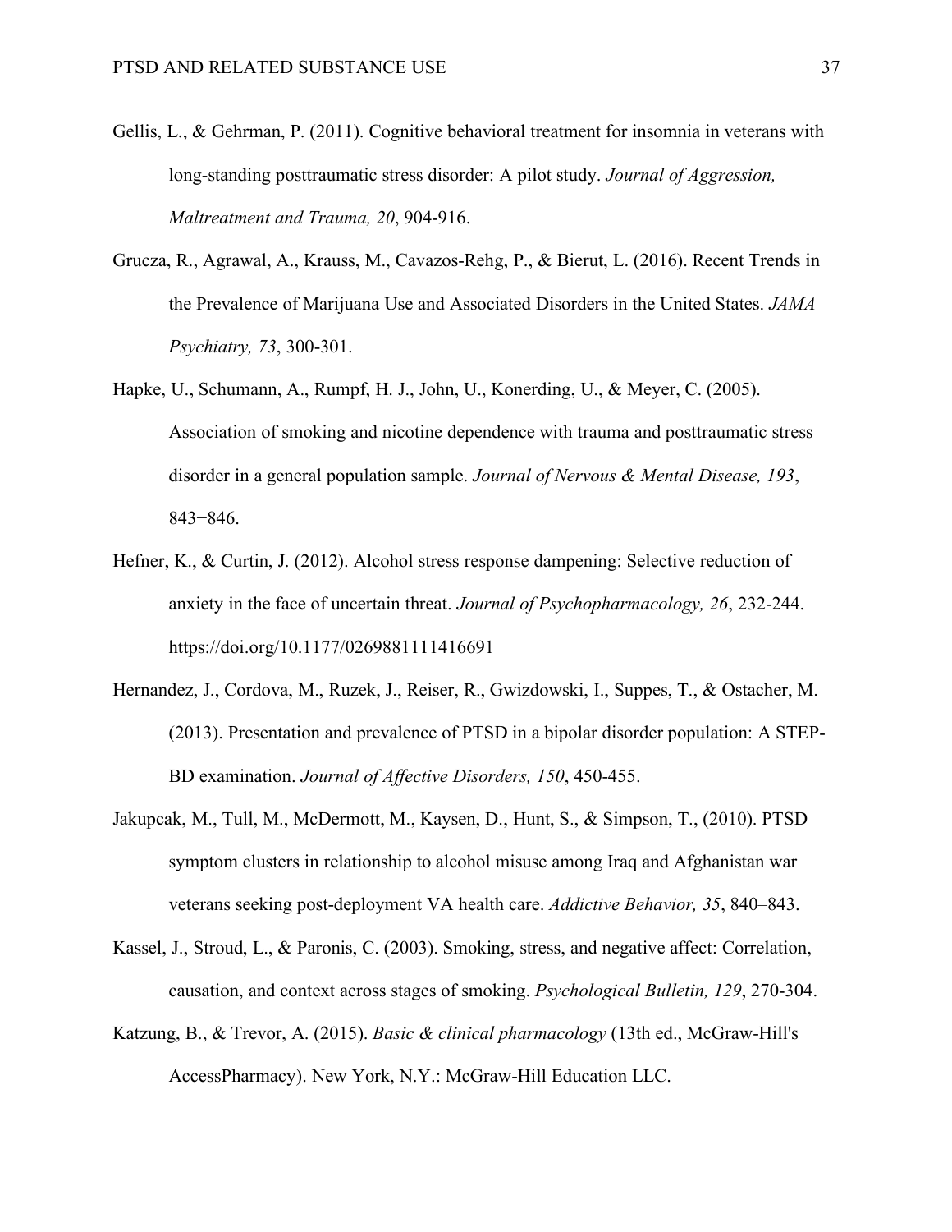Gellis, L., & Gehrman, P. (2011). Cognitive behavioral treatment for insomnia in veterans with long-standing posttraumatic stress disorder: A pilot study. *Journal of Aggression, Maltreatment and Trauma, 20*, 904-916.

Grucza, R., Agrawal, A., Krauss, M., Cavazos-Rehg, P., & Bierut, L. (2016). Recent Trends in the Prevalence of Marijuana Use and Associated Disorders in the United States. *JAMA Psychiatry, 73*, 300-301.

Hapke, U., Schumann, A., Rumpf, H. J., John, U., Konerding, U., & Meyer, C. (2005). Association of smoking and nicotine dependence with trauma and posttraumatic stress disorder in a general population sample. *Journal of Nervous & Mental Disease, 193*, 843−846.

Hefner, K., & Curtin, J. (2012). Alcohol stress response dampening: Selective reduction of anxiety in the face of uncertain threat. *Journal of Psychopharmacology, 26*, 232-244. https://doi.org/10.1177/0269881111416691

Hernandez, J., Cordova, M., Ruzek, J., Reiser, R., Gwizdowski, I., Suppes, T., & Ostacher, M. (2013). Presentation and prevalence of PTSD in a bipolar disorder population: A STEP-BD examination. *Journal of Affective Disorders, 150*, 450-455.

Jakupcak, M., Tull, M., McDermott, M., Kaysen, D., Hunt, S., & Simpson, T., (2010). PTSD symptom clusters in relationship to alcohol misuse among Iraq and Afghanistan war veterans seeking post-deployment VA health care. *Addictive Behavior, 35*, 840–843.

Kassel, J., Stroud, L., & Paronis, C. (2003). Smoking, stress, and negative affect: Correlation, causation, and context across stages of smoking. *Psychological Bulletin, 129*, 270-304.

Katzung, B., & Trevor, A. (2015). *Basic & clinical pharmacology* (13th ed., McGraw-Hill's AccessPharmacy). New York, N.Y.: McGraw-Hill Education LLC.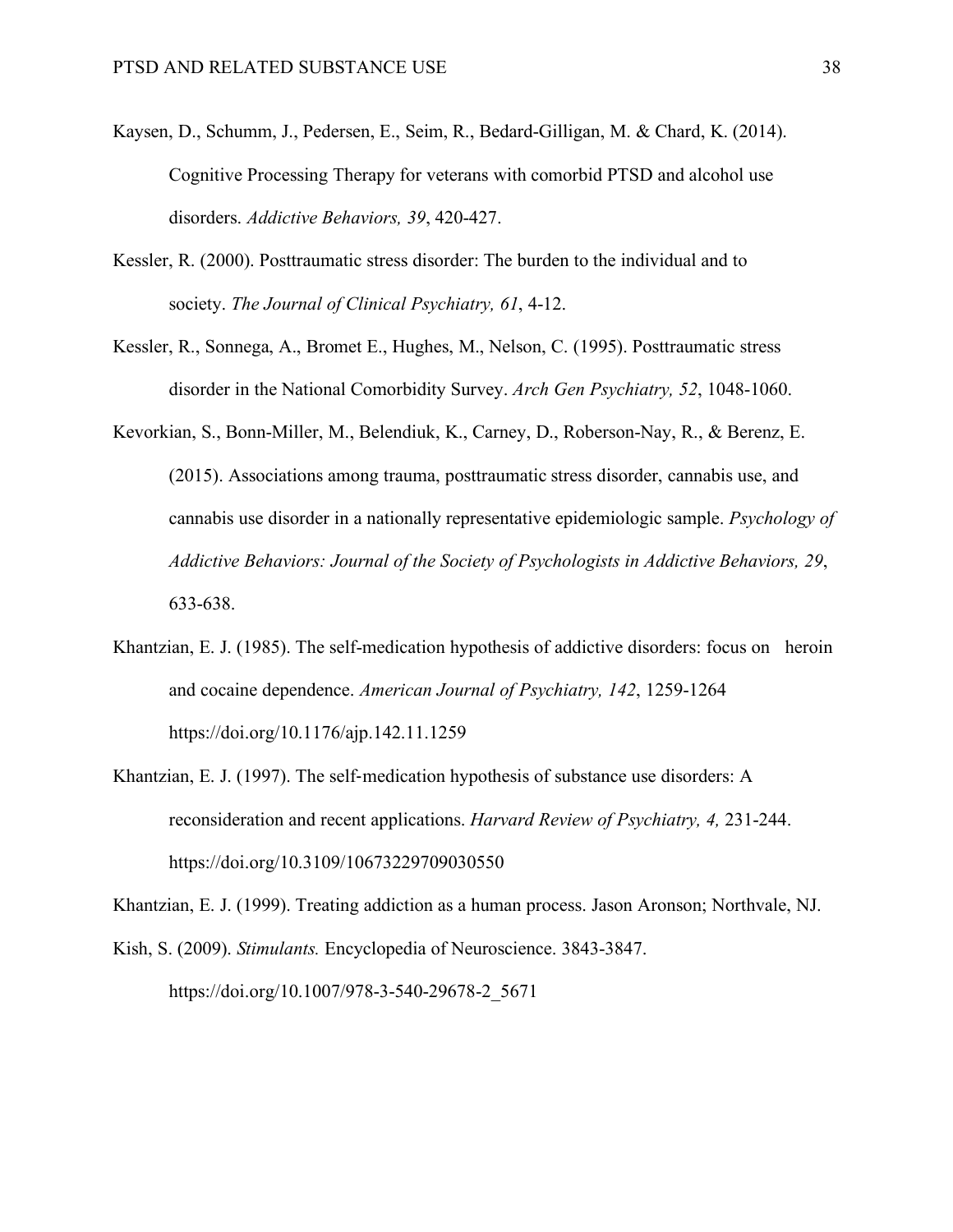Kaysen, D., Schumm, J., Pedersen, E., Seim, R., Bedard-Gilligan, M. & Chard, K. (2014). Cognitive Processing Therapy for veterans with comorbid PTSD and alcohol use disorders. *Addictive Behaviors, 39*, 420-427.

Kessler, R. (2000). Posttraumatic stress disorder: The burden to the individual and to society. *The Journal of Clinical Psychiatry, 61*, 4-12.

Kessler, R., Sonnega, A., Bromet E., Hughes, M., Nelson, C. (1995). Posttraumatic stress disorder in the National Comorbidity Survey. *Arch Gen Psychiatry, 52*, 1048-1060.

Kevorkian, S., Bonn-Miller, M., Belendiuk, K., Carney, D., Roberson-Nay, R., & Berenz, E. (2015). Associations among trauma, posttraumatic stress disorder, cannabis use, and cannabis use disorder in a nationally representative epidemiologic sample. *Psychology of Addictive Behaviors: Journal of the Society of Psychologists in Addictive Behaviors, 29*, 633-638.

Khantzian, E. J. (1985). The self-medication hypothesis of addictive disorders: focus on heroin and cocaine dependence. *American Journal of Psychiatry, 142*, 1259-1264 https://doi.org/10.1176/ajp.142.11.1259

Khantzian, E. J. (1997). The self-medication hypothesis of substance use disorders: A reconsideration and recent applications. *Harvard Review of Psychiatry, 4,* 231-244. https://doi.org/10.3109/10673229709030550

Khantzian, E. J. (1999). Treating addiction as a human process. Jason Aronson; Northvale, NJ.

Kish, S. (2009). *Stimulants.* Encyclopedia of Neuroscience. 3843-3847. https://doi.org/10.1007/978-3-540-29678-2_5671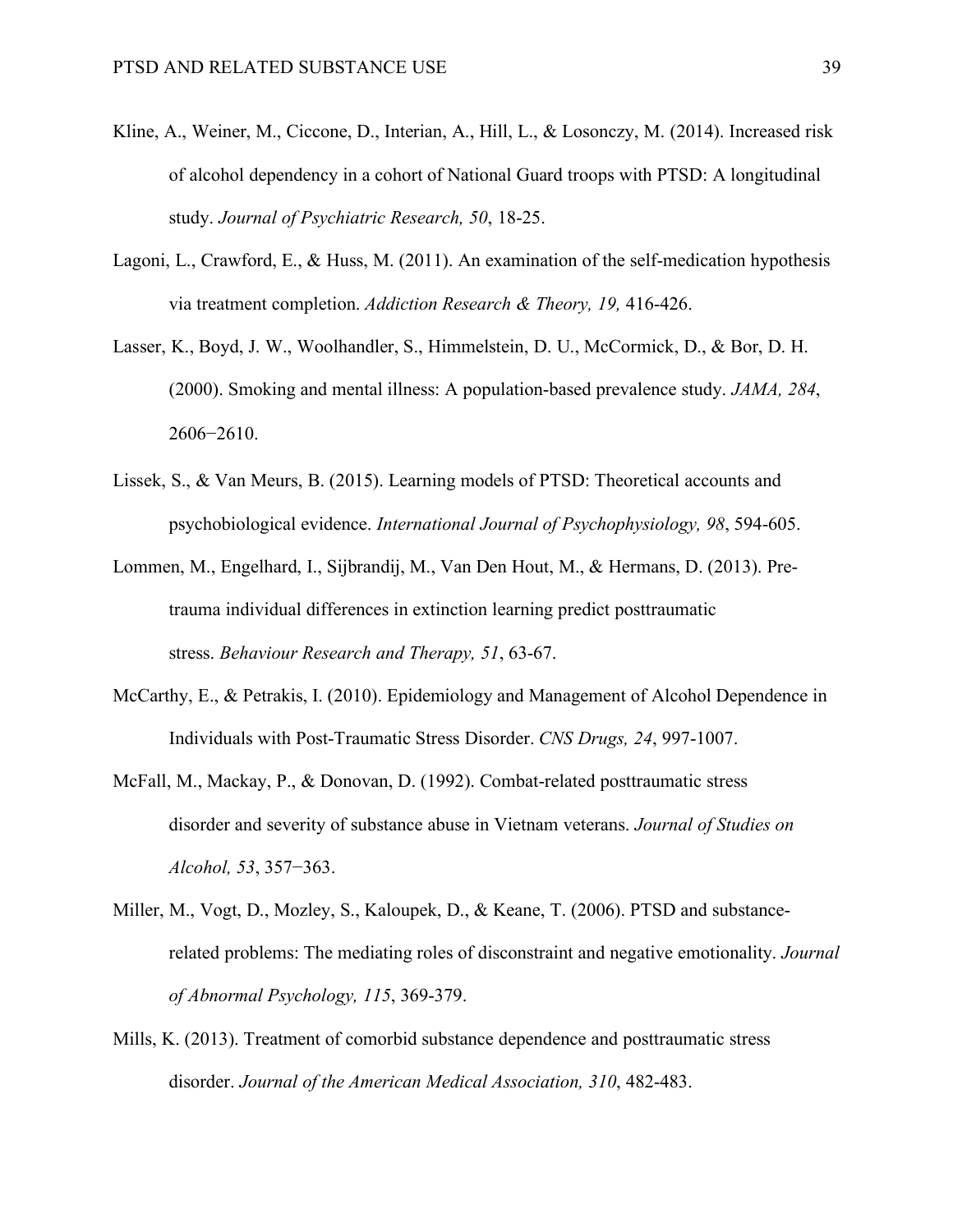Kline, A., Weiner, M., Ciccone, D., Interian, A., Hill, L., & Losonczy, M. (2014). Increased risk of alcohol dependency in a cohort of National Guard troops with PTSD: A longitudinal study. *Journal of Psychiatric Research, 50*, 18-25.

Lagoni, L., Crawford, E., & Huss, M. (2011). An examination of the self-medication hypothesis via treatment completion. *Addiction Research & Theory, 19,* 416-426.

Lasser, K., Boyd, J. W., Woolhandler, S., Himmelstein, D. U., McCormick, D., & Bor, D. H. (2000). Smoking and mental illness: A population-based prevalence study. *JAMA, 284*, 2606−2610.

Lissek, S., & Van Meurs, B. (2015). Learning models of PTSD: Theoretical accounts and psychobiological evidence. *International Journal of Psychophysiology, 98*, 594-605.

Lommen, M., Engelhard, I., Sijbrandij, M., Van Den Hout, M., & Hermans, D. (2013). Pre-trauma individual differences in extinction learning predict posttraumatic stress. *Behaviour Research and Therapy, 51*, 63-67.

McCarthy, E., & Petrakis, I. (2010). Epidemiology and Management of Alcohol Dependence in Individuals with Post-Traumatic Stress Disorder. *CNS Drugs, 24*, 997-1007.

McFall, M., Mackay, P., & Donovan, D. (1992). Combat-related posttraumatic stress disorder and severity of substance abuse in Vietnam veterans. *Journal of Studies on Alcohol, 53*, 357−363.

Miller, M., Vogt, D., Mozley, S., Kaloupek, D., & Keane, T. (2006). PTSD and substance-related problems: The mediating roles of disconstraint and negative emotionality. *Journal of Abnormal Psychology, 115*, 369-379.

Mills, K. (2013). Treatment of comorbid substance dependence and posttraumatic stress disorder. *Journal of the American Medical Association, 310*, 482-483.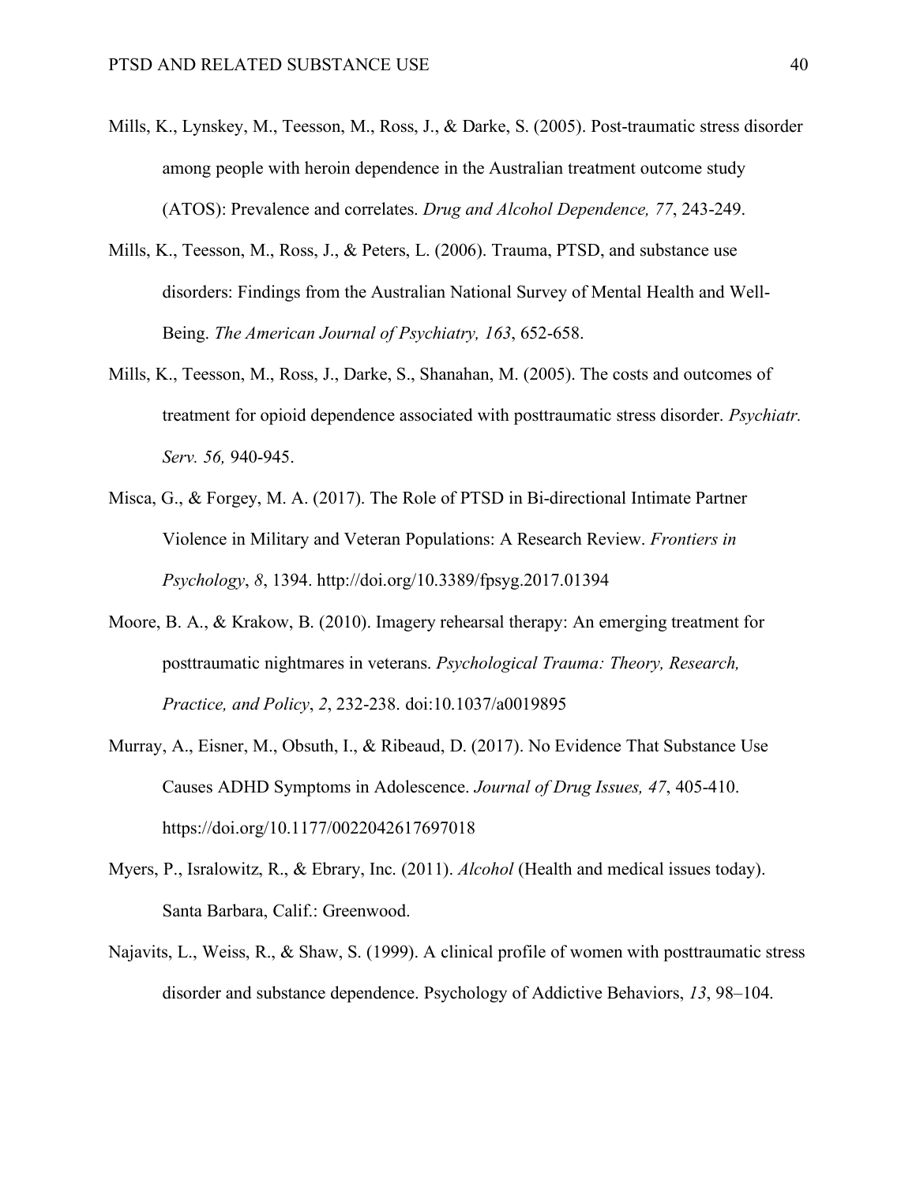Mills, K., Lynskey, M., Teesson, M., Ross, J., & Darke, S. (2005). Post-traumatic stress disorder among people with heroin dependence in the Australian treatment outcome study (ATOS): Prevalence and correlates. *Drug and Alcohol Dependence, 77*, 243-249.

Mills, K., Teesson, M., Ross, J., & Peters, L. (2006). Trauma, PTSD, and substance use disorders: Findings from the Australian National Survey of Mental Health and Well-Being. *The American Journal of Psychiatry, 163*, 652-658.

Mills, K., Teesson, M., Ross, J., Darke, S., Shanahan, M. (2005). The costs and outcomes of treatment for opioid dependence associated with posttraumatic stress disorder. *Psychiatr. Serv. 56,* 940-945.

Misca, G., & Forgey, M. A. (2017). The Role of PTSD in Bi-directional Intimate Partner Violence in Military and Veteran Populations: A Research Review. *Frontiers in Psychology*, *8*, 1394. http://doi.org/10.3389/fpsyg.2017.01394

Moore, B. A., & Krakow, B. (2010). Imagery rehearsal therapy: An emerging treatment for posttraumatic nightmares in veterans. *Psychological Trauma: Theory, Research, Practice, and Policy*, *2*, 232-238. doi:10.1037/a0019895

Murray, A., Eisner, M., Obsuth, I., & Ribeaud, D. (2017). No Evidence That Substance Use Causes ADHD Symptoms in Adolescence. *Journal of Drug Issues, 47*, 405-410. https://doi.org/10.1177/0022042617697018

Myers, P., Isralowitz, R., & Ebrary, Inc. (2011). *Alcohol* (Health and medical issues today). Santa Barbara, Calif.: Greenwood.

Najavits, L., Weiss, R., & Shaw, S. (1999). A clinical profile of women with posttraumatic stress disorder and substance dependence. Psychology of Addictive Behaviors, *13*, 98–104.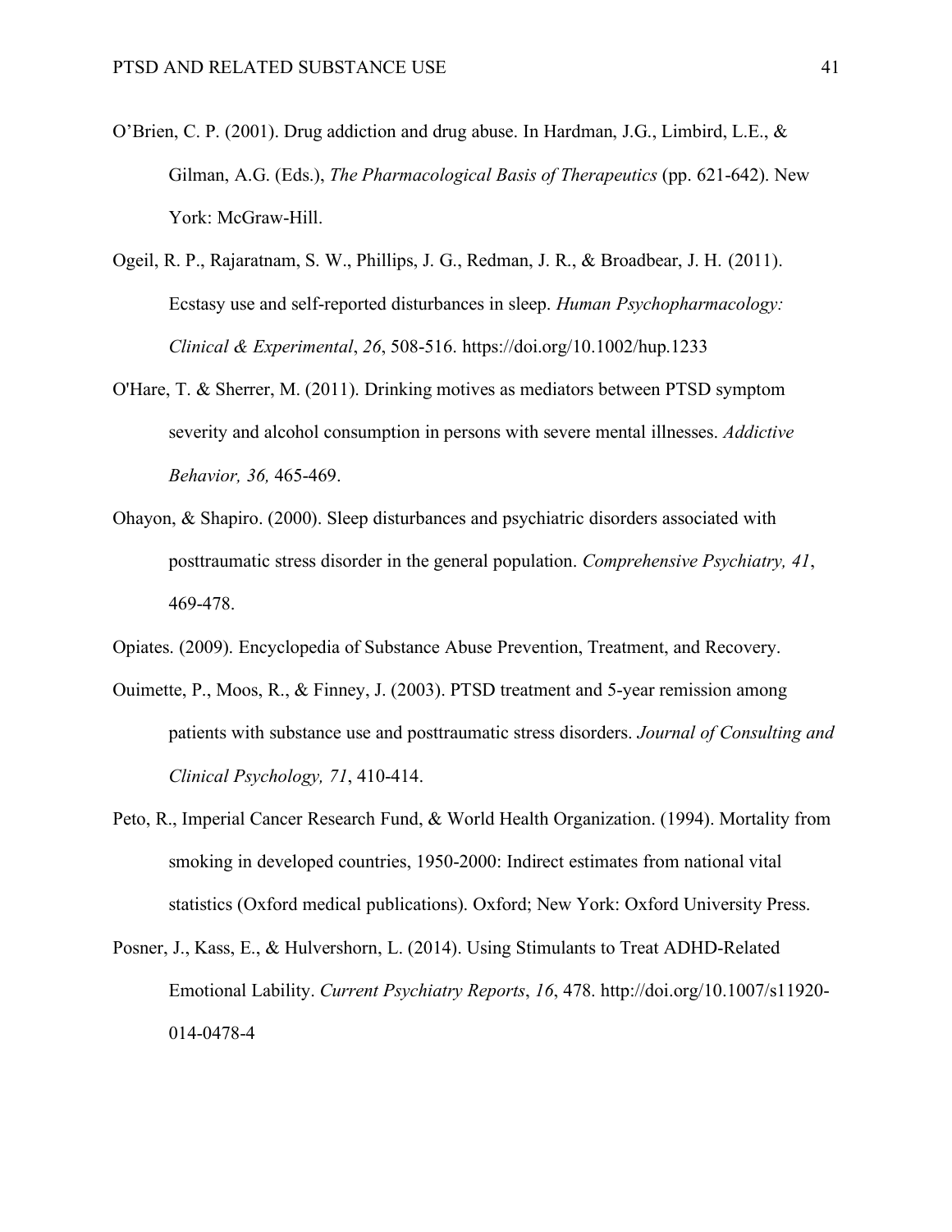O’Brien, C. P. (2001). Drug addiction and drug abuse. In Hardman, J.G., Limbird, L.E., & Gilman, A.G. (Eds.), *The Pharmacological Basis of Therapeutics* (pp. 621-642). New York: McGraw-Hill.

Ogeil, R. P., Rajaratnam, S. W., Phillips, J. G., Redman, J. R., & Broadbear, J. H. (2011). Ecstasy use and self-reported disturbances in sleep. *Human Psychopharmacology: Clinical & Experimental*, *26*, 508-516. https://doi.org/10.1002/hup.1233

O'Hare, T. & Sherrer, M. (2011). Drinking motives as mediators between PTSD symptom severity and alcohol consumption in persons with severe mental illnesses. *Addictive Behavior, 36,* 465-469.

Ohayon, & Shapiro. (2000). Sleep disturbances and psychiatric disorders associated with posttraumatic stress disorder in the general population. *Comprehensive Psychiatry, 41*, 469-478.

Opiates. (2009). Encyclopedia of Substance Abuse Prevention, Treatment, and Recovery.

Ouimette, P., Moos, R., & Finney, J. (2003). PTSD treatment and 5-year remission among patients with substance use and posttraumatic stress disorders. *Journal of Consulting and Clinical Psychology, 71*, 410-414.

Peto, R., Imperial Cancer Research Fund, & World Health Organization. (1994). Mortality from smoking in developed countries, 1950-2000: Indirect estimates from national vital statistics (Oxford medical publications). Oxford; New York: Oxford University Press.

Posner, J., Kass, E., & Hulvershorn, L. (2014). Using Stimulants to Treat ADHD-Related Emotional Lability. *Current Psychiatry Reports*, *16*, 478. http://doi.org/10.1007/s11920-014-0478-4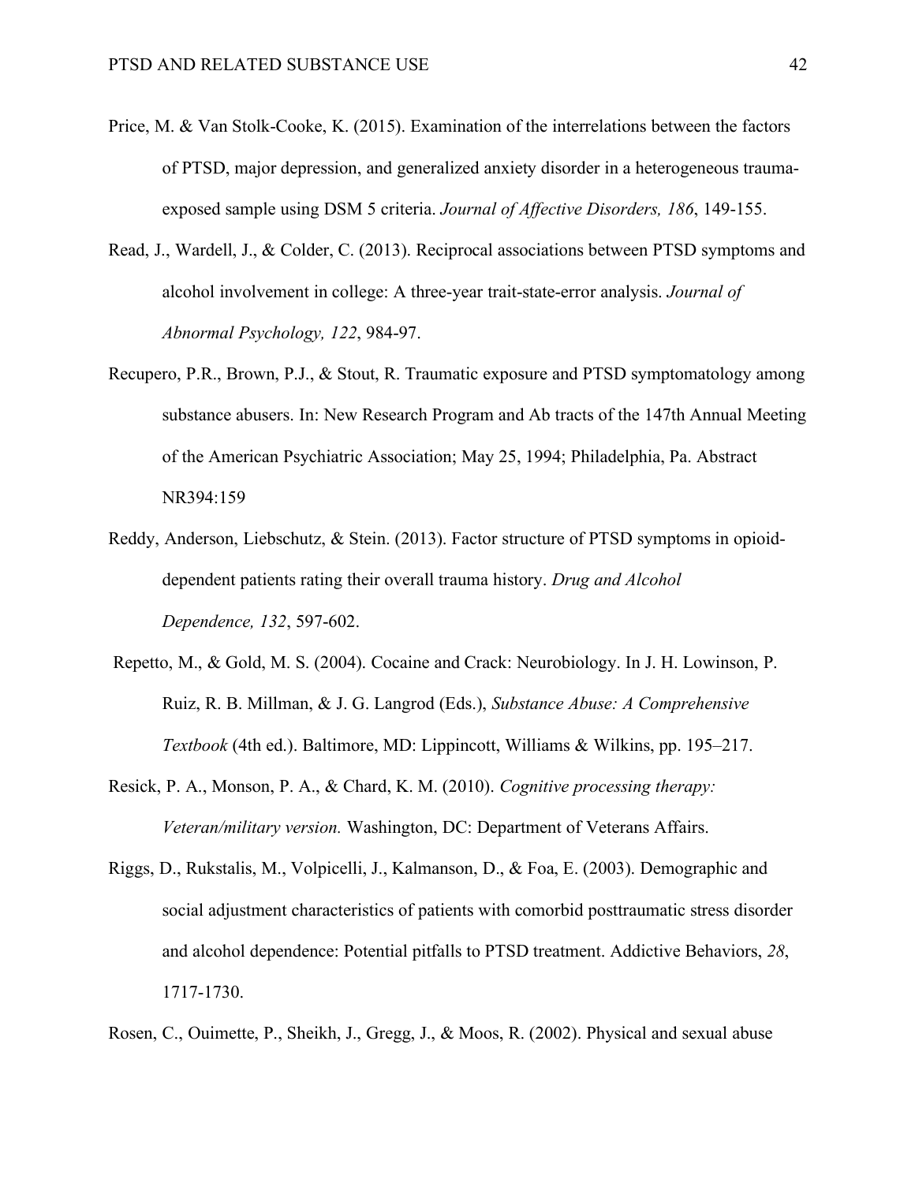Price, M. & Van Stolk-Cooke, K. (2015). Examination of the interrelations between the factors of PTSD, major depression, and generalized anxiety disorder in a heterogeneous trauma-exposed sample using DSM 5 criteria. *Journal of Affective Disorders, 186*, 149-155.

Read, J., Wardell, J., & Colder, C. (2013). Reciprocal associations between PTSD symptoms and alcohol involvement in college: A three-year trait-state-error analysis. *Journal of Abnormal Psychology, 122*, 984-97.

Recupero, P.R., Brown, P.J., & Stout, R. Traumatic exposure and PTSD symptomatology among substance abusers. In: New Research Program and Ab tracts of the 147th Annual Meeting of the American Psychiatric Association; May 25, 1994; Philadelphia, Pa. Abstract NR394:159

Reddy, Anderson, Liebschutz, & Stein. (2013). Factor structure of PTSD symptoms in opioid-dependent patients rating their overall trauma history. *Drug and Alcohol Dependence, 132*, 597-602.

Repetto, M., & Gold, M. S. (2004). Cocaine and Crack: Neurobiology. In J. H. Lowinson, P. Ruiz, R. B. Millman, & J. G. Langrod (Eds.), *Substance Abuse: A Comprehensive Textbook* (4th ed.). Baltimore, MD: Lippincott, Williams & Wilkins, pp. 195–217.

Resick, P. A., Monson, P. A., & Chard, K. M. (2010). *Cognitive processing therapy: Veteran/military version.* Washington, DC: Department of Veterans Affairs.

Riggs, D., Rukstalis, M., Volpicelli, J., Kalmanson, D., & Foa, E. (2003). Demographic and social adjustment characteristics of patients with comorbid posttraumatic stress disorder and alcohol dependence: Potential pitfalls to PTSD treatment. Addictive Behaviors, *28*, 1717-1730.

Rosen, C., Ouimette, P., Sheikh, J., Gregg, J., & Moos, R. (2002). Physical and sexual abuse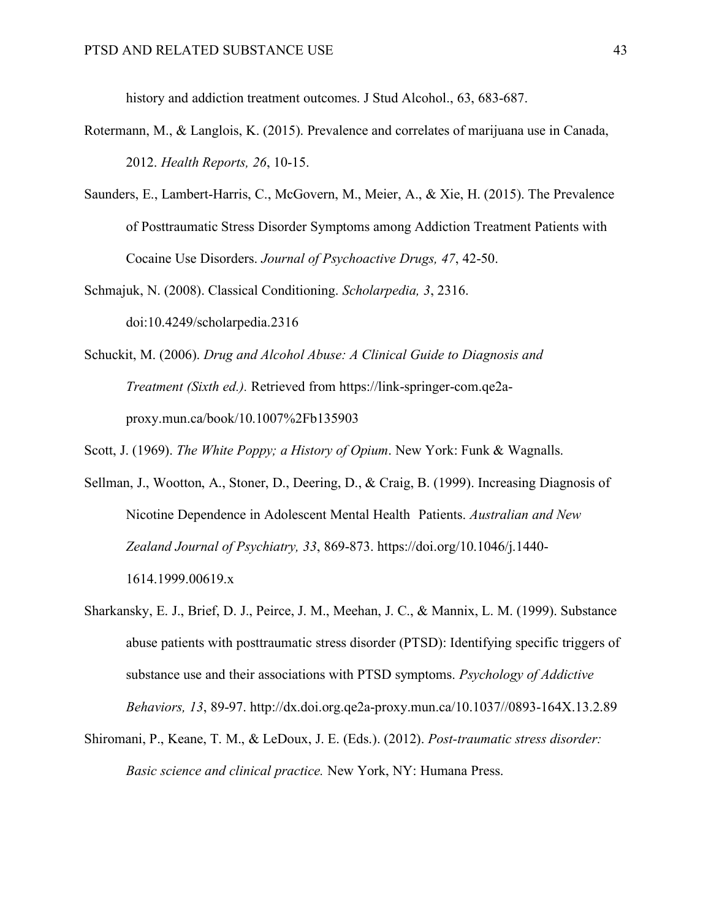history and addiction treatment outcomes. J Stud Alcohol., 63, 683-687.

Rotermann, M., & Langlois, K. (2015). Prevalence and correlates of marijuana use in Canada, 2012. *Health Reports, 26*, 10-15.

Saunders, E., Lambert-Harris, C., McGovern, M., Meier, A., & Xie, H. (2015). The Prevalence of Posttraumatic Stress Disorder Symptoms among Addiction Treatment Patients with Cocaine Use Disorders. *Journal of Psychoactive Drugs, 47*, 42-50.

Schmajuk, N. (2008). Classical Conditioning. *Scholarpedia, 3*, 2316. doi:10.4249/scholarpedia.2316

Schuckit, M. (2006). *Drug and Alcohol Abuse: A Clinical Guide to Diagnosis and Treatment (Sixth ed.).* Retrieved from https://link-springer-com.qe2a-proxy.mun.ca/book/10.1007%2Fb135903

Scott, J. (1969). *The White Poppy; a History of Opium*. New York: Funk & Wagnalls.

Sellman, J., Wootton, A., Stoner, D., Deering, D., & Craig, B. (1999). Increasing Diagnosis of Nicotine Dependence in Adolescent Mental Health Patients. *Australian and New Zealand Journal of Psychiatry, 33*, 869-873. https://doi.org/10.1046/j.1440-1614.1999.00619.x

Sharkansky, E. J., Brief, D. J., Peirce, J. M., Meehan, J. C., & Mannix, L. M. (1999). Substance abuse patients with posttraumatic stress disorder (PTSD): Identifying specific triggers of substance use and their associations with PTSD symptoms. *Psychology of Addictive Behaviors, 13*, 89-97. http://dx.doi.org.qe2a-proxy.mun.ca/10.1037//0893-164X.13.2.89

Shiromani, P., Keane, T. M., & LeDoux, J. E. (Eds.). (2012). *Post-traumatic stress disorder: Basic science and clinical practice.* New York, NY: Humana Press.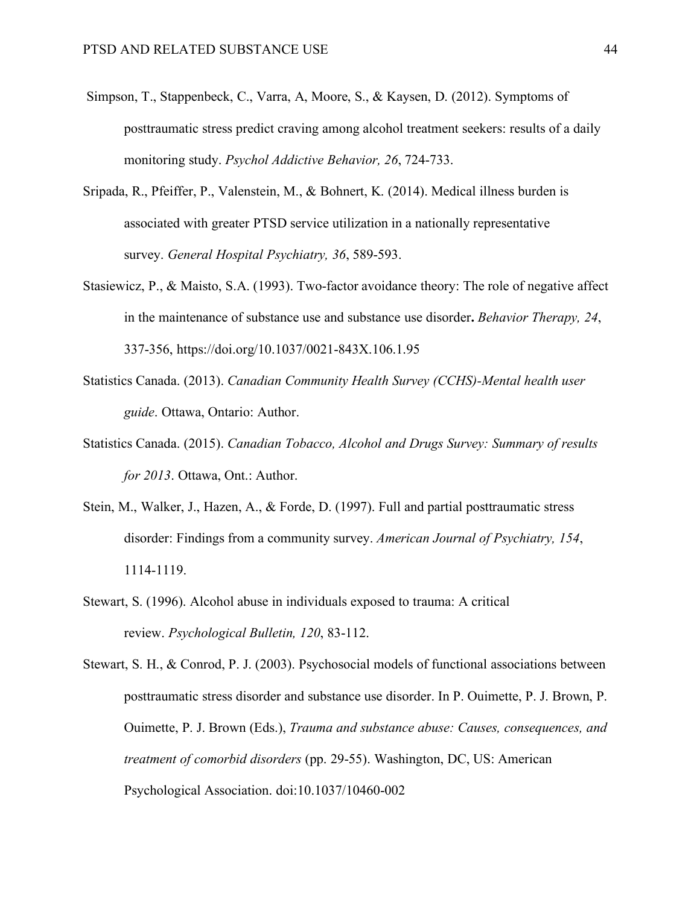Simpson, T., Stappenbeck, C., Varra, A, Moore, S., & Kaysen, D. (2012). Symptoms of posttraumatic stress predict craving among alcohol treatment seekers: results of a daily monitoring study. *Psychol Addictive Behavior, 26*, 724-733.

Sripada, R., Pfeiffer, P., Valenstein, M., & Bohnert, K. (2014). Medical illness burden is associated with greater PTSD service utilization in a nationally representative survey. *General Hospital Psychiatry, 36*, 589-593.

Stasiewicz, P., & Maisto, S.A. (1993). Two-factor avoidance theory: The role of negative affect in the maintenance of substance use and substance use disorder**.** *Behavior Therapy, 24*, 337-356, https://doi.org/10.1037/0021-843X.106.1.95

Statistics Canada. (2013). *Canadian Community Health Survey (CCHS)-Mental health user guide*. Ottawa, Ontario: Author.

Statistics Canada. (2015). *Canadian Tobacco, Alcohol and Drugs Survey: Summary of results for 2013*. Ottawa, Ont.: Author.

Stein, M., Walker, J., Hazen, A., & Forde, D. (1997). Full and partial posttraumatic stress disorder: Findings from a community survey. *American Journal of Psychiatry, 154*, 1114-1119.

Stewart, S. (1996). Alcohol abuse in individuals exposed to trauma: A critical review. *Psychological Bulletin, 120*, 83-112.

Stewart, S. H., & Conrod, P. J. (2003). Psychosocial models of functional associations between posttraumatic stress disorder and substance use disorder. In P. Ouimette, P. J. Brown, P. Ouimette, P. J. Brown (Eds.), *Trauma and substance abuse: Causes, consequences, and treatment of comorbid disorders* (pp. 29-55). Washington, DC, US: American Psychological Association. doi:10.1037/10460-002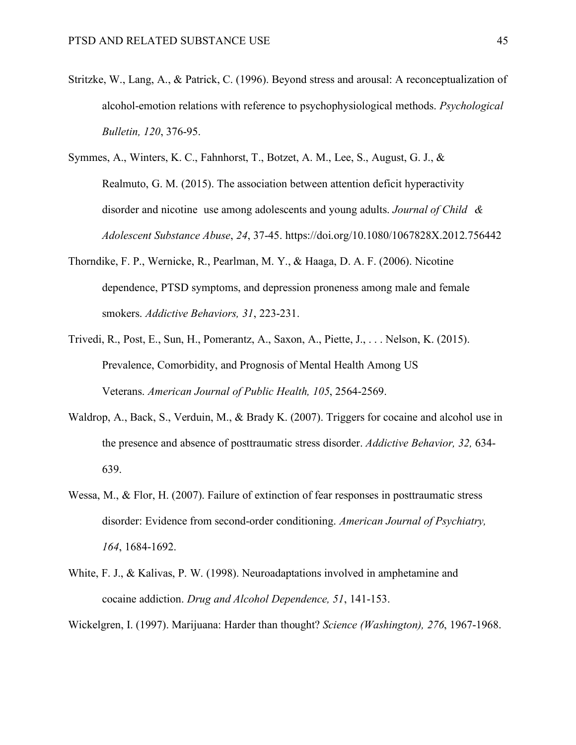Stritzke, W., Lang, A., & Patrick, C. (1996). Beyond stress and arousal: A reconceptualization of alcohol-emotion relations with reference to psychophysiological methods. *Psychological Bulletin, 120*, 376-95.

Symmes, A., Winters, K. C., Fahnhorst, T., Botzet, A. M., Lee, S., August, G. J., & Realmuto, G. M. (2015). The association between attention deficit hyperactivity disorder and nicotine use among adolescents and young adults. *Journal of Child & Adolescent Substance Abuse*, *24*, 37-45. https://doi.org/10.1080/1067828X.2012.756442

Thorndike, F. P., Wernicke, R., Pearlman, M. Y., & Haaga, D. A. F. (2006). Nicotine dependence, PTSD symptoms, and depression proneness among male and female smokers. *Addictive Behaviors, 31*, 223-231.

Trivedi, R., Post, E., Sun, H., Pomerantz, A., Saxon, A., Piette, J., . . . Nelson, K. (2015). Prevalence, Comorbidity, and Prognosis of Mental Health Among US Veterans. *American Journal of Public Health, 105*, 2564-2569.

Waldrop, A., Back, S., Verduin, M., & Brady K. (2007). Triggers for cocaine and alcohol use in the presence and absence of posttraumatic stress disorder. *Addictive Behavior, 32,* 634-639.

Wessa, M., & Flor, H. (2007). Failure of extinction of fear responses in posttraumatic stress disorder: Evidence from second-order conditioning. *American Journal of Psychiatry, 164*, 1684-1692.

White, F. J., & Kalivas, P. W. (1998). Neuroadaptations involved in amphetamine and cocaine addiction. *Drug and Alcohol Dependence, 51*, 141-153.

Wickelgren, I. (1997). Marijuana: Harder than thought? *Science (Washington), 276*, 1967-1968.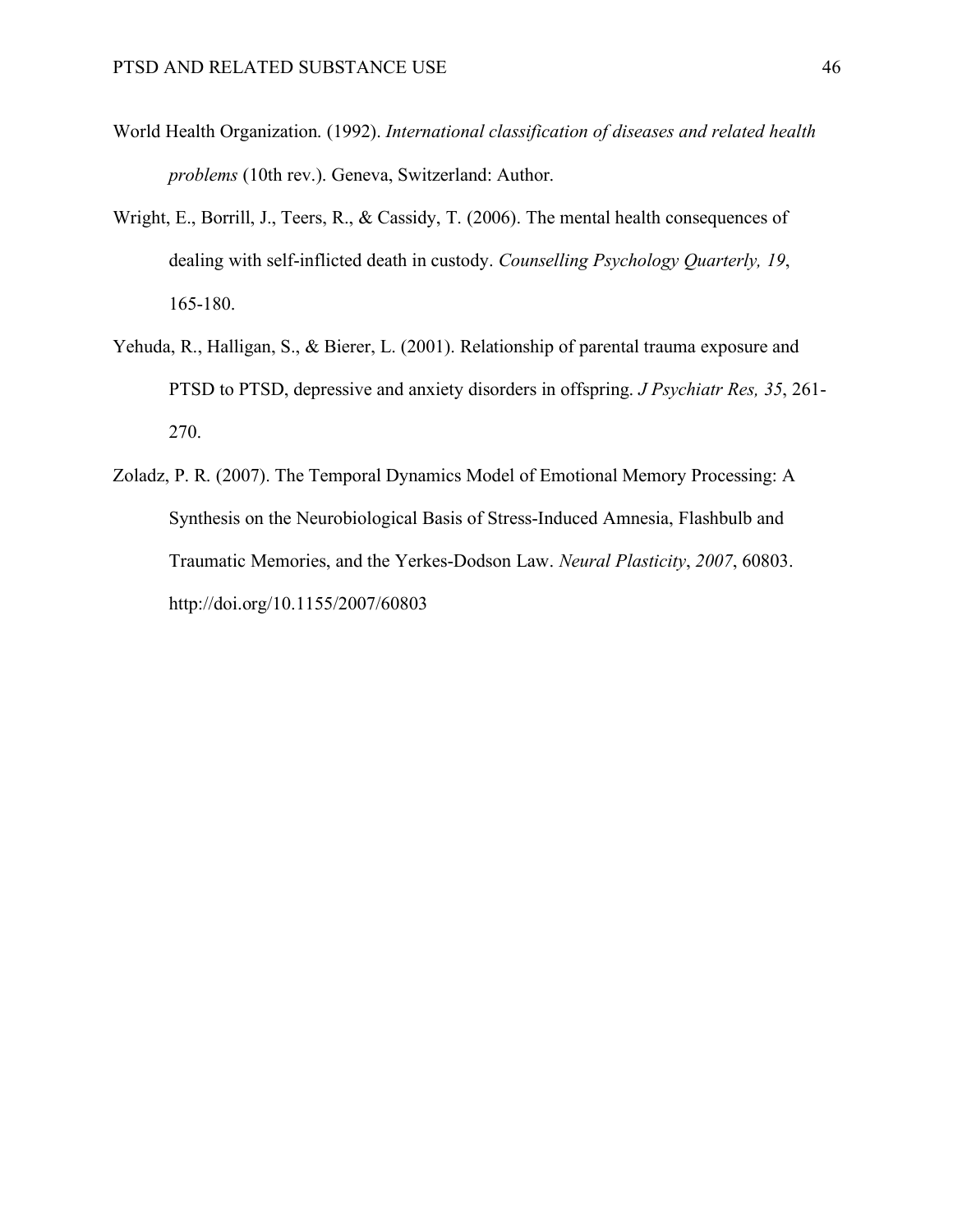World Health Organization. (1992). *International classification of diseases and related health problems* (10th rev.). Geneva, Switzerland: Author.

Wright, E., Borrill, J., Teers, R., & Cassidy, T. (2006). The mental health consequences of dealing with self-inflicted death in custody. *Counselling Psychology Quarterly, 19*, 165-180.

Yehuda, R., Halligan, S., & Bierer, L. (2001). Relationship of parental trauma exposure and PTSD to PTSD, depressive and anxiety disorders in offspring. *J Psychiatr Res, 35*, 261-270.

Zoladz, P. R. (2007). The Temporal Dynamics Model of Emotional Memory Processing: A Synthesis on the Neurobiological Basis of Stress-Induced Amnesia, Flashbulb and Traumatic Memories, and the Yerkes-Dodson Law. *Neural Plasticity*, *2007*, 60803. http://doi.org/10.1155/2007/60803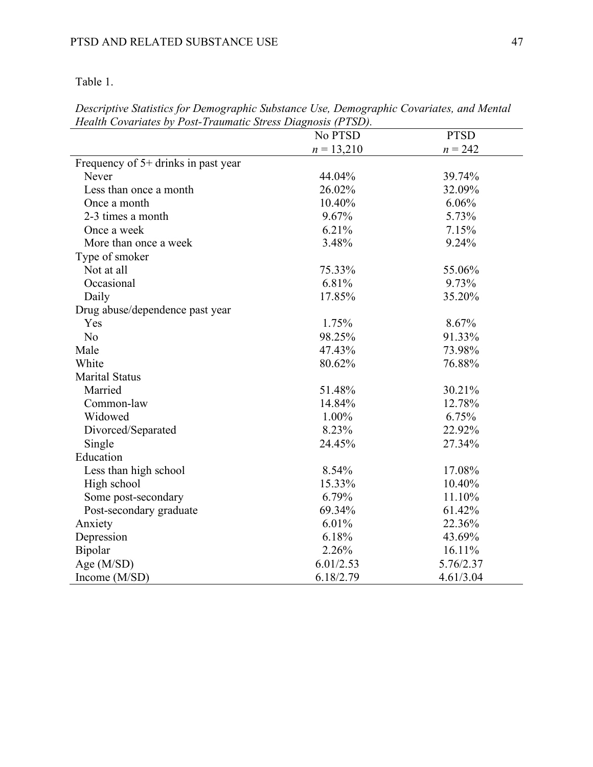Table 1.

*Descriptive Statistics for Demographic Substance Use, Demographic Covariates, and Mental Health Covariates by Post-Traumatic Stress Diagnosis (PTSD).*

| | No PTSD<br>*n* = 13,210 | PTSD<br>*n* = 242 |
|---|---|---|
| Frequency of 5+ drinks in past year | | |
| Never | 44.04% | 39.74% |
| Less than once a month | 26.02% | 32.09% |
| Once a month | 10.40% | 6.06% |
| 2-3 times a month | 9.67% | 5.73% |
| Once a week | 6.21% | 7.15% |
| More than once a week | 3.48% | 9.24% |
| Type of smoker | | |
| Not at all | 75.33% | 55.06% |
| Occasional | 6.81% | 9.73% |
| Daily | 17.85% | 35.20% |
| Drug abuse/dependence past year | | |
| Yes | 1.75% | 8.67% |
| No | 98.25% | 91.33% |
| Male | 47.43% | 73.98% |
| White | 80.62% | 76.88% |
| Marital Status | | |
| Married | 51.48% | 30.21% |
| Common-law | 14.84% | 12.78% |
| Widowed | 1.00% | 6.75% |
| Divorced/Separated | 8.23% | 22.92% |
| Single | 24.45% | 27.34% |
| Education | | |
| Less than high school | 8.54% | 17.08% |
| High school | 15.33% | 10.40% |
| Some post-secondary | 6.79% | 11.10% |
| Post-secondary graduate | 69.34% | 61.42% |
| Anxiety | 6.01% | 22.36% |
| Depression | 6.18% | 43.69% |
| Bipolar | 2.26% | 16.11% |
| Age (M/SD) | 6.01/2.53 | 5.76/2.37 |
| Income (M/SD) | 6.18/2.79 | 4.61/3.04 |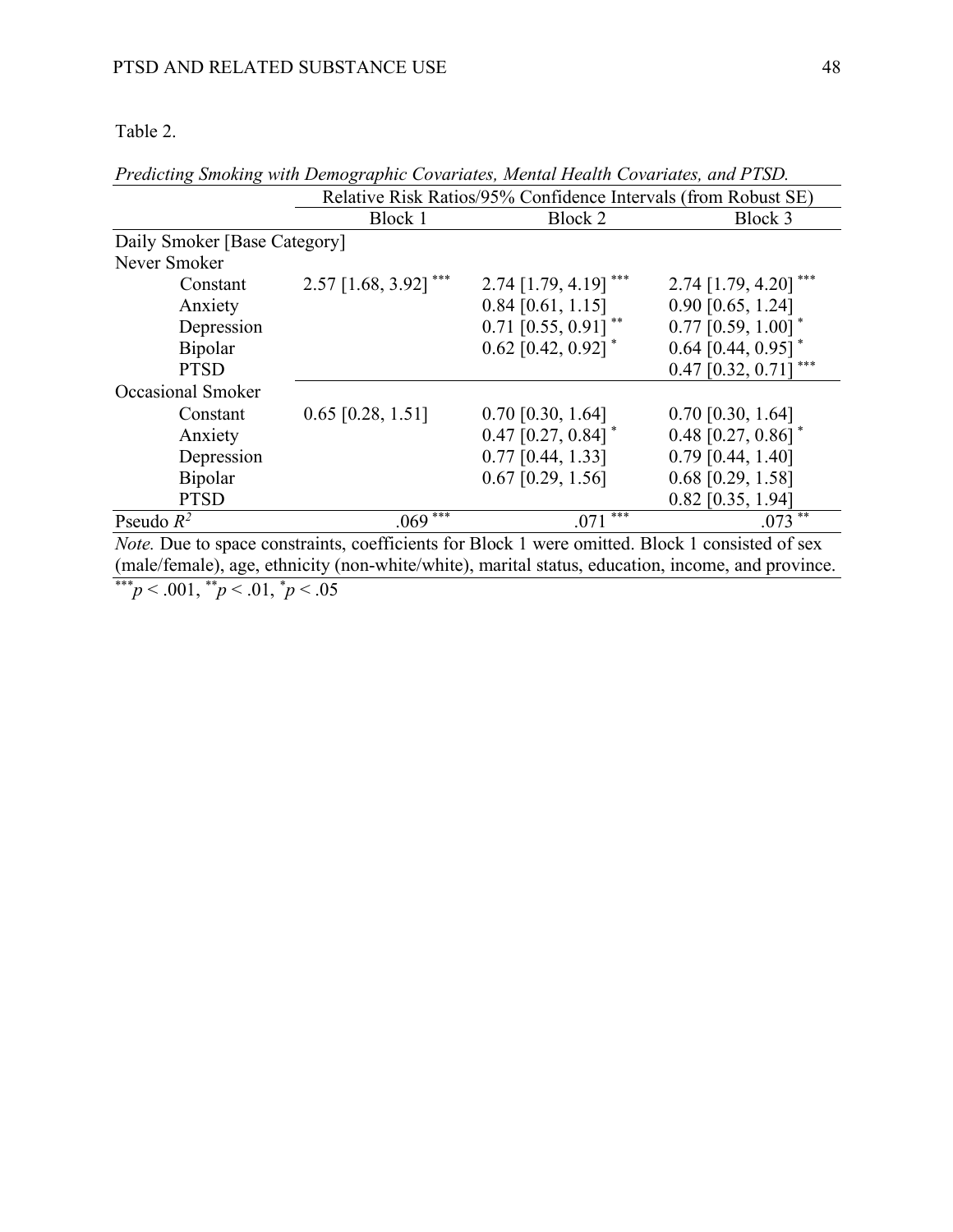Table 2.

*Predicting Smoking with Demographic Covariates, Mental Health Covariates, and PTSD.*

| | Relative Risk Ratios/95% Confidence Intervals (from Robust SE) | | |
|---|---|---|---|
| | Block 1 | Block 2 | Block 3 |
| Daily Smoker [Base Category] | | | |
| Never Smoker | | | |
| Constant | 2.57 [1.68, 3.92] *** | 2.74 [1.79, 4.19] *** | 2.74 [1.79, 4.20] *** |
| Anxiety | | 0.84 [0.61, 1.15] | 0.90 [0.65, 1.24] |
| Depression | | 0.71 [0.55, 0.91] ** | 0.77 [0.59, 1.00] * |
| Bipolar | | 0.62 [0.42, 0.92] * | 0.64 [0.44, 0.95] * |
| PTSD | | | 0.47 [0.32, 0.71] *** |
| Occasional Smoker | | | |
| Constant | 0.65 [0.28, 1.51] | 0.70 [0.30, 1.64] | 0.70 [0.30, 1.64] |
| Anxiety | | 0.47 [0.27, 0.84] * | 0.48 [0.27, 0.86] * |
| Depression | | 0.77 [0.44, 1.33] | 0.79 [0.44, 1.40] |
| Bipolar | | 0.67 [0.29, 1.56] | 0.68 [0.29, 1.58] |
| PTSD | | | 0.82 [0.35, 1.94] |
| Pseudo $R^2$ | .069 *** | .071 *** | .073 ** |

*Note.* Due to space constraints, coefficients for Block 1 were omitted. Block 1 consisted of sex (male/female), age, ethnicity (non-white/white), marital status, education, income, and province.

$^{***}p < .001$, $^{**}p < .01$, $^{*}p < .05$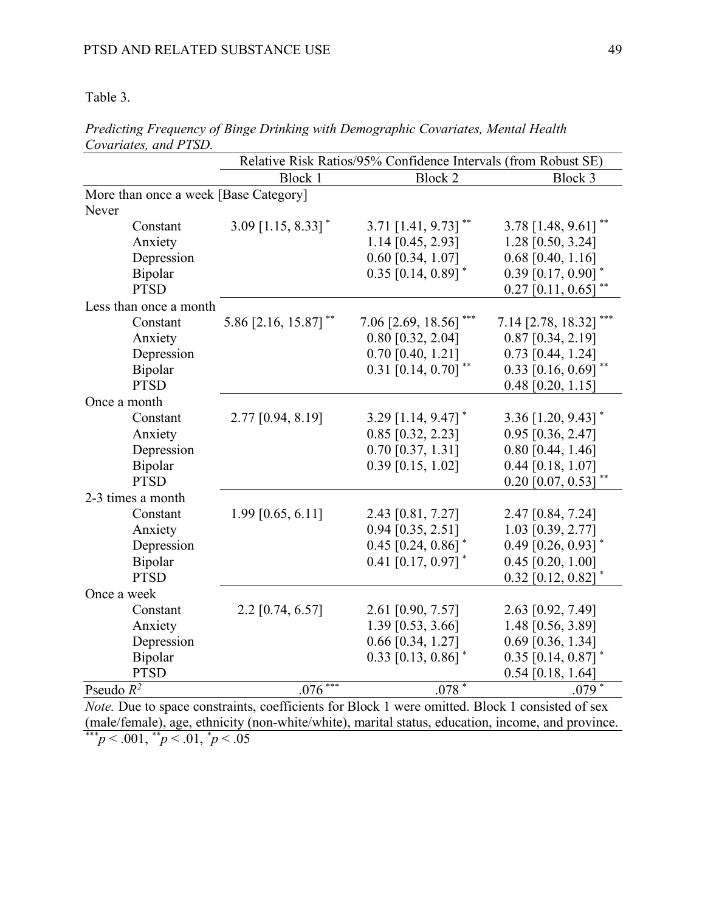Table 3.

*Predicting Frequency of Binge Drinking with Demographic Covariates, Mental Health Covariates, and PTSD.*

| | Relative Risk Ratios/95% Confidence Intervals (from Robust SE) | | |
|---|---|---|---|
| | Block 1 | Block 2 | Block 3 |
| More than once a week [Base Category] | | | |
| Never | | | |
| Constant | 3.09 [1.15, 8.33] * | 3.71 [1.41, 9.73] ** | 3.78 [1.48, 9.61] ** |
| Anxiety | | 1.14 [0.45, 2.93] | 1.28 [0.50, 3.24] |
| Depression | | 0.60 [0.34, 1.07] | 0.68 [0.40, 1.16] |
| Bipolar | | 0.35 [0.14, 0.89] * | 0.39 [0.17, 0.90] * |
| PTSD | | | 0.27 [0.11, 0.65] ** |
| Less than once a month | | | |
| Constant | 5.86 [2.16, 15.87] ** | 7.06 [2.69, 18.56] *** | 7.14 [2.78, 18.32] *** |
| Anxiety | | 0.80 [0.32, 2.04] | 0.87 [0.34, 2.19] |
| Depression | | 0.70 [0.40, 1.21] | 0.73 [0.44, 1.24] |
| Bipolar | | 0.31 [0.14, 0.70] ** | 0.33 [0.16, 0.69] ** |
| PTSD | | | 0.48 [0.20, 1.15] |
| Once a month | | | |
| Constant | 2.77 [0.94, 8.19] | 3.29 [1.14, 9.47] * | 3.36 [1.20, 9.43] * |
| Anxiety | | 0.85 [0.32, 2.23] | 0.95 [0.36, 2.47] |
| Depression | | 0.70 [0.37, 1.31] | 0.80 [0.44, 1.46] |
| Bipolar | | 0.39 [0.15, 1.02] | 0.44 [0.18, 1.07] |
| PTSD | | | 0.20 [0.07, 0.53] ** |
| 2-3 times a month | | | |
| Constant | 1.99 [0.65, 6.11] | 2.43 [0.81, 7.27] | 2.47 [0.84, 7.24] |
| Anxiety | | 0.94 [0.35, 2.51] | 1.03 [0.39, 2.77] |
| Depression | | 0.45 [0.24, 0.86] * | 0.49 [0.26, 0.93] * |
| Bipolar | | 0.41 [0.17, 0.97] * | 0.45 [0.20, 1.00] |
| PTSD | | | 0.32 [0.12, 0.82] * |
| Once a week | | | |
| Constant | 2.2 [0.74, 6.57] | 2.61 [0.90, 7.57] | 2.63 [0.92, 7.49] |
| Anxiety | | 1.39 [0.53, 3.66] | 1.48 [0.56, 3.89] |
| Depression | | 0.66 [0.34, 1.27] | 0.69 [0.36, 1.34] |
| Bipolar | | 0.33 [0.13, 0.86] * | 0.35 [0.14, 0.87] * |
| PTSD | | | 0.54 [0.18, 1.64] |
| Pseudo $R^2$ | .076 *** | .078 * | .079 * |

*Note.* Due to space constraints, coefficients for Block 1 were omitted. Block 1 consisted of sex (male/female), age, ethnicity (non-white/white), marital status, education, income, and province.
***$p < .001$, **$p < .01$, *$p < .05$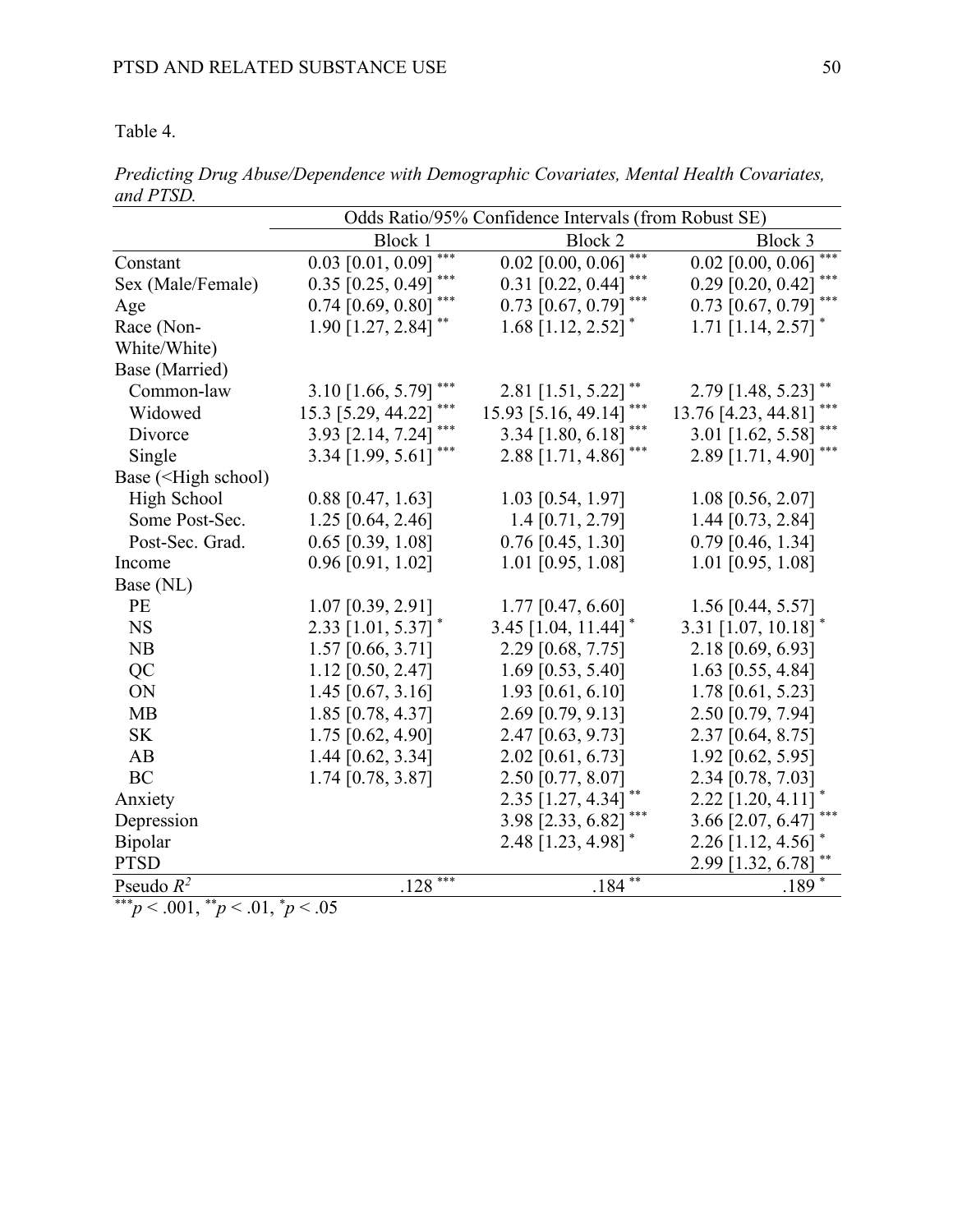Table 4.

*Predicting Drug Abuse/Dependence with Demographic Covariates, Mental Health Covariates, and PTSD.*

| | Odds Ratio/95% Confidence Intervals (from Robust SE) | | |
|---|---|---|---|
| | Block 1 | Block 2 | Block 3 |
| Constant | 0.03 [0.01, 0.09] *** | 0.02 [0.00, 0.06] *** | 0.02 [0.00, 0.06] *** |
| Sex (Male/Female) | 0.35 [0.25, 0.49] *** | 0.31 [0.22, 0.44] *** | 0.29 [0.20, 0.42] *** |
| Age | 0.74 [0.69, 0.80] *** | 0.73 [0.67, 0.79] *** | 0.73 [0.67, 0.79] *** |
| Race (Non-White/White) | 1.90 [1.27, 2.84] ** | 1.68 [1.12, 2.52] * | 1.71 [1.14, 2.57] * |
| Base (Married) | | | |
| Common-law | 3.10 [1.66, 5.79] *** | 2.81 [1.51, 5.22] ** | 2.79 [1.48, 5.23] ** |
| Widowed | 15.3 [5.29, 44.22] *** | 15.93 [5.16, 49.14] *** | 13.76 [4.23, 44.81] *** |
| Divorce | 3.93 [2.14, 7.24] *** | 3.34 [1.80, 6.18] *** | 3.01 [1.62, 5.58] *** |
| Single | 3.34 [1.99, 5.61] *** | 2.88 [1.71, 4.86] *** | 2.89 [1.71, 4.90] *** |
| Base (<High school) | | | |
| High School | 0.88 [0.47, 1.63] | 1.03 [0.54, 1.97] | 1.08 [0.56, 2.07] |
| Some Post-Sec. | 1.25 [0.64, 2.46] | 1.4 [0.71, 2.79] | 1.44 [0.73, 2.84] |
| Post-Sec. Grad. | 0.65 [0.39, 1.08] | 0.76 [0.45, 1.30] | 0.79 [0.46, 1.34] |
| Income | 0.96 [0.91, 1.02] | 1.01 [0.95, 1.08] | 1.01 [0.95, 1.08] |
| Base (NL) | | | |
| PE | 1.07 [0.39, 2.91] | 1.77 [0.47, 6.60] | 1.56 [0.44, 5.57] |
| NS | 2.33 [1.01, 5.37] * | 3.45 [1.04, 11.44] * | 3.31 [1.07, 10.18] * |
| NB | 1.57 [0.66, 3.71] | 2.29 [0.68, 7.75] | 2.18 [0.69, 6.93] |
| QC | 1.12 [0.50, 2.47] | 1.69 [0.53, 5.40] | 1.63 [0.55, 4.84] |
| ON | 1.45 [0.67, 3.16] | 1.93 [0.61, 6.10] | 1.78 [0.61, 5.23] |
| MB | 1.85 [0.78, 4.37] | 2.69 [0.79, 9.13] | 2.50 [0.79, 7.94] |
| SK | 1.75 [0.62, 4.90] | 2.47 [0.63, 9.73] | 2.37 [0.64, 8.75] |
| AB | 1.44 [0.62, 3.34] | 2.02 [0.61, 6.73] | 1.92 [0.62, 5.95] |
| BC | 1.74 [0.78, 3.87] | 2.50 [0.77, 8.07] | 2.34 [0.78, 7.03] |
| Anxiety | | 2.35 [1.27, 4.34] ** | 2.22 [1.20, 4.11] * |
| Depression | | 3.98 [2.33, 6.82] *** | 3.66 [2.07, 6.47] *** |
| Bipolar | | 2.48 [1.23, 4.98] * | 2.26 [1.12, 4.56] * |
| PTSD | | | 2.99 [1.32, 6.78] ** |
| Pseudo $R^2$ | .128 *** | .184 ** | .189 * |

$^{***}p < .001$, $^{**}p < .01$, $^{*}p < .05$